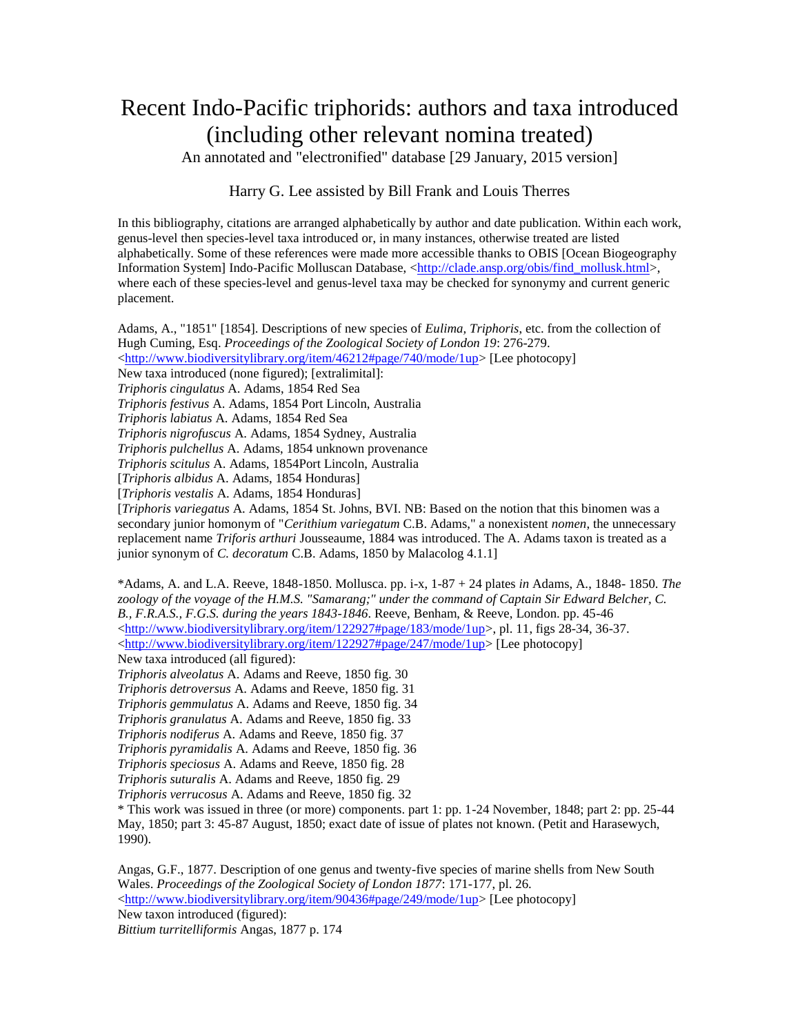# Recent Indo-Pacific triphorids: authors and taxa introduced (including other relevant nomina treated)

An annotated and "electronified" database [29 January, 2015 version]

Harry G. Lee assisted by Bill Frank and Louis Therres

In this bibliography, citations are arranged alphabetically by author and date publication. Within each work, genus-level then species-level taxa introduced or, in many instances, otherwise treated are listed alphabetically. Some of these references were made more accessible thanks to OBIS [Ocean Biogeography Information System] Indo-Pacific Molluscan Database, <http://clade.ansp.org/obis/find_mollusk.html>, where each of these species-level and genus-level taxa may be checked for synonymy and current generic placement.

Adams, A., "1851" [1854]. Descriptions of new species of *Eulima*, *Triphoris*, etc. from the collection of Hugh Cuming, Esq. *Proceedings of the Zoological Society of London 19*: 276-279. <http://www.biodiversitylibrary.org/item/46212#page/740/mode/1up> [Lee photocopy]
New taxa introduced (none figured); [extralimital]:
*Triphoris cingulatus* A. Adams, 1854 Red Sea
*Triphoris festivus* A. Adams, 1854 Port Lincoln, Australia
*Triphoris labiatus* A. Adams, 1854 Red Sea
*Triphoris nigrofuscus* A. Adams, 1854 Sydney, Australia
*Triphoris pulchellus* A. Adams, 1854 unknown provenance
*Triphoris scitulus* A. Adams, 1854Port Lincoln, Australia
[*Triphoris albidus* A. Adams, 1854 Honduras]
[*Triphoris vestalis* A. Adams, 1854 Honduras]
[*Triphoris variegatus* A. Adams, 1854 St. Johns, BVI. NB: Based on the notion that this binomen was a secondary junior homonym of "*Cerithium variegatum* C.B. Adams," a nonexistent *nomen*, the unnecessary replacement name *Triforis arthuri* Jousseaume, 1884 was introduced. The A. Adams taxon is treated as a junior synonym of *C. decoratum* C.B. Adams, 1850 by Malacolog 4.1.1]

*Adams, A. and L.A. Reeve, 1848-1850. Mollusca. pp. i-x, 1-87 + 24 plates *in* Adams, A., 1848- 1850. *The zoology of the voyage of the H.M.S. "Samarang;" under the command of Captain Sir Edward Belcher, C. B., F.R.A.S., F.G.S. during the years 1843-1846*. Reeve, Benham, & Reeve, London. pp. 45-46 <http://www.biodiversitylibrary.org/item/122927#page/183/mode/1up>, pl. 11, figs 28-34, 36-37. <http://www.biodiversitylibrary.org/item/122927#page/247/mode/1up> [Lee photocopy]
New taxa introduced (all figured):
*Triphoris alveolatus* A. Adams and Reeve, 1850 fig. 30
*Triphoris detroversus* A. Adams and Reeve, 1850 fig. 31
*Triphoris gemmulatus* A. Adams and Reeve, 1850 fig. 34
*Triphoris granulatus* A. Adams and Reeve, 1850 fig. 33
*Triphoris nodiferus* A. Adams and Reeve, 1850 fig. 37
*Triphoris pyramidalis* A. Adams and Reeve, 1850 fig. 36
*Triphoris speciosus* A. Adams and Reeve, 1850 fig. 28
*Triphoris suturalis* A. Adams and Reeve, 1850 fig. 29
*Triphoris verrucosus* A. Adams and Reeve, 1850 fig. 32
* This work was issued in three (or more) components. part 1: pp. 1-24 November, 1848; part 2: pp. 25-44 May, 1850; part 3: 45-87 August, 1850; exact date of issue of plates not known. (Petit and Harasewych, 1990).

Angas, G.F., 1877. Description of one genus and twenty-five species of marine shells from New South Wales. *Proceedings of the Zoological Society of London 1877*: 171-177, pl. 26. <http://www.biodiversitylibrary.org/item/90436#page/249/mode/1up> [Lee photocopy]
New taxon introduced (figured):
*Bittium turritelliformis* Angas, 1877 p. 174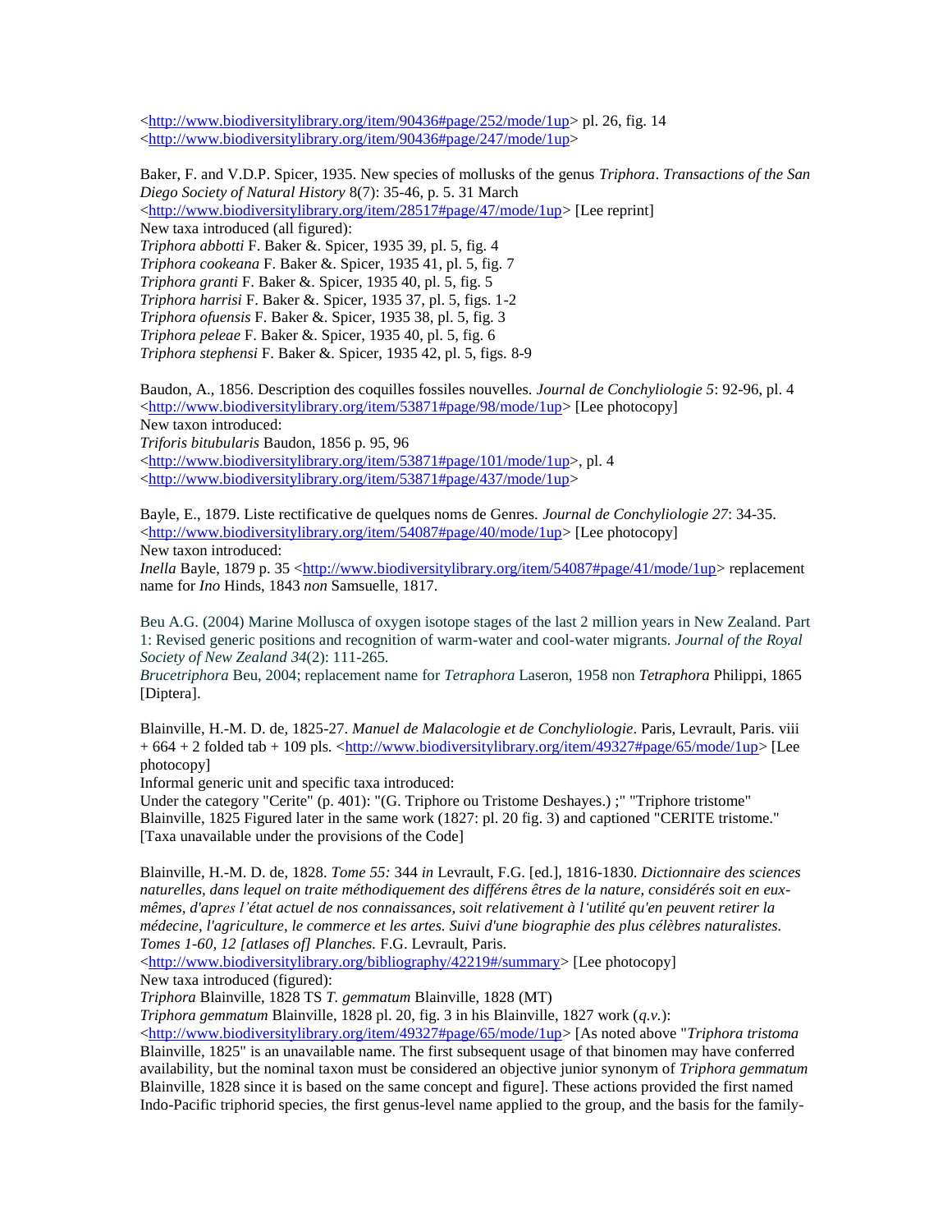<http://www.biodiversitylibrary.org/item/90436#page/252/mode/1up> pl. 26, fig. 14
<http://www.biodiversitylibrary.org/item/90436#page/247/mode/1up>

Baker, F. and V.D.P. Spicer, 1935. New species of mollusks of the genus *Triphora*. *Transactions of the San Diego Society of Natural History* 8(7): 35-46, p. 5. 31 March
<http://www.biodiversitylibrary.org/item/28517#page/47/mode/1up> [Lee reprint]
New taxa introduced (all figured):
*Triphora abbotti* F. Baker &. Spicer, 1935 39, pl. 5, fig. 4
*Triphora cookeana* F. Baker &. Spicer, 1935 41, pl. 5, fig. 7
*Triphora granti* F. Baker &. Spicer, 1935 40, pl. 5, fig. 5
*Triphora harrisi* F. Baker &. Spicer, 1935 37, pl. 5, figs. 1-2
*Triphora ofuensis* F. Baker &. Spicer, 1935 38, pl. 5, fig. 3
*Triphora peleae* F. Baker &. Spicer, 1935 40, pl. 5, fig. 6
*Triphora stephensi* F. Baker &. Spicer, 1935 42, pl. 5, figs. 8-9

Baudon, A., 1856. Description des coquilles fossiles nouvelles. *Journal de Conchyliologie 5*: 92-96, pl. 4
<http://www.biodiversitylibrary.org/item/53871#page/98/mode/1up> [Lee photocopy]
New taxon introduced:
*Triforis bitubularis* Baudon, 1856 p. 95, 96
<http://www.biodiversitylibrary.org/item/53871#page/101/mode/1up>, pl. 4
<http://www.biodiversitylibrary.org/item/53871#page/437/mode/1up>

Bayle, E., 1879. Liste rectificative de quelques noms de Genres. *Journal de Conchyliologie 27*: 34-35.
<http://www.biodiversitylibrary.org/item/54087#page/40/mode/1up> [Lee photocopy]
New taxon introduced:
*Inella* Bayle, 1879 p. 35 <http://www.biodiversitylibrary.org/item/54087#page/41/mode/1up> replacement name for *Ino* Hinds, 1843 *non* Samsuelle, 1817.

Beu A.G. (2004) Marine Mollusca of oxygen isotope stages of the last 2 million years in New Zealand. Part 1: Revised generic positions and recognition of warm-water and cool-water migrants. *Journal of the Royal Society of New Zealand 34*(2): 111-265.
*Brucetriphora* Beu, 2004; replacement name for *Tetraphora* Laseron, 1958 non *Tetraphora* Philippi, 1865 [Diptera].

Blainville, H.-M. D. de, 1825-27. *Manuel de Malacologie et de Conchyliologie*. Paris, Levrault, Paris. viii + 664 + 2 folded tab + 109 pls. <http://www.biodiversitylibrary.org/item/49327#page/65/mode/1up> [Lee photocopy]
Informal generic unit and specific taxa introduced:
Under the category "Cerite" (p. 401): "(G. Triphore ou Tristome Deshayes.) ;" "Triphore tristome" Blainville, 1825 Figured later in the same work (1827: pl. 20 fig. 3) and captioned "CERITE tristome." [Taxa unavailable under the provisions of the Code]

Blainville, H.-M. D. de, 1828. *Tome 55:* 344 *in* Levrault, F.G. [ed.], 1816-1830. *Dictionnaire des sciences naturelles, dans lequel on traite méthodiquement des différens êtres de la nature, considérés soit en eux-mêmes, d'apres l'état actuel de nos connaissances, soit relativement à l'utilité qu'en peuvent retirer la médecine, l'agriculture, le commerce et les artes. Suivi d'une biographie des plus célèbres naturalistes. Tomes 1-60, 12 [atlases of] Planches.* F.G. Levrault, Paris.
<http://www.biodiversitylibrary.org/bibliography/42219#/summary> [Lee photocopy]
New taxa introduced (figured):
*Triphora* Blainville, 1828 TS *T. gemmatum* Blainville, 1828 (MT)
*Triphora gemmatum* Blainville, 1828 pl. 20, fig. 3 in his Blainville, 1827 work (*q.v.*):
<http://www.biodiversitylibrary.org/item/49327#page/65/mode/1up> [As noted above "*Triphora tristoma* Blainville, 1825" is an unavailable name. The first subsequent usage of that binomen may have conferred availability, but the nominal taxon must be considered an objective junior synonym of *Triphora gemmatum* Blainville, 1828 since it is based on the same concept and figure]. These actions provided the first named Indo-Pacific triphorid species, the first genus-level name applied to the group, and the basis for the family-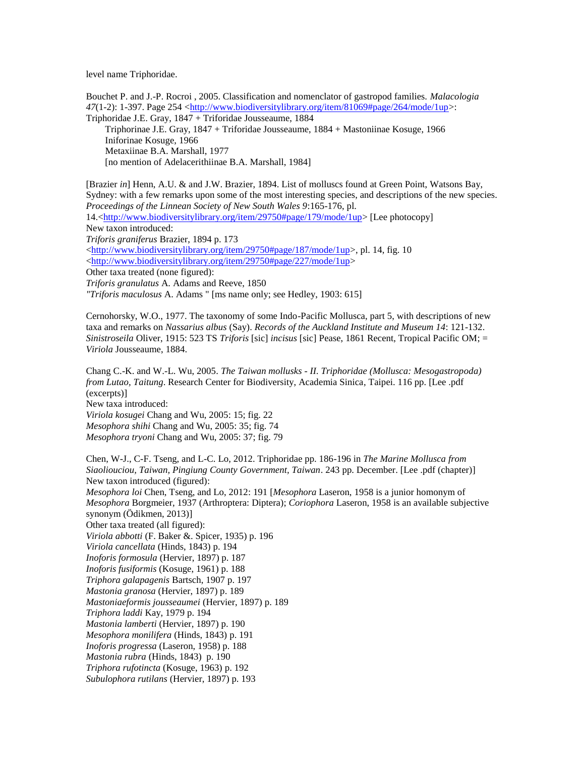level name Triphoridae.

Bouchet P. and J.-P. Rocroi , 2005. Classification and nomenclator of gastropod families. *Malacologia 47*(1-2): 1-397. Page 254 <http://www.biodiversitylibrary.org/item/81069#page/264/mode/1up>:
Triphoridae J.E. Gray, 1847 + Triforidae Jousseaume, 1884
    Triphorinae J.E. Gray, 1847 + Triforidae Jousseaume, 1884 + Mastoniinae Kosuge, 1966
    Iniforinae Kosuge, 1966
    Metaxiinae B.A. Marshall, 1977
    [no mention of Adelacerithiinae B.A. Marshall, 1984]

[Brazier *in*] Henn, A.U. & and J.W. Brazier, 1894. List of molluscs found at Green Point, Watsons Bay, Sydney: with a few remarks upon some of the most interesting species, and descriptions of the new species. *Proceedings of the Linnean Society of New South Wales 9*:165-176, pl. 14.<http://www.biodiversitylibrary.org/item/29750#page/179/mode/1up> [Lee photocopy]
New taxon introduced:
*Triforis graniferus* Brazier, 1894 p. 173
<http://www.biodiversitylibrary.org/item/29750#page/187/mode/1up>, pl. 14, fig. 10
<http://www.biodiversitylibrary.org/item/29750#page/227/mode/1up>
Other taxa treated (none figured):
*Triforis granulatus* A. Adams and Reeve, 1850
*"Triforis maculosus* A. Adams " [ms name only; see Hedley, 1903: 615]

Cernohorsky, W.O., 1977. The taxonomy of some Indo-Pacific Mollusca, part 5, with descriptions of new taxa and remarks on *Nassarius albus* (Say). *Records of the Auckland Institute and Museum 14*: 121-132.
*Sinistroseila* Oliver, 1915: 523 TS *Triforis* [sic] *incisus* [sic] Pease, 1861 Recent, Tropical Pacific OM; = *Viriola* Jousseaume, 1884.

Chang C.-K. and W.-L. Wu, 2005. *The Taiwan mollusks - II. Triphoridae (Mollusca: Mesogastropoda) from Lutao, Taitung*. Research Center for Biodiversity, Academia Sinica, Taipei. 116 pp. [Lee .pdf (excerpts)]
New taxa introduced:
*Viriola kosugei* Chang and Wu, 2005: 15; fig. 22
*Mesophora shihi* Chang and Wu, 2005: 35; fig. 74
*Mesophora tryoni* Chang and Wu, 2005: 37; fig. 79

Chen, W-J., C-F. Tseng, and L-C. Lo, 2012. Triphoridae pp. 186-196 in *The Marine Mollusca from Siaoliouciou, Taiwan, Pingiung County Government, Taiwan*. 243 pp. December. [Lee .pdf (chapter)]
New taxon introduced (figured):
*Mesophora loi* Chen, Tseng, and Lo, 2012: 191 [*Mesophora* Laseron, 1958 is a junior homonym of *Mesophora* Borgmeier, 1937 (Arthroptera: Diptera); *Coriophora* Laseron, 1958 is an available subjective synonym (Ödikmen, 2013)]
Other taxa treated (all figured):
*Viriola abbotti* (F. Baker &. Spicer, 1935) p. 196
*Viriola cancellata* (Hinds, 1843) p. 194
*Inoforis formosula* (Hervier, 1897) p. 187
*Inoforis fusiformis* (Kosuge, 1961) p. 188
*Triphora galapagenis* Bartsch, 1907 p. 197
*Mastonia granosa* (Hervier, 1897) p. 189
*Mastoniaeformis jousseaumei* (Hervier, 1897) p. 189
*Triphora laddi* Kay, 1979 p. 194
*Mastonia lamberti* (Hervier, 1897) p. 190
*Mesophora monilifera* (Hinds, 1843) p. 191
*Inoforis progressa* (Laseron, 1958) p. 188
*Mastonia rubra* (Hinds, 1843) p. 190
*Triphora rufotincta* (Kosuge, 1963) p. 192
*Subulophora rutilans* (Hervier, 1897) p. 193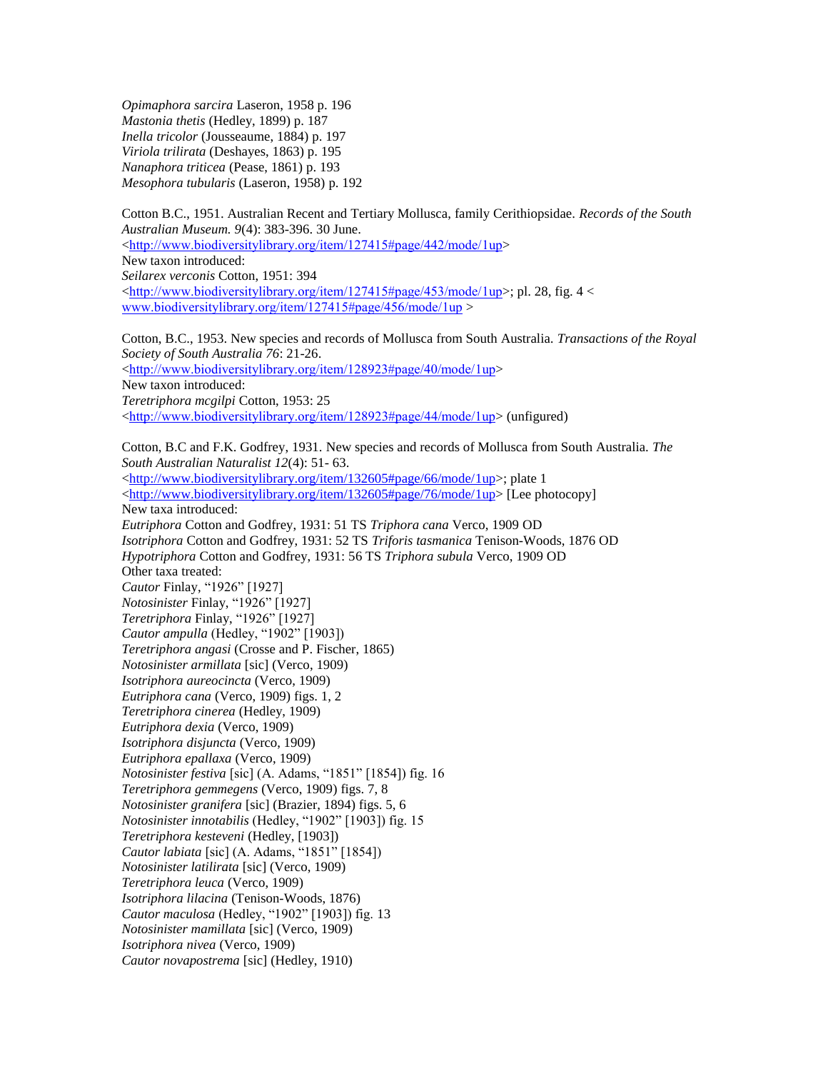*Opimaphora sarcira* Laseron, 1958 p. 196
*Mastonia thetis* (Hedley, 1899) p. 187
*Inella tricolor* (Jousseaume, 1884) p. 197
*Viriola trilirata* (Deshayes, 1863) p. 195
*Nanaphora triticea* (Pease, 1861) p. 193
*Mesophora tubularis* (Laseron, 1958) p. 192

Cotton B.C., 1951. Australian Recent and Tertiary Mollusca, family Cerithiopsidae. *Records of the South Australian Museum. 9*(4): 383-396. 30 June.
<http://www.biodiversitylibrary.org/item/127415#page/442/mode/1up>
New taxon introduced:
*Seilarex verconis* Cotton, 1951: 394
<http://www.biodiversitylibrary.org/item/127415#page/453/mode/1up>; pl. 28, fig. 4 < www.biodiversitylibrary.org/item/127415#page/456/mode/1up >

Cotton, B.C., 1953. New species and records of Mollusca from South Australia. *Transactions of the Royal Society of South Australia 76*: 21-26.
<http://www.biodiversitylibrary.org/item/128923#page/40/mode/1up>
New taxon introduced:
*Teretriphora mcgilpi* Cotton, 1953: 25
<http://www.biodiversitylibrary.org/item/128923#page/44/mode/1up> (unfigured)

Cotton, B.C and F.K. Godfrey, 1931. New species and records of Mollusca from South Australia. *The South Australian Naturalist 12*(4): 51- 63.
<http://www.biodiversitylibrary.org/item/132605#page/66/mode/1up>; plate 1
<http://www.biodiversitylibrary.org/item/132605#page/76/mode/1up> [Lee photocopy]
New taxa introduced:
*Eutriphora* Cotton and Godfrey, 1931: 51 TS *Triphora cana* Verco, 1909 OD
*Isotriphora* Cotton and Godfrey, 1931: 52 TS *Triforis tasmanica* Tenison-Woods, 1876 OD
*Hypotriphora* Cotton and Godfrey, 1931: 56 TS *Triphora subula* Verco, 1909 OD
Other taxa treated:
*Cautor* Finlay, "1926" [1927]
*Notosinister* Finlay, "1926" [1927]
*Teretriphora* Finlay, "1926" [1927]
*Cautor ampulla* (Hedley, "1902" [1903])
*Teretriphora angasi* (Crosse and P. Fischer, 1865)
*Notosinister armillata* [sic] (Verco, 1909)
*Isotriphora aureocincta* (Verco, 1909)
*Eutriphora cana* (Verco, 1909) figs. 1, 2
*Teretriphora cinerea* (Hedley, 1909)
*Eutriphora dexia* (Verco, 1909)
*Isotriphora disjuncta* (Verco, 1909)
*Eutriphora epallaxa* (Verco, 1909)
*Notosinister festiva* [sic] (A. Adams, "1851" [1854]) fig. 16
*Teretriphora gemmegens* (Verco, 1909) figs. 7, 8
*Notosinister granifera* [sic] (Brazier, 1894) figs. 5, 6
*Notosinister innotabilis* (Hedley, "1902" [1903]) fig. 15
*Teretriphora kesteveni* (Hedley, [1903])
*Cautor labiata* [sic] (A. Adams, "1851" [1854])
*Notosinister latilirata* [sic] (Verco, 1909)
*Teretriphora leuca* (Verco, 1909)
*Isotriphora lilacina* (Tenison-Woods, 1876)
*Cautor maculosa* (Hedley, "1902" [1903]) fig. 13
*Notosinister mamillata* [sic] (Verco, 1909)
*Isotriphora nivea* (Verco, 1909)
*Cautor novapostrema* [sic] (Hedley, 1910)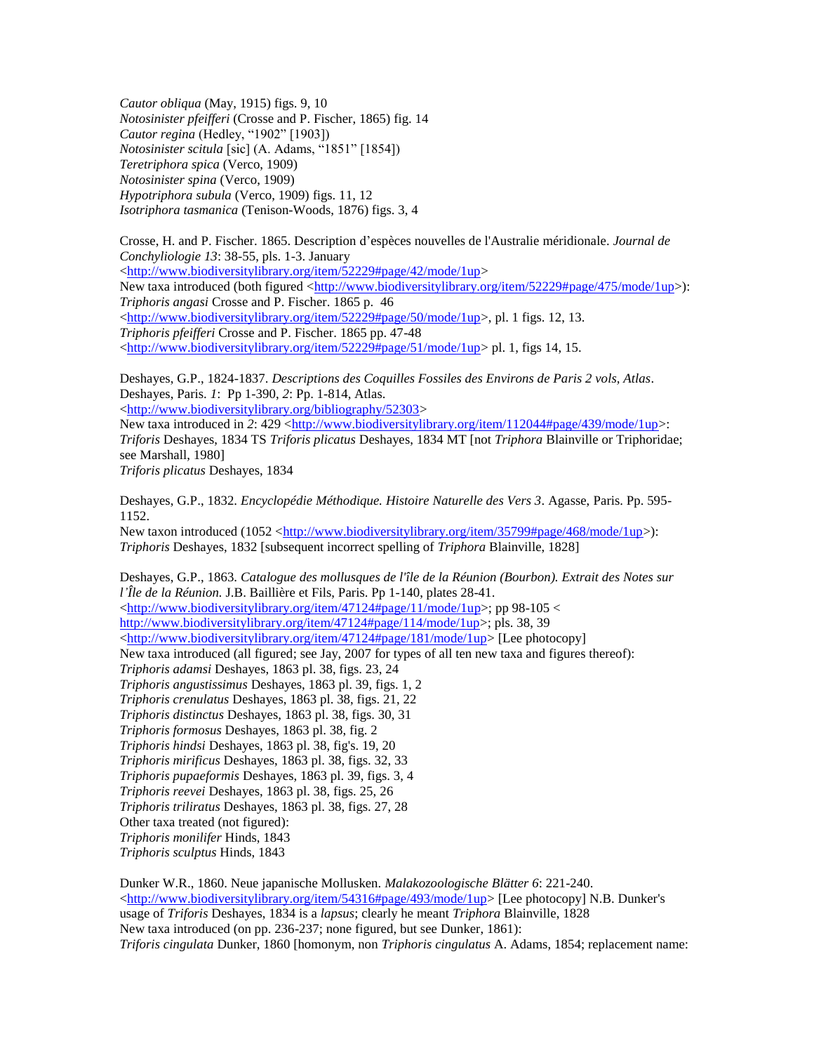*Cautor obliqua* (May, 1915) figs. 9, 10
*Notosinister pfeifferi* (Crosse and P. Fischer, 1865) fig. 14
*Cautor regina* (Hedley, “1902” [1903])
*Notosinister scitula* [sic] (A. Adams, “1851” [1854])
*Teretriphora spica* (Verco, 1909)
*Notosinister spina* (Verco, 1909)
*Hypotriphora subula* (Verco, 1909) figs. 11, 12
*Isotriphora tasmanica* (Tenison-Woods, 1876) figs. 3, 4

Crosse, H. and P. Fischer. 1865. Description d’espèces nouvelles de l'Australie méridionale. *Journal de Conchyliologie 13*: 38-55, pls. 1-3. January
<http://www.biodiversitylibrary.org/item/52229#page/42/mode/1up>
New taxa introduced (both figured <http://www.biodiversitylibrary.org/item/52229#page/475/mode/1up>):
*Triphoris angasi* Crosse and P. Fischer. 1865 p. 46
<http://www.biodiversitylibrary.org/item/52229#page/50/mode/1up>, pl. 1 figs. 12, 13.
*Triphoris pfeifferi* Crosse and P. Fischer. 1865 pp. 47-48
<http://www.biodiversitylibrary.org/item/52229#page/51/mode/1up> pl. 1, figs 14, 15.

Deshayes, G.P., 1824-1837. *Descriptions des Coquilles Fossiles des Environs de Paris 2 vols, Atlas*. Deshayes, Paris. *1*: Pp 1-390, *2*: Pp. 1-814, Atlas.
<http://www.biodiversitylibrary.org/bibliography/52303>
New taxa introduced in *2*: 429 <http://www.biodiversitylibrary.org/item/112044#page/439/mode/1up>:
*Triforis* Deshayes, 1834 TS *Triforis plicatus* Deshayes, 1834 MT [not *Triphora* Blainville or Triphoridae; see Marshall, 1980]
*Triforis plicatus* Deshayes, 1834

Deshayes, G.P., 1832. *Encyclopédie Méthodique. Histoire Naturelle des Vers 3*. Agasse, Paris. Pp. 595-1152.
New taxon introduced (1052 <http://www.biodiversitylibrary.org/item/35799#page/468/mode/1up>):
*Triphoris* Deshayes, 1832 [subsequent incorrect spelling of *Triphora* Blainville, 1828]

Deshayes, G.P., 1863. *Catalogue des mollusques de l'île de la Réunion (Bourbon). Extrait des Notes sur l'Île de la Réunion.* J.B. Baillière et Fils, Paris. Pp 1-140, plates 28-41.
<http://www.biodiversitylibrary.org/item/47124#page/11/mode/1up>; pp 98-105 < http://www.biodiversitylibrary.org/item/47124#page/114/mode/1up>; pls. 38, 39
<http://www.biodiversitylibrary.org/item/47124#page/181/mode/1up> [Lee photocopy]
New taxa introduced (all figured; see Jay, 2007 for types of all ten new taxa and figures thereof):
*Triphoris adamsi* Deshayes, 1863 pl. 38, figs. 23, 24
*Triphoris angustissimus* Deshayes, 1863 pl. 39, figs. 1, 2
*Triphoris crenulatus* Deshayes, 1863 pl. 38, figs. 21, 22
*Triphoris distinctus* Deshayes, 1863 pl. 38, figs. 30, 31
*Triphoris formosus* Deshayes, 1863 pl. 38, fig. 2
*Triphoris hindsi* Deshayes, 1863 pl. 38, fig's. 19, 20
*Triphoris mirificus* Deshayes, 1863 pl. 38, figs. 32, 33
*Triphoris pupaeformis* Deshayes, 1863 pl. 39, figs. 3, 4
*Triphoris reevei* Deshayes, 1863 pl. 38, figs. 25, 26
*Triphoris triliratus* Deshayes, 1863 pl. 38, figs. 27, 28
Other taxa treated (not figured):
*Triphoris monilifer* Hinds, 1843
*Triphoris sculptus* Hinds, 1843

Dunker W.R., 1860. Neue japanische Mollusken. *Malakozoologische Blätter 6*: 221-240.
<http://www.biodiversitylibrary.org/item/54316#page/493/mode/1up> [Lee photocopy] N.B. Dunker's usage of *Triforis* Deshayes, 1834 is a *lapsus*; clearly he meant *Triphora* Blainville, 1828
New taxa introduced (on pp. 236-237; none figured, but see Dunker, 1861):
*Triforis cingulata* Dunker, 1860 [homonym, non *Triphoris cingulatus* A. Adams, 1854; replacement name: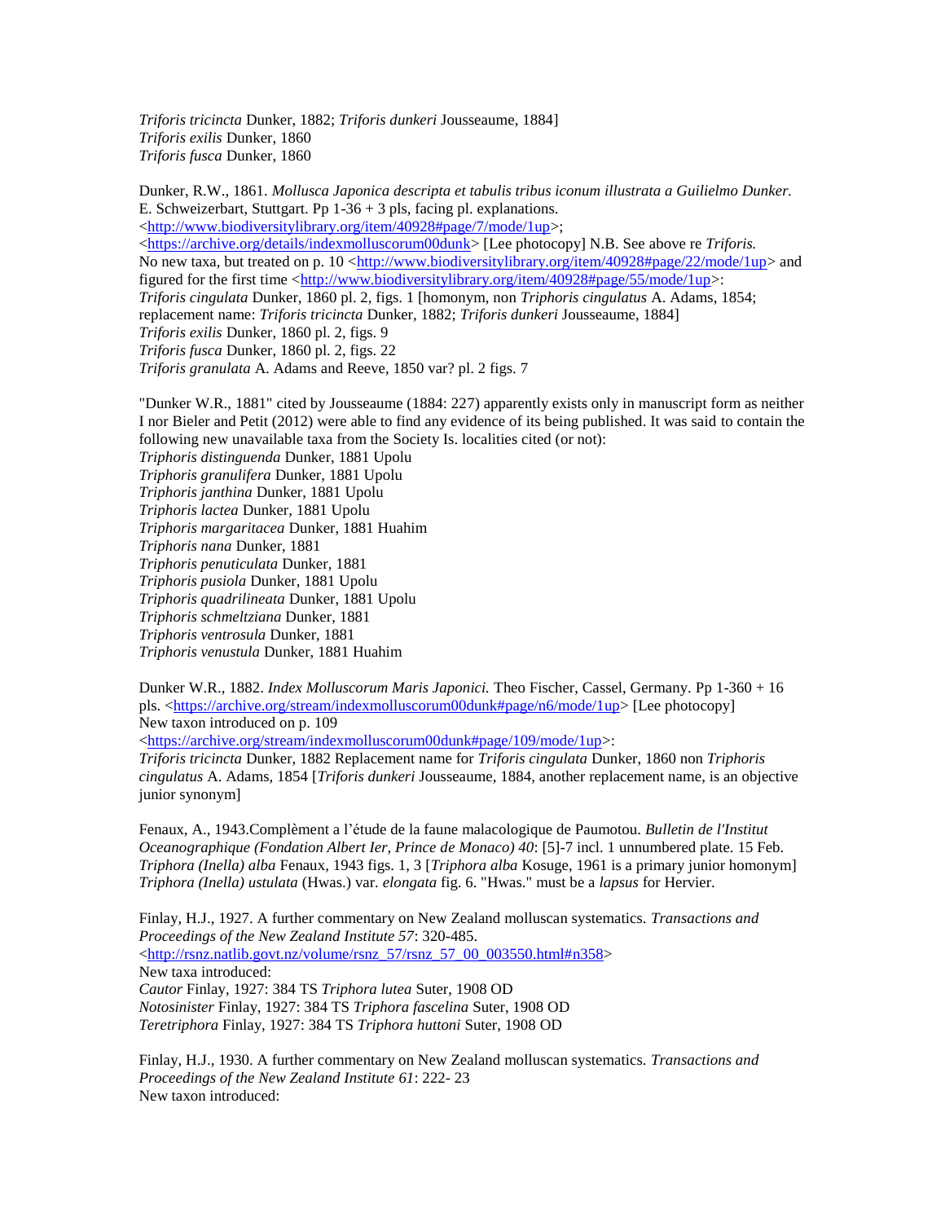*Triforis tricincta* Dunker, 1882; *Triforis dunkeri* Jousseaume, 1884]
*Triforis exilis* Dunker, 1860
*Triforis fusca* Dunker, 1860

Dunker, R.W., 1861. *Mollusca Japonica descripta et tabulis tribus iconum illustrata a Guilielmo Dunker.* E. Schweizerbart, Stuttgart. Pp 1-36 + 3 pls, facing pl. explanations. <http://www.biodiversitylibrary.org/item/40928#page/7/mode/1up>; <https://archive.org/details/indexmolluscorum00dunk> [Lee photocopy] N.B. See above re *Triforis.* No new taxa, but treated on p. 10 <http://www.biodiversitylibrary.org/item/40928#page/22/mode/1up> and figured for the first time <http://www.biodiversitylibrary.org/item/40928#page/55/mode/1up>:
*Triforis cingulata* Dunker, 1860 pl. 2, figs. 1 [homonym, non *Triphoris cingulatus* A. Adams, 1854; replacement name: *Triforis tricincta* Dunker, 1882; *Triforis dunkeri* Jousseaume, 1884]
*Triforis exilis* Dunker, 1860 pl. 2, figs. 9
*Triforis fusca* Dunker, 1860 pl. 2, figs. 22
*Triforis granulata* A. Adams and Reeve, 1850 var? pl. 2 figs. 7

"Dunker W.R., 1881" cited by Jousseaume (1884: 227) apparently exists only in manuscript form as neither I nor Bieler and Petit (2012) were able to find any evidence of its being published. It was said to contain the following new unavailable taxa from the Society Is. localities cited (or not):
*Triphoris distinguenda* Dunker, 1881 Upolu
*Triphoris granulifera* Dunker, 1881 Upolu
*Triphoris janthina* Dunker, 1881 Upolu
*Triphoris lactea* Dunker, 1881 Upolu
*Triphoris margaritacea* Dunker, 1881 Huahim
*Triphoris nana* Dunker, 1881
*Triphoris penuticulata* Dunker, 1881
*Triphoris pusiola* Dunker, 1881 Upolu
*Triphoris quadrilineata* Dunker, 1881 Upolu
*Triphoris schmeltziana* Dunker, 1881
*Triphoris ventrosula* Dunker, 1881
*Triphoris venustula* Dunker, 1881 Huahim

Dunker W.R., 1882. *Index Molluscorum Maris Japonici.* Theo Fischer, Cassel, Germany. Pp 1-360 + 16 pls. <https://archive.org/stream/indexmolluscorum00dunk#page/n6/mode/1up> [Lee photocopy]
New taxon introduced on p. 109 <https://archive.org/stream/indexmolluscorum00dunk#page/109/mode/1up>:
*Triforis tricincta* Dunker, 1882 Replacement name for *Triforis cingulata* Dunker, 1860 non *Triphoris cingulatus* A. Adams, 1854 [*Triforis dunkeri* Jousseaume, 1884, another replacement name, is an objective junior synonym]

Fenaux, A., 1943.Complèment a l'étude de la faune malacologique de Paumotou. *Bulletin de l'Institut Oceanographique (Fondation Albert Ier, Prince de Monaco) 40*: [5]-7 incl. 1 unnumbered plate. 15 Feb.
*Triphora (Inella) alba* Fenaux, 1943 figs. 1, 3 [*Triphora alba* Kosuge, 1961 is a primary junior homonym]
*Triphora (Inella) ustulata* (Hwas.) var. *elongata* fig. 6. "Hwas." must be a *lapsus* for Hervier.

Finlay, H.J., 1927. A further commentary on New Zealand molluscan systematics. *Transactions and Proceedings of the New Zealand Institute 57*: 320-485.
<http://rsnz.natlib.govt.nz/volume/rsnz_57/rsnz_57_00_003550.html#n358>
New taxa introduced:
*Cautor* Finlay, 1927: 384 TS *Triphora lutea* Suter, 1908 OD
*Notosinister* Finlay, 1927: 384 TS *Triphora fascelina* Suter, 1908 OD
*Teretriphora* Finlay, 1927: 384 TS *Triphora huttoni* Suter, 1908 OD

Finlay, H.J., 1930. A further commentary on New Zealand molluscan systematics. *Transactions and Proceedings of the New Zealand Institute 61*: 222- 23
New taxon introduced: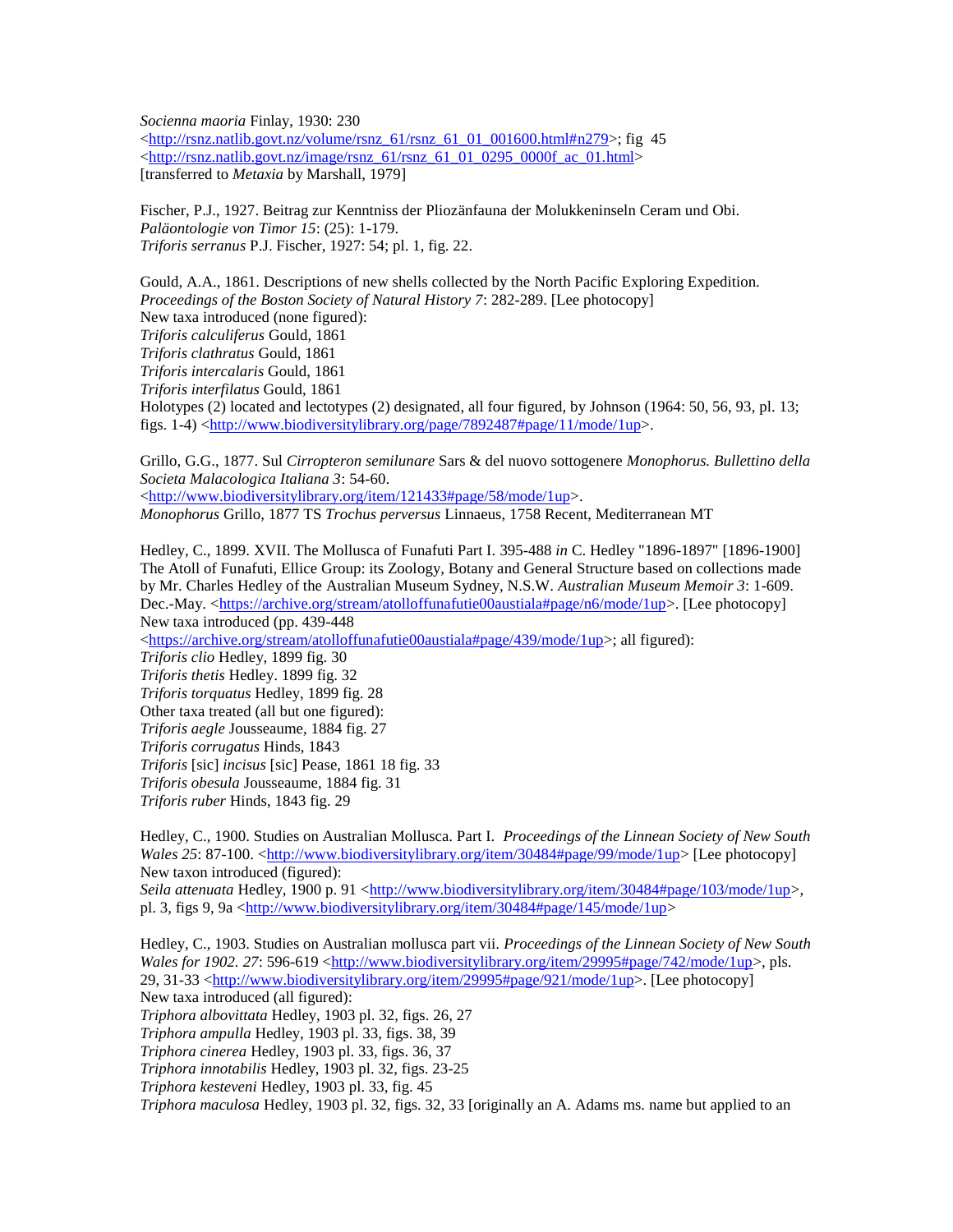*Socienna maoria* Finlay, 1930: 230
<http://rsnz.natlib.govt.nz/volume/rsnz_61/rsnz_61_01_001600.html#n279>; fig 45
<http://rsnz.natlib.govt.nz/image/rsnz_61/rsnz_61_01_0295_0000f_ac_01.html>
[transferred to *Metaxia* by Marshall, 1979]

Fischer, P.J., 1927. Beitrag zur Kenntniss der Pliozänfauna der Molukkeninseln Ceram und Obi. *Paläontologie von Timor 15*: (25): 1-179.
*Triforis serranus* P.J. Fischer, 1927: 54; pl. 1, fig. 22.

Gould, A.A., 1861. Descriptions of new shells collected by the North Pacific Exploring Expedition. *Proceedings of the Boston Society of Natural History 7*: 282-289. [Lee photocopy]
New taxa introduced (none figured):
*Triforis calculiferus* Gould, 1861
*Triforis clathratus* Gould, 1861
*Triforis intercalaris* Gould, 1861
*Triforis interfilatus* Gould, 1861
Holotypes (2) located and lectotypes (2) designated, all four figured, by Johnson (1964: 50, 56, 93, pl. 13; figs. 1-4) <http://www.biodiversitylibrary.org/page/7892487#page/11/mode/1up>.

Grillo, G.G., 1877. Sul *Cirropteron semilunare* Sars & del nuovo sottogenere *Monophorus. Bullettino della Societa Malacologica Italiana 3*: 54-60.
<http://www.biodiversitylibrary.org/item/121433#page/58/mode/1up>.
*Monophorus* Grillo, 1877 TS *Trochus perversus* Linnaeus, 1758 Recent, Mediterranean MT

Hedley, C., 1899. XVII. The Mollusca of Funafuti Part I. 395-488 *in* C. Hedley "1896-1897" [1896-1900] The Atoll of Funafuti, Ellice Group: its Zoology, Botany and General Structure based on collections made by Mr. Charles Hedley of the Australian Museum Sydney, N.S.W. *Australian Museum Memoir 3*: 1-609. Dec.-May. <https://archive.org/stream/atolloffunafutie00austiala#page/n6/mode/1up>. [Lee photocopy]
New taxa introduced (pp. 439-448
<https://archive.org/stream/atolloffunafutie00austiala#page/439/mode/1up>; all figured):
*Triforis clio* Hedley, 1899 fig. 30
*Triforis thetis* Hedley. 1899 fig. 32
*Triforis torquatus* Hedley, 1899 fig. 28
Other taxa treated (all but one figured):
*Triforis aegle* Jousseaume, 1884 fig. 27
*Triforis corrugatus* Hinds, 1843
*Triforis* [sic] *incisus* [sic] Pease, 1861 18 fig. 33
*Triforis obesula* Jousseaume, 1884 fig. 31
*Triforis ruber* Hinds, 1843 fig. 29

Hedley, C., 1900. Studies on Australian Mollusca. Part I. *Proceedings of the Linnean Society of New South Wales 25*: 87-100. <http://www.biodiversitylibrary.org/item/30484#page/99/mode/1up> [Lee photocopy]
New taxon introduced (figured):
*Seila attenuata* Hedley, 1900 p. 91 <http://www.biodiversitylibrary.org/item/30484#page/103/mode/1up>, pl. 3, figs 9, 9a <http://www.biodiversitylibrary.org/item/30484#page/145/mode/1up>

Hedley, C., 1903. Studies on Australian mollusca part vii. *Proceedings of the Linnean Society of New South Wales for 1902. 27*: 596-619 <http://www.biodiversitylibrary.org/item/29995#page/742/mode/1up>, pls. 29, 31-33 <http://www.biodiversitylibrary.org/item/29995#page/921/mode/1up>. [Lee photocopy]
New taxa introduced (all figured):
*Triphora albovittata* Hedley, 1903 pl. 32, figs. 26, 27
*Triphora ampulla* Hedley, 1903 pl. 33, figs. 38, 39
*Triphora cinerea* Hedley, 1903 pl. 33, figs. 36, 37
*Triphora innotabilis* Hedley, 1903 pl. 32, figs. 23-25
*Triphora kesteveni* Hedley, 1903 pl. 33, fig. 45
*Triphora maculosa* Hedley, 1903 pl. 32, figs. 32, 33 [originally an A. Adams ms. name but applied to an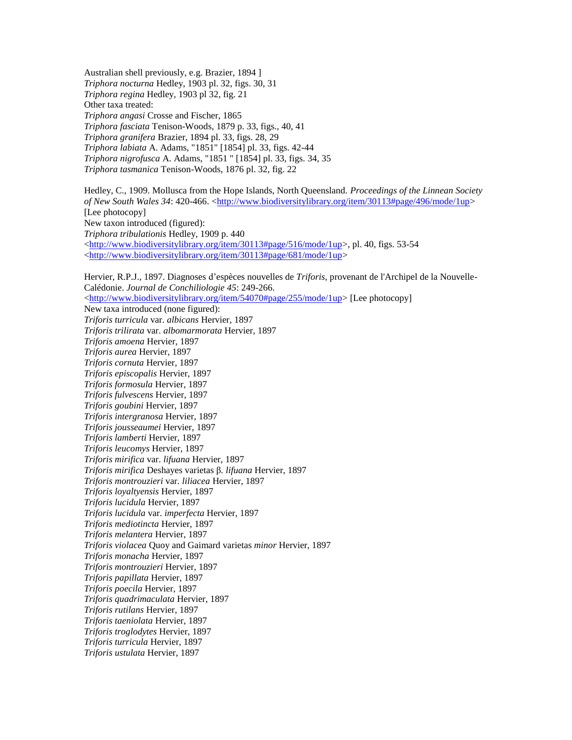Australian shell previously, e.g. Brazier, 1894 ]
*Triphora nocturna* Hedley, 1903 pl. 32, figs. 30, 31
*Triphora regina* Hedley, 1903 pl 32, fig. 21
Other taxa treated:
*Triphora angasi* Crosse and Fischer, 1865
*Triphora fasciata* Tenison-Woods, 1879 p. 33, figs., 40, 41
*Triphora granifera* Brazier, 1894 pl. 33, figs. 28, 29
*Triphora labiata* A. Adams, "1851" [1854] pl. 33, figs. 42-44
*Triphora nigrofusca* A. Adams, "1851 " [1854] pl. 33, figs. 34, 35
*Triphora tasmanica* Tenison-Woods, 1876 pl. 32, fig. 22

Hedley, C., 1909. Mollusca from the Hope Islands, North Queensland. *Proceedings of the Linnean Society of New South Wales 34*: 420-466. <http://www.biodiversitylibrary.org/item/30113#page/496/mode/1up> [Lee photocopy]
New taxon introduced (figured):
*Triphora tribulationis* Hedley, 1909 p. 440 <http://www.biodiversitylibrary.org/item/30113#page/516/mode/1up>, pl. 40, figs. 53-54 <http://www.biodiversitylibrary.org/item/30113#page/681/mode/1up>

Hervier, R.P.J., 1897. Diagnoses d'espèces nouvelles de *Triforis*, provenant de l'Archipel de la Nouvelle-Calédonie. *Journal de Conchiliologie 45*: 249-266. <http://www.biodiversitylibrary.org/item/54070#page/255/mode/1up> [Lee photocopy]
New taxa introduced (none figured):
*Triforis turricula* var. *albicans* Hervier, 1897
*Triforis trilirata* var. *albomarmorata* Hervier, 1897
*Triforis amoena* Hervier, 1897
*Triforis aurea* Hervier, 1897
*Triforis cornuta* Hervier, 1897
*Triforis episcopalis* Hervier, 1897
*Triforis formosula* Hervier, 1897
*Triforis fulvescens* Hervier, 1897
*Triforis goubini* Hervier, 1897
*Triforis intergranosa* Hervier, 1897
*Triforis jousseaumei* Hervier, 1897
*Triforis lamberti* Hervier, 1897
*Triforis leucomys* Hervier, 1897
*Triforis mirifica* var. *lifuana* Hervier, 1897
*Triforis mirifica* Deshayes varietas β. *lifuana* Hervier, 1897
*Triforis montrouzieri* var. *liliacea* Hervier, 1897
*Triforis loyaltyensis* Hervier, 1897
*Triforis lucidula* Hervier, 1897
*Triforis lucidula* var. *imperfecta* Hervier, 1897
*Triforis mediotincta* Hervier, 1897
*Triforis melantera* Hervier, 1897
*Triforis violacea* Quoy and Gaimard varietas *minor* Hervier, 1897
*Triforis monacha* Hervier, 1897
*Triforis montrouzieri* Hervier, 1897
*Triforis papillata* Hervier, 1897
*Triforis poecila* Hervier, 1897
*Triforis quadrimaculata* Hervier, 1897
*Triforis rutilans* Hervier, 1897
*Triforis taeniolata* Hervier, 1897
*Triforis troglodytes* Hervier, 1897
*Triforis turricula* Hervier, 1897
*Triforis ustulata* Hervier, 1897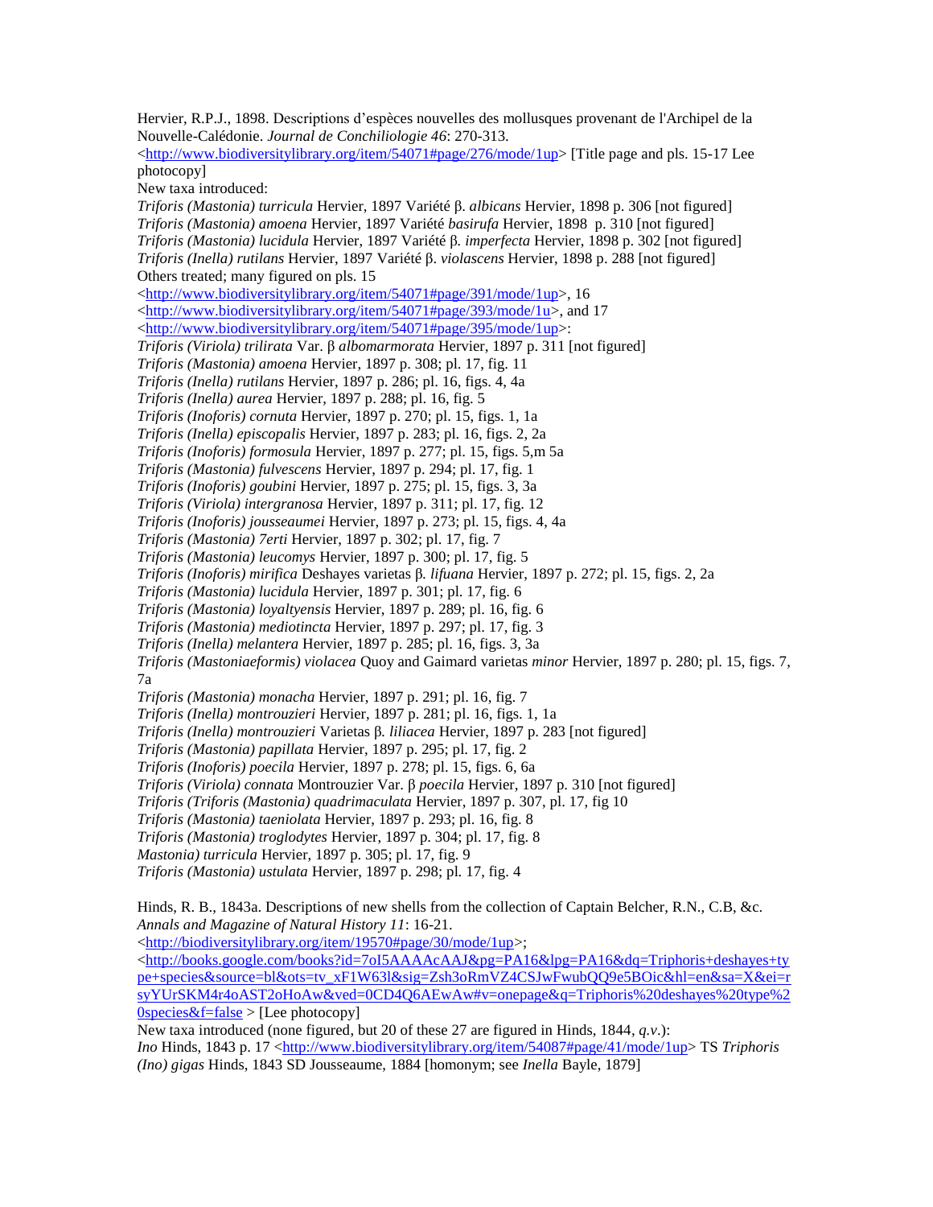Hervier, R.P.J., 1898. Descriptions d'espèces nouvelles des mollusques provenant de l'Archipel de la Nouvelle-Calédonie. *Journal de Conchiliologie 46*: 270-313.
<http://www.biodiversitylibrary.org/item/54071#page/276/mode/1up> [Title page and pls. 15-17 Lee photocopy]

New taxa introduced:

*Triforis (Mastonia) turricula* Hervier, 1897 Variété β. *albicans* Hervier, 1898 p. 306 [not figured]
*Triforis (Mastonia) amoena* Hervier, 1897 Variété *basirufa* Hervier, 1898 p. 310 [not figured]
*Triforis (Mastonia) lucidula* Hervier, 1897 Variété β. *imperfecta* Hervier, 1898 p. 302 [not figured]
*Triforis (Inella) rutilans* Hervier, 1897 Variété β. *violascens* Hervier, 1898 p. 288 [not figured]

Others treated; many figured on pls. 15 <http://www.biodiversitylibrary.org/item/54071#page/391/mode/1up>, 16 <http://www.biodiversitylibrary.org/item/54071#page/393/mode/1u>, and 17 <http://www.biodiversitylibrary.org/item/54071#page/395/mode/1up>:

*Triforis (Viriola) trilirata* Var. β *albomarmorata* Hervier, 1897 p. 311 [not figured]
*Triforis (Mastonia) amoena* Hervier, 1897 p. 308; pl. 17, fig. 11
*Triforis (Inella) rutilans* Hervier, 1897 p. 286; pl. 16, figs. 4, 4a
*Triforis (Inella) aurea* Hervier, 1897 p. 288; pl. 16, fig. 5
*Triforis (Inoforis) cornuta* Hervier, 1897 p. 270; pl. 15, figs. 1, 1a
*Triforis (Inella) episcopalis* Hervier, 1897 p. 283; pl. 16, figs. 2, 2a
*Triforis (Inoforis) formosula* Hervier, 1897 p. 277; pl. 15, figs. 5,m 5a
*Triforis (Mastonia) fulvescens* Hervier, 1897 p. 294; pl. 17, fig. 1
*Triforis (Inoforis) goubini* Hervier, 1897 p. 275; pl. 15, figs. 3, 3a
*Triforis (Viriola) intergranosa* Hervier, 1897 p. 311; pl. 17, fig. 12
*Triforis (Inoforis) jousseaumei* Hervier, 1897 p. 273; pl. 15, figs. 4, 4a
*Triforis (Mastonia) 7erti* Hervier, 1897 p. 302; pl. 17, fig. 7
*Triforis (Mastonia) leucomys* Hervier, 1897 p. 300; pl. 17, fig. 5
*Triforis (Inoforis) mirifica* Deshayes varietas β. *lifuana* Hervier, 1897 p. 272; pl. 15, figs. 2, 2a
*Triforis (Mastonia) lucidula* Hervier, 1897 p. 301; pl. 17, fig. 6
*Triforis (Mastonia) loyaltyensis* Hervier, 1897 p. 289; pl. 16, fig. 6
*Triforis (Mastonia) mediotincta* Hervier, 1897 p. 297; pl. 17, fig. 3
*Triforis (Inella) melantera* Hervier, 1897 p. 285; pl. 16, figs. 3, 3a
*Triforis (Mastoniaeformis) violacea* Quoy and Gaimard varietas *minor* Hervier, 1897 p. 280; pl. 15, figs. 7, 7a
*Triforis (Mastonia) monacha* Hervier, 1897 p. 291; pl. 16, fig. 7
*Triforis (Inella) montrouzieri* Hervier, 1897 p. 281; pl. 16, figs. 1, 1a
*Triforis (Inella) montrouzieri* Varietas β. *liliacea* Hervier, 1897 p. 283 [not figured]
*Triforis (Mastonia) papillata* Hervier, 1897 p. 295; pl. 17, fig. 2
*Triforis (Inoforis) poecila* Hervier, 1897 p. 278; pl. 15, figs. 6, 6a
*Triforis (Viriola) connata* Montrouzier Var. β *poecila* Hervier, 1897 p. 310 [not figured]
*Triforis (Triforis (Mastonia) quadrimaculata* Hervier, 1897 p. 307, pl. 17, fig 10
*Triforis (Mastonia) taeniolata* Hervier, 1897 p. 293; pl. 16, fig. 8
*Triforis (Mastonia) troglodytes* Hervier, 1897 p. 304; pl. 17, fig. 8
*Mastonia) turricula* Hervier, 1897 p. 305; pl. 17, fig. 9
*Triforis (Mastonia) ustulata* Hervier, 1897 p. 298; pl. 17, fig. 4

Hinds, R. B., 1843a. Descriptions of new shells from the collection of Captain Belcher, R.N., C.B, &c. *Annals and Magazine of Natural History 11*: 16-21.
<http://biodiversitylibrary.org/item/19570#page/30/mode/1up>;
<http://books.google.com/books?id=7oI5AAAAcAAJ&pg=PA16&lpg=PA16&dq=Triphoris+deshayes+type+species&source=bl&ots=tv_xF1W63l&sig=Zsh3oRmVZ4CSJwFwubQQ9e5BOic&hl=en&sa=X&ei=rsyYUrSKM4r4oAST2oHoAw&ved=0CD4Q6AEwAw#v=onepage&q=Triphoris%20deshayes%20type%20species&f=false > [Lee photocopy]

New taxa introduced (none figured, but 20 of these 27 are figured in Hinds, 1844, *q.v*.):

*Ino* Hinds, 1843 p. 17 <http://www.biodiversitylibrary.org/item/54087#page/41/mode/1up> TS *Triphoris (Ino) gigas* Hinds, 1843 SD Jousseaume, 1884 [homonym; see *Inella* Bayle, 1879]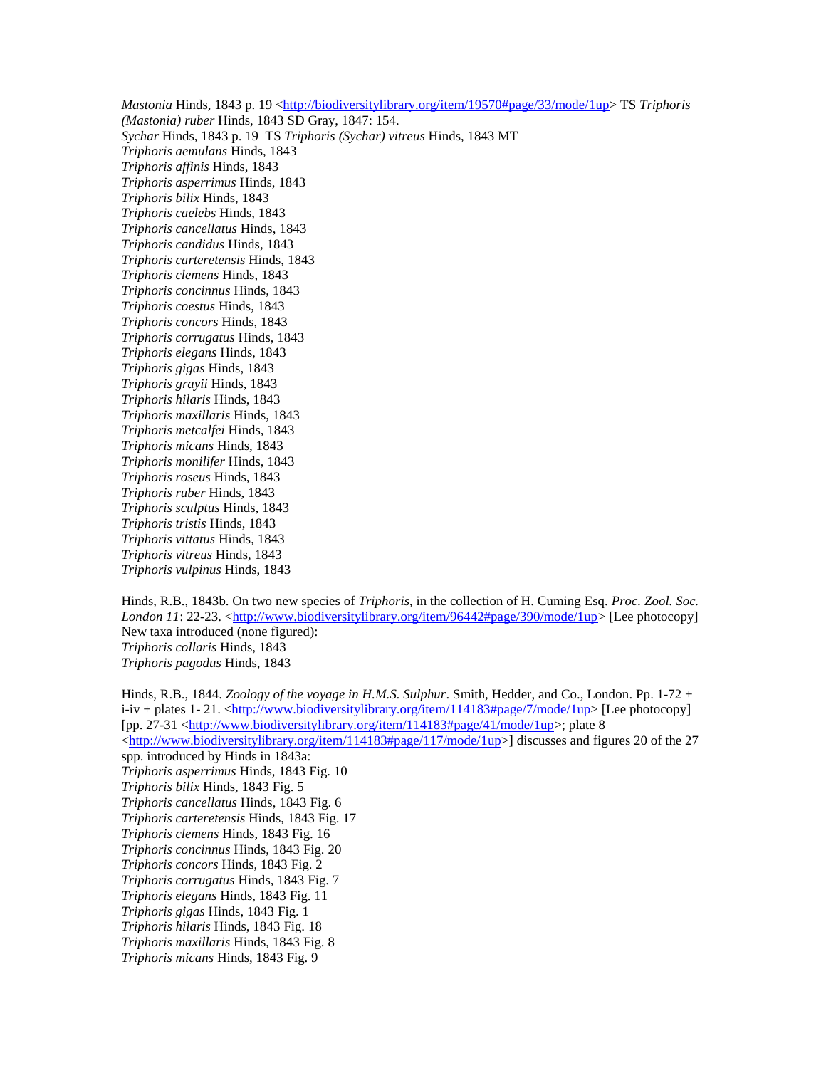*Mastonia* Hinds, 1843 p. 19 <http://biodiversitylibrary.org/item/19570#page/33/mode/1up> TS *Triphoris (Mastonia) ruber* Hinds, 1843 SD Gray, 1847: 154.
*Sychar* Hinds, 1843 p. 19 TS *Triphoris (Sychar) vitreus* Hinds, 1843 MT
*Triphoris aemulans* Hinds, 1843
*Triphoris affinis* Hinds, 1843
*Triphoris asperrimus* Hinds, 1843
*Triphoris bilix* Hinds, 1843
*Triphoris caelebs* Hinds, 1843
*Triphoris cancellatus* Hinds, 1843
*Triphoris candidus* Hinds, 1843
*Triphoris carteretensis* Hinds, 1843
*Triphoris clemens* Hinds, 1843
*Triphoris concinnus* Hinds, 1843
*Triphoris coestus* Hinds, 1843
*Triphoris concors* Hinds, 1843
*Triphoris corrugatus* Hinds, 1843
*Triphoris elegans* Hinds, 1843
*Triphoris gigas* Hinds, 1843
*Triphoris grayii* Hinds, 1843
*Triphoris hilaris* Hinds, 1843
*Triphoris maxillaris* Hinds, 1843
*Triphoris metcalfei* Hinds, 1843
*Triphoris micans* Hinds, 1843
*Triphoris monilifer* Hinds, 1843
*Triphoris roseus* Hinds, 1843
*Triphoris ruber* Hinds, 1843
*Triphoris sculptus* Hinds, 1843
*Triphoris tristis* Hinds, 1843
*Triphoris vittatus* Hinds, 1843
*Triphoris vitreus* Hinds, 1843
*Triphoris vulpinus* Hinds, 1843

Hinds, R.B., 1843b. On two new species of *Triphoris*, in the collection of H. Cuming Esq. *Proc. Zool. Soc. London 11*: 22-23. <http://www.biodiversitylibrary.org/item/96442#page/390/mode/1up> [Lee photocopy]
New taxa introduced (none figured):
*Triphoris collaris* Hinds, 1843
*Triphoris pagodus* Hinds, 1843

Hinds, R.B., 1844. *Zoology of the voyage in H.M.S. Sulphur*. Smith, Hedder, and Co., London. Pp. 1-72 + i-iv + plates 1- 21. <http://www.biodiversitylibrary.org/item/114183#page/7/mode/1up> [Lee photocopy] [pp. 27-31 <http://www.biodiversitylibrary.org/item/114183#page/41/mode/1up>; plate 8 <http://www.biodiversitylibrary.org/item/114183#page/117/mode/1up>] discusses and figures 20 of the 27 spp. introduced by Hinds in 1843a:
*Triphoris asperrimus* Hinds, 1843 Fig. 10
*Triphoris bilix* Hinds, 1843 Fig. 5
*Triphoris cancellatus* Hinds, 1843 Fig. 6
*Triphoris carteretensis* Hinds, 1843 Fig. 17
*Triphoris clemens* Hinds, 1843 Fig. 16
*Triphoris concinnus* Hinds, 1843 Fig. 20
*Triphoris concors* Hinds, 1843 Fig. 2
*Triphoris corrugatus* Hinds, 1843 Fig. 7
*Triphoris elegans* Hinds, 1843 Fig. 11
*Triphoris gigas* Hinds, 1843 Fig. 1
*Triphoris hilaris* Hinds, 1843 Fig. 18
*Triphoris maxillaris* Hinds, 1843 Fig. 8
*Triphoris micans* Hinds, 1843 Fig. 9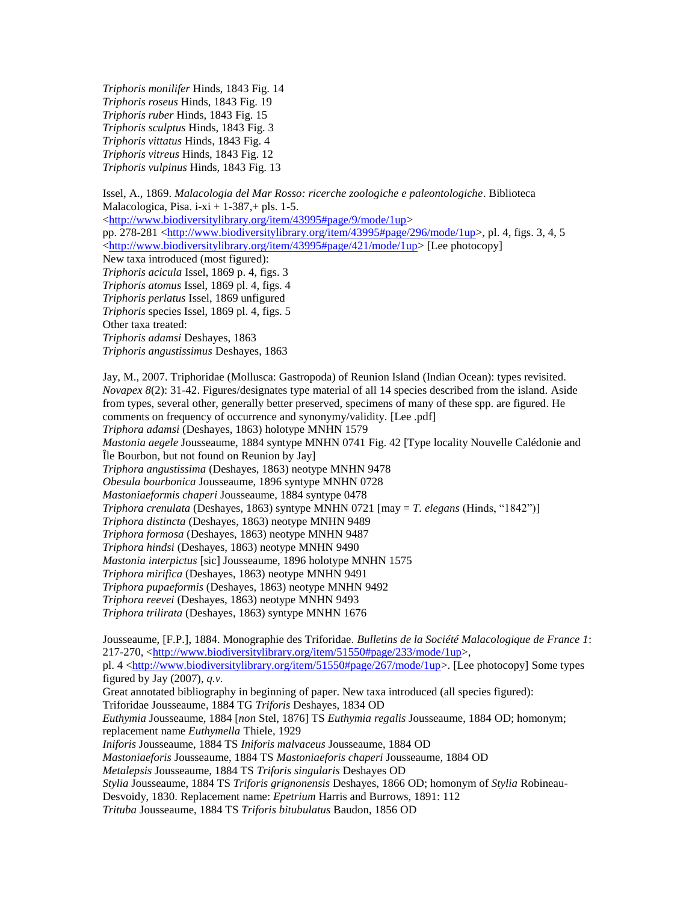*Triphoris monilifer* Hinds, 1843 Fig. 14
*Triphoris roseus* Hinds, 1843 Fig. 19
*Triphoris ruber* Hinds, 1843 Fig. 15
*Triphoris sculptus* Hinds, 1843 Fig. 3
*Triphoris vittatus* Hinds, 1843 Fig. 4
*Triphoris vitreus* Hinds, 1843 Fig. 12
*Triphoris vulpinus* Hinds, 1843 Fig. 13

Issel, A., 1869. *Malacologia del Mar Rosso: ricerche zoologiche e paleontologiche*. Biblioteca Malacologica, Pisa. i-xi + 1-387,+ pls. 1-5.
<http://www.biodiversitylibrary.org/item/43995#page/9/mode/1up>
pp. 278-281 <http://www.biodiversitylibrary.org/item/43995#page/296/mode/1up>, pl. 4, figs. 3, 4, 5 <http://www.biodiversitylibrary.org/item/43995#page/421/mode/1up> [Lee photocopy]
New taxa introduced (most figured):
*Triphoris acicula* Issel, 1869 p. 4, figs. 3
*Triphoris atomus* Issel, 1869 pl. 4, figs. 4
*Triphoris perlatus* Issel, 1869 unfigured
*Triphoris* species Issel, 1869 pl. 4, figs. 5
Other taxa treated:
*Triphoris adamsi* Deshayes, 1863
*Triphoris angustissimus* Deshayes, 1863

Jay, M., 2007. Triphoridae (Mollusca: Gastropoda) of Reunion Island (Indian Ocean): types revisited. *Novapex 8*(2): 31-42. Figures/designates type material of all 14 species described from the island. Aside from types, several other, generally better preserved, specimens of many of these spp. are figured. He comments on frequency of occurrence and synonymy/validity. [Lee .pdf]
*Triphora adamsi* (Deshayes, 1863) holotype MNHN 1579
*Mastonia aegele* Jousseaume, 1884 syntype MNHN 0741 Fig. 42 [Type locality Nouvelle Calédonie and Île Bourbon, but not found on Reunion by Jay]
*Triphora angustissima* (Deshayes, 1863) neotype MNHN 9478
*Obesula bourbonica* Jousseaume, 1896 syntype MNHN 0728
*Mastoniaeformis chaperi* Jousseaume, 1884 syntype 0478
*Triphora crenulata* (Deshayes, 1863) syntype MNHN 0721 [may = *T. elegans* (Hinds, "1842")]
*Triphora distincta* (Deshayes, 1863) neotype MNHN 9489
*Triphora formosa* (Deshayes, 1863) neotype MNHN 9487
*Triphora hindsi* (Deshayes, 1863) neotype MNHN 9490
*Mastonia interpictus* [sic] Jousseaume, 1896 holotype MNHN 1575
*Triphora mirifica* (Deshayes, 1863) neotype MNHN 9491
*Triphora pupaeformis* (Deshayes, 1863) neotype MNHN 9492
*Triphora reevei* (Deshayes, 1863) neotype MNHN 9493
*Triphora trilirata* (Deshayes, 1863) syntype MNHN 1676

Jousseaume, [F.P.], 1884. Monographie des Triforidae. *Bulletins de la Société Malacologique de France 1*: 217-270, <http://www.biodiversitylibrary.org/item/51550#page/233/mode/1up>,
pl. 4 <http://www.biodiversitylibrary.org/item/51550#page/267/mode/1up>. [Lee photocopy] Some types figured by Jay (2007), *q.v.*
Great annotated bibliography in beginning of paper. New taxa introduced (all species figured):
Triforidae Jousseaume, 1884 TG *Triforis* Deshayes, 1834 OD
*Euthymia* Jousseaume, 1884 [*non* Stel, 1876] TS *Euthymia regalis* Jousseaume, 1884 OD; homonym; replacement name *Euthymella* Thiele, 1929
*Iniforis* Jousseaume, 1884 TS *Iniforis malvaceus* Jousseaume, 1884 OD
*Mastoniaeforis* Jousseaume, 1884 TS *Mastoniaeforis chaperi* Jousseaume, 1884 OD
*Metalepsis* Jousseaume, 1884 TS *Triforis singularis* Deshayes OD
*Stylia* Jousseaume, 1884 TS *Triforis grignonensis* Deshayes, 1866 OD; homonym of *Stylia* Robineau-Desvoidy, 1830. Replacement name: *Epetrium* Harris and Burrows, 1891: 112
*Trituba* Jousseaume, 1884 TS *Triforis bitubulatus* Baudon, 1856 OD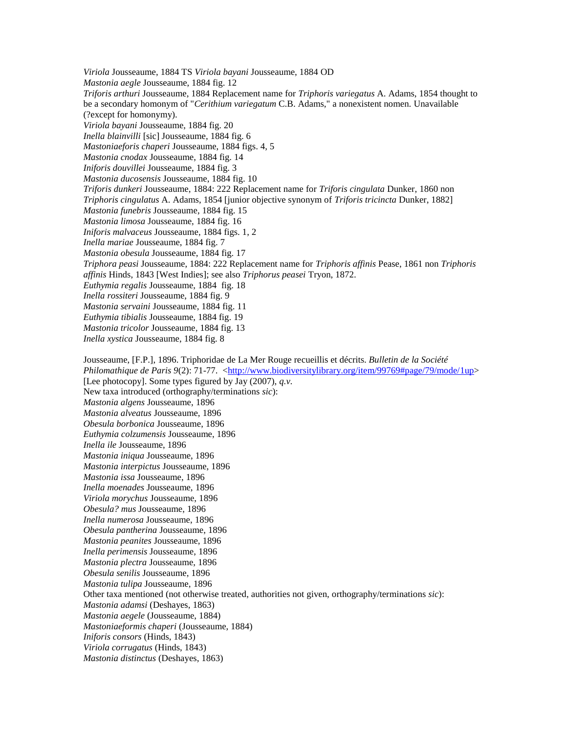*Viriola* Jousseaume, 1884 TS *Viriola bayani* Jousseaume, 1884 OD
*Mastonia aegle* Jousseaume, 1884 fig. 12
*Triforis arthuri* Jousseaume, 1884 Replacement name for *Triphoris variegatus* A. Adams, 1854 thought to be a secondary homonym of "*Cerithium variegatum* C.B. Adams," a nonexistent nomen. Unavailable (?except for homonymy).
*Viriola bayani* Jousseaume, 1884 fig. 20
*Inella blainvilli* [sic] Jousseaume, 1884 fig. 6
*Mastoniaeforis chaperi* Jousseaume, 1884 figs. 4, 5
*Mastonia cnodax* Jousseaume, 1884 fig. 14
*Iniforis douvillei* Jousseaume, 1884 fig. 3
*Mastonia ducosensis* Jousseaume, 1884 fig. 10
*Triforis dunkeri* Jousseaume, 1884: 222 Replacement name for *Triforis cingulata* Dunker, 1860 non *Triphoris cingulatus* A. Adams, 1854 [junior objective synonym of *Triforis tricincta* Dunker, 1882]
*Mastonia funebris* Jousseaume, 1884 fig. 15
*Mastonia limosa* Jousseaume, 1884 fig. 16
*Iniforis malvaceus* Jousseaume, 1884 figs. 1, 2
*Inella mariae* Jousseaume, 1884 fig. 7
*Mastonia obesula* Jousseaume, 1884 fig. 17
*Triphora peasi* Jousseaume, 1884: 222 Replacement name for *Triphoris affinis* Pease, 1861 non *Triphoris affinis* Hinds, 1843 [West Indies]; see also *Triphorus peasei* Tryon, 1872.
*Euthymia regalis* Jousseaume, 1884 fig. 18
*Inella rossiteri* Jousseaume, 1884 fig. 9
*Mastonia servaini* Jousseaume, 1884 fig. 11
*Euthymia tibialis* Jousseaume, 1884 fig. 19
*Mastonia tricolor* Jousseaume, 1884 fig. 13
*Inella xystica* Jousseaume, 1884 fig. 8

Jousseaume, [F.P.], 1896. Triphoridae de La Mer Rouge recueillis et décrits. *Bulletin de la Société Philomathique de Paris 9*(2): 71-77. <http://www.biodiversitylibrary.org/item/99769#page/79/mode/1up> [Lee photocopy]. Some types figured by Jay (2007), *q.v.*
New taxa introduced (orthography/terminations *sic*):
*Mastonia algens* Jousseaume, 1896
*Mastonia alveatus* Jousseaume, 1896
*Obesula borbonica* Jousseaume, 1896
*Euthymia colzumensis* Jousseaume, 1896
*Inella ile* Jousseaume, 1896
*Mastonia iniqua* Jousseaume, 1896
*Mastonia interpictus* Jousseaume, 1896
*Mastonia issa* Jousseaume, 1896
*Inella moenades* Jousseaume, 1896
*Viriola morychus* Jousseaume, 1896
*Obesula? mus* Jousseaume, 1896
*Inella numerosa* Jousseaume, 1896
*Obesula pantherina* Jousseaume, 1896
*Mastonia peanites* Jousseaume, 1896
*Inella perimensis* Jousseaume, 1896
*Mastonia plectra* Jousseaume, 1896
*Obesula senilis* Jousseaume, 1896
*Mastonia tulipa* Jousseaume, 1896
Other taxa mentioned (not otherwise treated, authorities not given, orthography/terminations *sic*):
*Mastonia adamsi* (Deshayes, 1863)
*Mastonia aegele* (Jousseaume, 1884)
*Mastoniaeformis chaperi* (Jousseaume, 1884)
*Iniforis consors* (Hinds, 1843)
*Viriola corrugatus* (Hinds, 1843)
*Mastonia distinctus* (Deshayes, 1863)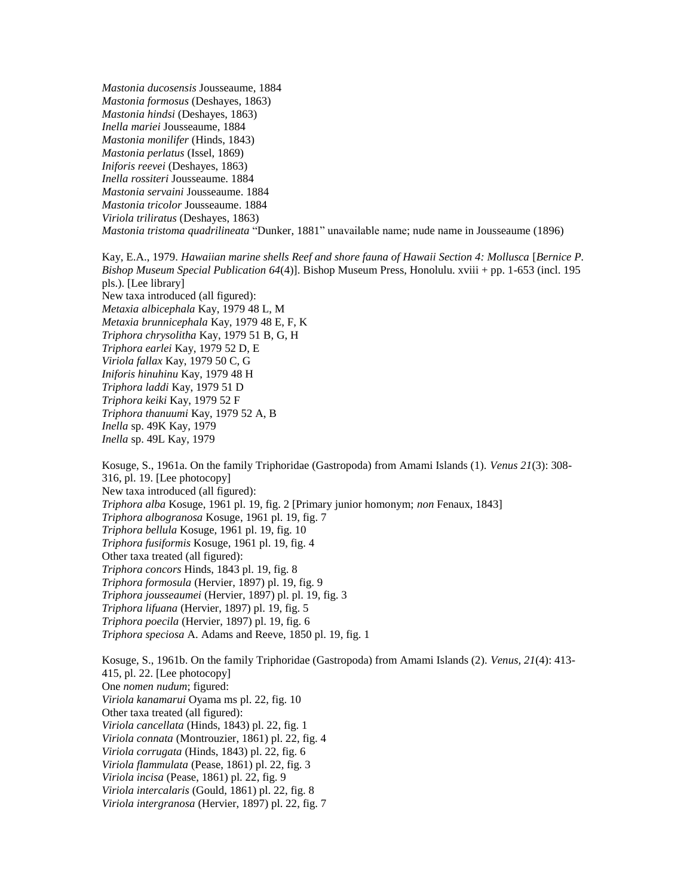*Mastonia ducosensis* Jousseaume, 1884
*Mastonia formosus* (Deshayes, 1863)
*Mastonia hindsi* (Deshayes, 1863)
*Inella mariei* Jousseaume, 1884
*Mastonia monilifer* (Hinds, 1843)
*Mastonia perlatus* (Issel, 1869)
*Iniforis reevei* (Deshayes, 1863)
*Inella rossiteri* Jousseaume. 1884
*Mastonia servaini* Jousseaume. 1884
*Mastonia tricolor* Jousseaume. 1884
*Viriola triliratus* (Deshayes, 1863)
*Mastonia tristoma quadrilineata* "Dunker, 1881" unavailable name; nude name in Jousseaume (1896)

Kay, E.A., 1979. *Hawaiian marine shells Reef and shore fauna of Hawaii Section 4: Mollusca* [*Bernice P. Bishop Museum Special Publication 64*(4)]. Bishop Museum Press, Honolulu. xviii + pp. 1-653 (incl. 195 pls.). [Lee library]
New taxa introduced (all figured):
*Metaxia albicephala* Kay, 1979 48 L, M
*Metaxia brunnicephala* Kay, 1979 48 E, F, K
*Triphora chrysolitha* Kay, 1979 51 B, G, H
*Triphora earlei* Kay, 1979 52 D, E
*Viriola fallax* Kay, 1979 50 C, G
*Iniforis hinuhinu* Kay, 1979 48 H
*Triphora laddi* Kay, 1979 51 D
*Triphora keiki* Kay, 1979 52 F
*Triphora thanuumi* Kay, 1979 52 A, B
*Inella* sp. 49K Kay, 1979
*Inella* sp. 49L Kay, 1979

Kosuge, S., 1961a. On the family Triphoridae (Gastropoda) from Amami Islands (1). *Venus 21*(3): 308-316, pl. 19. [Lee photocopy]
New taxa introduced (all figured):
*Triphora alba* Kosuge, 1961 pl. 19, fig. 2 [Primary junior homonym; *non* Fenaux, 1843]
*Triphora albogranosa* Kosuge, 1961 pl. 19, fig. 7
*Triphora bellula* Kosuge, 1961 pl. 19, fig. 10
*Triphora fusiformis* Kosuge, 1961 pl. 19, fig. 4
Other taxa treated (all figured):
*Triphora concors* Hinds, 1843 pl. 19, fig. 8
*Triphora formosula* (Hervier, 1897) pl. 19, fig. 9
*Triphora jousseaumei* (Hervier, 1897) pl. pl. 19, fig. 3
*Triphora lifuana* (Hervier, 1897) pl. 19, fig. 5
*Triphora poecila* (Hervier, 1897) pl. 19, fig. 6
*Triphora speciosa* A. Adams and Reeve, 1850 pl. 19, fig. 1

Kosuge, S., 1961b. On the family Triphoridae (Gastropoda) from Amami Islands (2). *Venus, 21*(4): 413-415, pl. 22. [Lee photocopy]
One *nomen nudum*; figured:
*Viriola kanamarui* Oyama ms pl. 22, fig. 10
Other taxa treated (all figured):
*Viriola cancellata* (Hinds, 1843) pl. 22, fig. 1
*Viriola connata* (Montrouzier, 1861) pl. 22, fig. 4
*Viriola corrugata* (Hinds, 1843) pl. 22, fig. 6
*Viriola flammulata* (Pease, 1861) pl. 22, fig. 3
*Viriola incisa* (Pease, 1861) pl. 22, fig. 9
*Viriola intercalaris* (Gould, 1861) pl. 22, fig. 8
*Viriola intergranosa* (Hervier, 1897) pl. 22, fig. 7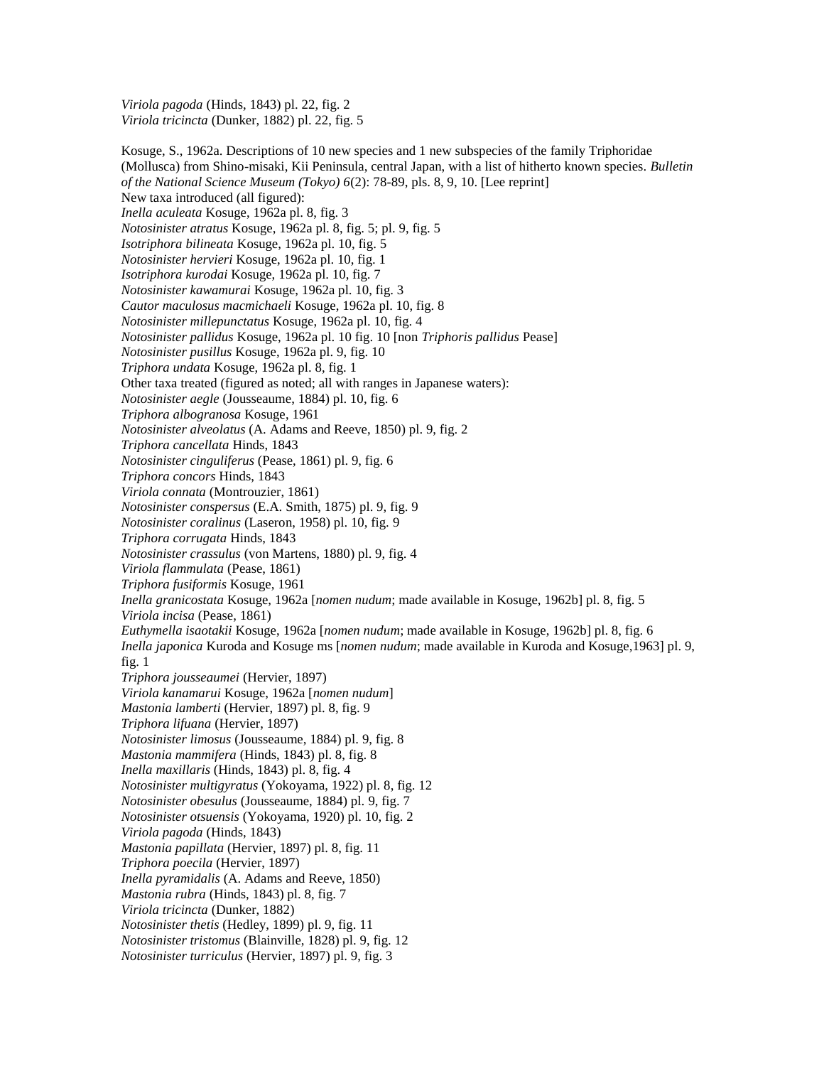*Viriola pagoda* (Hinds, 1843) pl. 22, fig. 2
*Viriola tricincta* (Dunker, 1882) pl. 22, fig. 5

Kosuge, S., 1962a. Descriptions of 10 new species and 1 new subspecies of the family Triphoridae (Mollusca) from Shino-misaki, Kii Peninsula, central Japan, with a list of hitherto known species. *Bulletin of the National Science Museum (Tokyo) 6*(2): 78-89, pls. 8, 9, 10. [Lee reprint]
New taxa introduced (all figured):
*Inella aculeata* Kosuge, 1962a pl. 8, fig. 3
*Notosinister atratus* Kosuge, 1962a pl. 8, fig. 5; pl. 9, fig. 5
*Isotriphora bilineata* Kosuge, 1962a pl. 10, fig. 5
*Notosinister hervieri* Kosuge, 1962a pl. 10, fig. 1
*Isotriphora kurodai* Kosuge, 1962a pl. 10, fig. 7
*Notosinister kawamurai* Kosuge, 1962a pl. 10, fig. 3
*Cautor maculosus macmichaeli* Kosuge, 1962a pl. 10, fig. 8
*Notosinister millepunctatus* Kosuge, 1962a pl. 10, fig. 4
*Notosinister pallidus* Kosuge, 1962a pl. 10 fig. 10 [non *Triphoris pallidus* Pease]
*Notosinister pusillus* Kosuge, 1962a pl. 9, fig. 10
*Triphora undata* Kosuge, 1962a pl. 8, fig. 1
Other taxa treated (figured as noted; all with ranges in Japanese waters):
*Notosinister aegle* (Jousseaume, 1884) pl. 10, fig. 6
*Triphora albogranosa* Kosuge, 1961
*Notosinister alveolatus* (A. Adams and Reeve, 1850) pl. 9, fig. 2
*Triphora cancellata* Hinds, 1843
*Notosinister cinguliferus* (Pease, 1861) pl. 9, fig. 6
*Triphora concors* Hinds, 1843
*Viriola connata* (Montrouzier, 1861)
*Notosinister conspersus* (E.A. Smith, 1875) pl. 9, fig. 9
*Notosinister coralinus* (Laseron, 1958) pl. 10, fig. 9
*Triphora corrugata* Hinds, 1843
*Notosinister crassulus* (von Martens, 1880) pl. 9, fig. 4
*Viriola flammulata* (Pease, 1861)
*Triphora fusiformis* Kosuge, 1961
*Inella granicostata* Kosuge, 1962a [*nomen nudum*; made available in Kosuge, 1962b] pl. 8, fig. 5
*Viriola incisa* (Pease, 1861)
*Euthymella isaotakii* Kosuge, 1962a [*nomen nudum*; made available in Kosuge, 1962b] pl. 8, fig. 6
*Inella japonica* Kuroda and Kosuge ms [*nomen nudum*; made available in Kuroda and Kosuge,1963] pl. 9, fig. 1
*Triphora jousseaumei* (Hervier, 1897)
*Viriola kanamarui* Kosuge, 1962a [*nomen nudum*]
*Mastonia lamberti* (Hervier, 1897) pl. 8, fig. 9
*Triphora lifuana* (Hervier, 1897)
*Notosinister limosus* (Jousseaume, 1884) pl. 9, fig. 8
*Mastonia mammifera* (Hinds, 1843) pl. 8, fig. 8
*Inella maxillaris* (Hinds, 1843) pl. 8, fig. 4
*Notosinister multigyratus* (Yokoyama, 1922) pl. 8, fig. 12
*Notosinister obesulus* (Jousseaume, 1884) pl. 9, fig. 7
*Notosinister otsuensis* (Yokoyama, 1920) pl. 10, fig. 2
*Viriola pagoda* (Hinds, 1843)
*Mastonia papillata* (Hervier, 1897) pl. 8, fig. 11
*Triphora poecila* (Hervier, 1897)
*Inella pyramidalis* (A. Adams and Reeve, 1850)
*Mastonia rubra* (Hinds, 1843) pl. 8, fig. 7
*Viriola tricincta* (Dunker, 1882)
*Notosinister thetis* (Hedley, 1899) pl. 9, fig. 11
*Notosinister tristomus* (Blainville, 1828) pl. 9, fig. 12
*Notosinister turriculus* (Hervier, 1897) pl. 9, fig. 3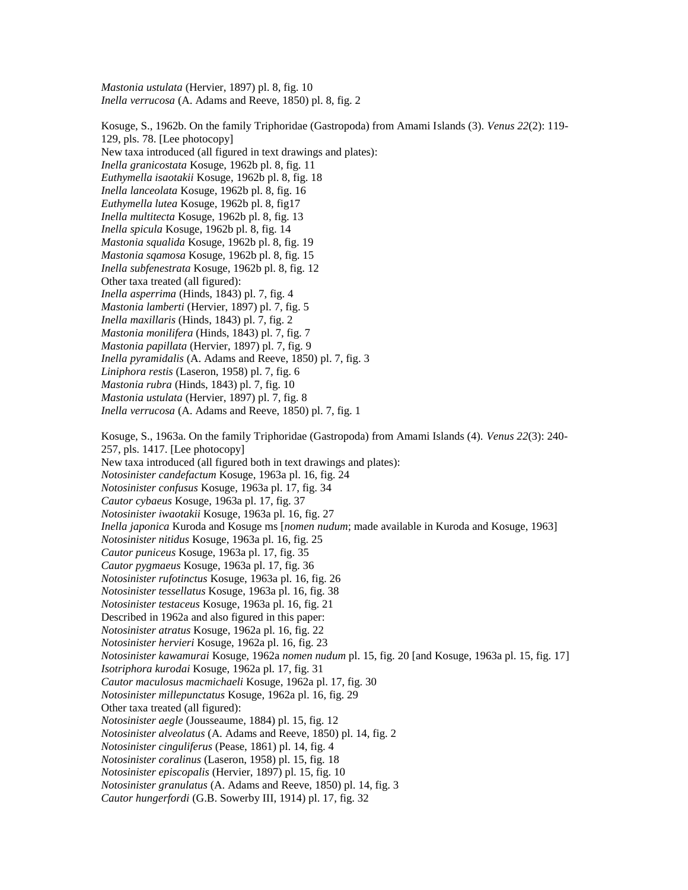*Mastonia ustulata* (Hervier, 1897) pl. 8, fig. 10
*Inella verrucosa* (A. Adams and Reeve, 1850) pl. 8, fig. 2

Kosuge, S., 1962b. On the family Triphoridae (Gastropoda) from Amami Islands (3). *Venus 22*(2): 119-129, pls. 78. [Lee photocopy]
New taxa introduced (all figured in text drawings and plates):
*Inella granicostata* Kosuge, 1962b pl. 8, fig. 11
*Euthymella isaotakii* Kosuge, 1962b pl. 8, fig. 18
*Inella lanceolata* Kosuge, 1962b pl. 8, fig. 16
*Euthymella lutea* Kosuge, 1962b pl. 8, fig17
*Inella multitecta* Kosuge, 1962b pl. 8, fig. 13
*Inella spicula* Kosuge, 1962b pl. 8, fig. 14
*Mastonia squalida* Kosuge, 1962b pl. 8, fig. 19
*Mastonia sqamosa* Kosuge, 1962b pl. 8, fig. 15
*Inella subfenestrata* Kosuge, 1962b pl. 8, fig. 12
Other taxa treated (all figured):
*Inella asperrima* (Hinds, 1843) pl. 7, fig. 4
*Mastonia lamberti* (Hervier, 1897) pl. 7, fig. 5
*Inella maxillaris* (Hinds, 1843) pl. 7, fig. 2
*Mastonia monilifera* (Hinds, 1843) pl. 7, fig. 7
*Mastonia papillata* (Hervier, 1897) pl. 7, fig. 9
*Inella pyramidalis* (A. Adams and Reeve, 1850) pl. 7, fig. 3
*Liniphora restis* (Laseron, 1958) pl. 7, fig. 6
*Mastonia rubra* (Hinds, 1843) pl. 7, fig. 10
*Mastonia ustulata* (Hervier, 1897) pl. 7, fig. 8
*Inella verrucosa* (A. Adams and Reeve, 1850) pl. 7, fig. 1

Kosuge, S., 1963a. On the family Triphoridae (Gastropoda) from Amami Islands (4). *Venus 22*(3): 240-257, pls. 1417. [Lee photocopy]
New taxa introduced (all figured both in text drawings and plates):
*Notosinister candefactum* Kosuge, 1963a pl. 16, fig. 24
*Notosinister confusus* Kosuge, 1963a pl. 17, fig. 34
*Cautor cybaeus* Kosuge, 1963a pl. 17, fig. 37
*Notosinister iwaotakii* Kosuge, 1963a pl. 16, fig. 27
*Inella japonica* Kuroda and Kosuge ms [*nomen nudum*; made available in Kuroda and Kosuge, 1963]
*Notosinister nitidus* Kosuge, 1963a pl. 16, fig. 25
*Cautor puniceus* Kosuge, 1963a pl. 17, fig. 35
*Cautor pygmaeus* Kosuge, 1963a pl. 17, fig. 36
*Notosinister rufotinctus* Kosuge, 1963a pl. 16, fig. 26
*Notosinister tessellatus* Kosuge, 1963a pl. 16, fig. 38
*Notosinister testaceus* Kosuge, 1963a pl. 16, fig. 21
Described in 1962a and also figured in this paper:
*Notosinister atratus* Kosuge, 1962a pl. 16, fig. 22
*Notosinister hervieri* Kosuge, 1962a pl. 16, fig. 23
*Notosinister kawamurai* Kosuge, 1962a *nomen nudum* pl. 15, fig. 20 [and Kosuge, 1963a pl. 15, fig. 17]
*Isotriphora kurodai* Kosuge, 1962a pl. 17, fig. 31
*Cautor maculosus macmichaeli* Kosuge, 1962a pl. 17, fig. 30
*Notosinister millepunctatus* Kosuge, 1962a pl. 16, fig. 29
Other taxa treated (all figured):
*Notosinister aegle* (Jousseaume, 1884) pl. 15, fig. 12
*Notosinister alveolatus* (A. Adams and Reeve, 1850) pl. 14, fig. 2
*Notosinister cinguliferus* (Pease, 1861) pl. 14, fig. 4
*Notosinister coralinus* (Laseron, 1958) pl. 15, fig. 18
*Notosinister episcopalis* (Hervier, 1897) pl. 15, fig. 10
*Notosinister granulatus* (A. Adams and Reeve, 1850) pl. 14, fig. 3
*Cautor hungerfordi* (G.B. Sowerby III, 1914) pl. 17, fig. 32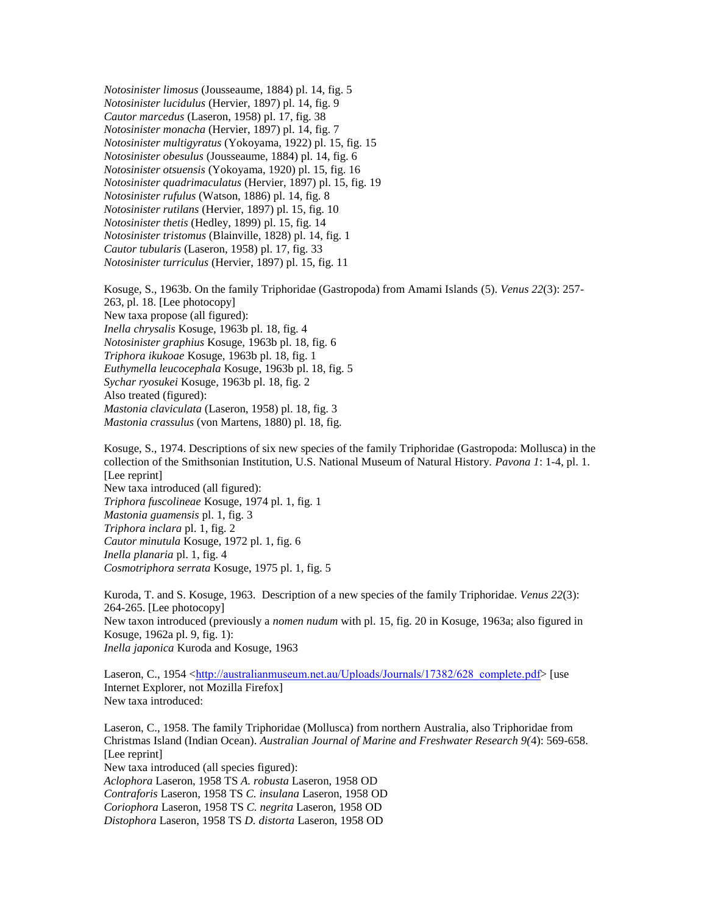*Notosinister limosus* (Jousseaume, 1884) pl. 14, fig. 5
*Notosinister lucidulus* (Hervier, 1897) pl. 14, fig. 9
*Cautor marcedus* (Laseron, 1958) pl. 17, fig. 38
*Notosinister monacha* (Hervier, 1897) pl. 14, fig. 7
*Notosinister multigyratus* (Yokoyama, 1922) pl. 15, fig. 15
*Notosinister obesulus* (Jousseaume, 1884) pl. 14, fig. 6
*Notosinister otsuensis* (Yokoyama, 1920) pl. 15, fig. 16
*Notosinister quadrimaculatus* (Hervier, 1897) pl. 15, fig. 19
*Notosinister rufulus* (Watson, 1886) pl. 14, fig. 8
*Notosinister rutilans* (Hervier, 1897) pl. 15, fig. 10
*Notosinister thetis* (Hedley, 1899) pl. 15, fig. 14
*Notosinister tristomus* (Blainville, 1828) pl. 14, fig. 1
*Cautor tubularis* (Laseron, 1958) pl. 17, fig. 33
*Notosinister turriculus* (Hervier, 1897) pl. 15, fig. 11

Kosuge, S., 1963b. On the family Triphoridae (Gastropoda) from Amami Islands (5). *Venus 22*(3): 257-263, pl. 18. [Lee photocopy]
New taxa propose (all figured):
*Inella chrysalis* Kosuge, 1963b pl. 18, fig. 4
*Notosinister graphius* Kosuge, 1963b pl. 18, fig. 6
*Triphora ikukoae* Kosuge, 1963b pl. 18, fig. 1
*Euthymella leucocephala* Kosuge, 1963b pl. 18, fig. 5
*Sychar ryosukei* Kosuge, 1963b pl. 18, fig. 2
Also treated (figured):
*Mastonia claviculata* (Laseron, 1958) pl. 18, fig. 3
*Mastonia crassulus* (von Martens, 1880) pl. 18, fig.

Kosuge, S., 1974. Descriptions of six new species of the family Triphoridae (Gastropoda: Mollusca) in the collection of the Smithsonian Institution, U.S. National Museum of Natural History. *Pavona 1*: 1-4, pl. 1. [Lee reprint]
New taxa introduced (all figured):
*Triphora fuscolineae* Kosuge, 1974 pl. 1, fig. 1
*Mastonia guamensis* pl. 1, fig. 3
*Triphora inclara* pl. 1, fig. 2
*Cautor minutula* Kosuge, 1972 pl. 1, fig. 6
*Inella planaria* pl. 1, fig. 4
*Cosmotriphora serrata* Kosuge, 1975 pl. 1, fig. 5

Kuroda, T. and S. Kosuge, 1963. Description of a new species of the family Triphoridae. *Venus 22*(3): 264-265. [Lee photocopy]
New taxon introduced (previously a *nomen nudum* with pl. 15, fig. 20 in Kosuge, 1963a; also figured in Kosuge, 1962a pl. 9, fig. 1):
*Inella japonica* Kuroda and Kosuge, 1963

Laseron, C., 1954 <http://australianmuseum.net.au/Uploads/Journals/17382/628_complete.pdf> [use Internet Explorer, not Mozilla Firefox]
New taxa introduced:

Laseron, C., 1958. The family Triphoridae (Mollusca) from northern Australia, also Triphoridae from Christmas Island (Indian Ocean). *Australian Journal of Marine and Freshwater Research 9(*4): 569-658. [Lee reprint]
New taxa introduced (all species figured):
*Aclophora* Laseron, 1958 TS *A. robusta* Laseron, 1958 OD
*Contraforis* Laseron, 1958 TS *C. insulana* Laseron, 1958 OD
*Coriophora* Laseron, 1958 TS *C. negrita* Laseron, 1958 OD
*Distophora* Laseron, 1958 TS *D. distorta* Laseron, 1958 OD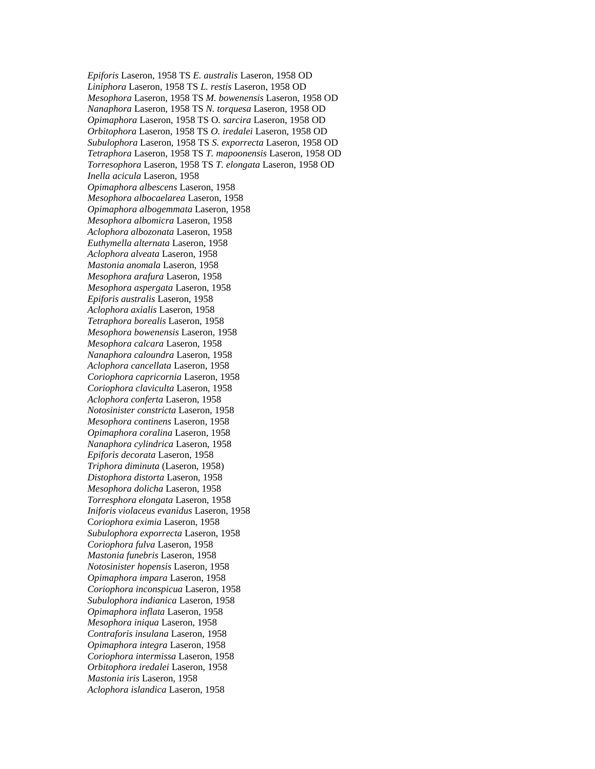*Epiforis* Laseron, 1958 TS *E. australis* Laseron, 1958 OD
*Liniphora* Laseron, 1958 TS *L. restis* Laseron, 1958 OD
*Mesophora* Laseron, 1958 TS *M. bowenensis* Laseron, 1958 OD
*Nanaphora* Laseron, 1958 TS *N. torquesa* Laseron, 1958 OD
*Opimaphora* Laseron, 1958 TS O. *sarcira* Laseron, 1958 OD
*Orbitophora* Laseron, 1958 TS *O. iredalei* Laseron, 1958 OD
*Subulophora* Laseron, 1958 TS *S. exporrecta* Laseron, 1958 OD
*Tetraphora* Laseron, 1958 TS *T. mapoonensis* Laseron, 1958 OD
*Torresophora* Laseron, 1958 TS *T. elongata* Laseron, 1958 OD
*Inella acicula* Laseron, 1958
*Opimaphora albescens* Laseron, 1958
*Mesophora albocaelarea* Laseron, 1958
*Opimaphora albogemmata* Laseron, 1958
*Mesophora albomicra* Laseron, 1958
*Aclophora albozonata* Laseron, 1958
*Euthymella alternata* Laseron, 1958
*Aclophora alveata* Laseron, 1958
*Mastonia anomala* Laseron, 1958
*Mesophora arafura* Laseron, 1958
*Mesophora aspergata* Laseron, 1958
*Epiforis australis* Laseron, 1958
*Aclophora axialis* Laseron, 1958
*Tetraphora borealis* Laseron, 1958
*Mesophora bowenensis* Laseron, 1958
*Mesophora calcara* Laseron, 1958
*Nanaphora caloundra* Laseron, 1958
*Aclophora cancellata* Laseron, 1958
*Coriophora capricornia* Laseron, 1958
*Coriophora claviculta* Laseron, 1958
*Aclophora conferta* Laseron, 1958
*Notosinister constricta* Laseron, 1958
*Mesophora continens* Laseron, 1958
*Opimaphora coralina* Laseron, 1958
*Nanaphora cylindrica* Laseron, 1958
*Epiforis decorata* Laseron, 1958
*Triphora diminuta* (Laseron, 1958)
*Distophora distorta* Laseron, 1958
*Mesophora dolicha* Laseron, 1958
*Torresphora elongata* Laseron, 1958
*Iniforis violaceus evanidus* Laseron, 1958
C*oriophora eximia* Laseron, 1958
*Subulophora exporrecta* Laseron, 1958
*Coriophora fulva* Laseron, 1958
*Mastonia funebris* Laseron, 1958
*Notosinister hopensis* Laseron, 1958
*Opimaphora impara* Laseron, 1958
*Coriophora inconspicua* Laseron, 1958
*Subulophora indianica* Laseron, 1958
*Opimaphora inflata* Laseron, 1958
*Mesophora iniqua* Laseron, 1958
*Contraforis insulana* Laseron, 1958
*Opimaphora integra* Laseron, 1958
*Coriophora intermissa* Laseron, 1958
*Orbitophora iredalei* Laseron, 1958
*Mastonia iris* Laseron, 1958
*Aclophora islandica* Laseron, 1958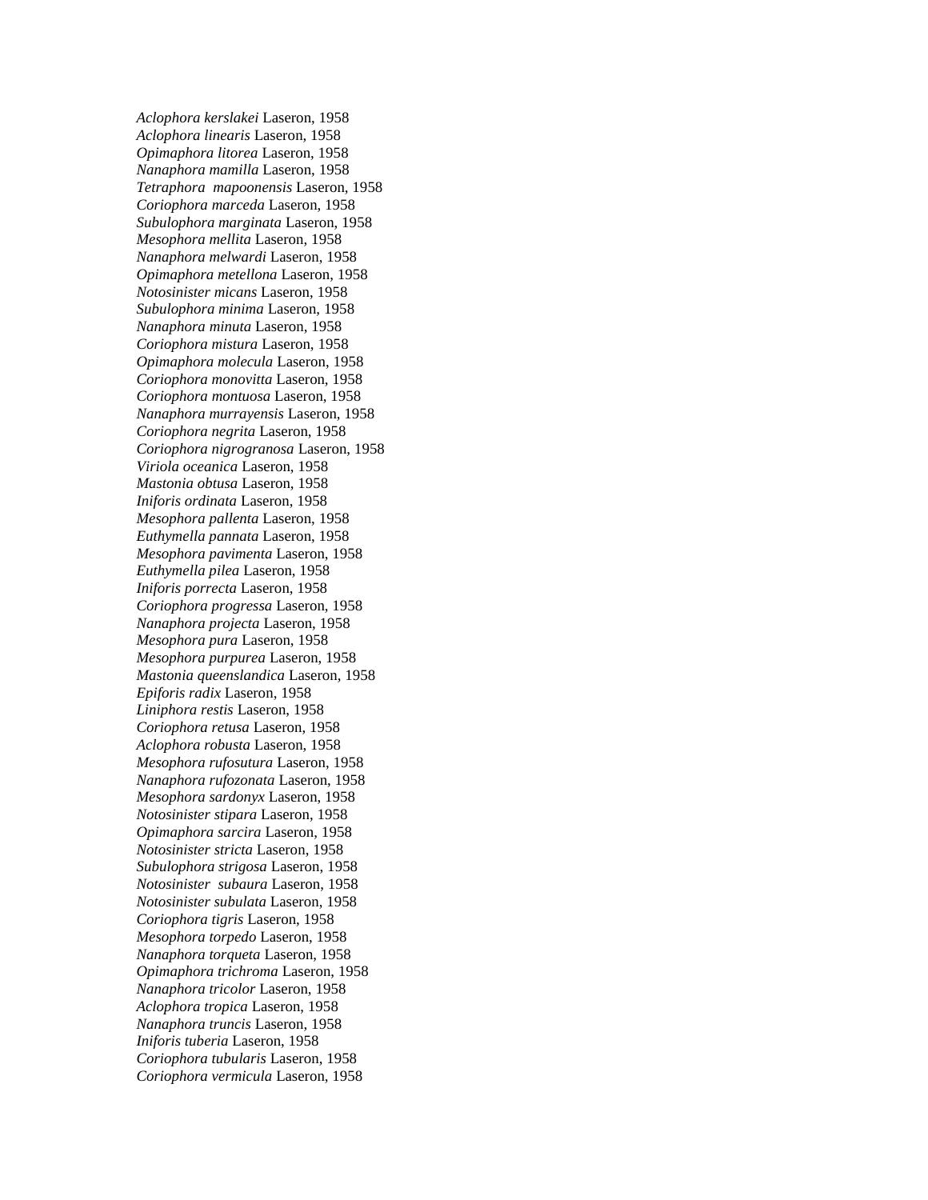*Aclophora kerslakei* Laseron, 1958  
*Aclophora linearis* Laseron, 1958  
*Opimaphora litorea* Laseron, 1958  
*Nanaphora mamilla* Laseron, 1958  
*Tetraphora mapoonensis* Laseron, 1958  
*Coriophora marceda* Laseron, 1958  
*Subulophora marginata* Laseron, 1958  
*Mesophora mellita* Laseron, 1958  
*Nanaphora melwardi* Laseron, 1958  
*Opimaphora metellona* Laseron, 1958  
*Notosinister micans* Laseron, 1958  
*Subulophora minima* Laseron, 1958  
*Nanaphora minuta* Laseron, 1958  
*Coriophora mistura* Laseron, 1958  
*Opimaphora molecula* Laseron, 1958  
*Coriophora monovitta* Laseron, 1958  
*Coriophora montuosa* Laseron, 1958  
*Nanaphora murrayensis* Laseron, 1958  
*Coriophora negrita* Laseron, 1958  
*Coriophora nigrogranosa* Laseron, 1958  
*Viriola oceanica* Laseron, 1958  
*Mastonia obtusa* Laseron, 1958  
*Iniforis ordinata* Laseron, 1958  
*Mesophora pallenta* Laseron, 1958  
*Euthymella pannata* Laseron, 1958  
*Mesophora pavimenta* Laseron, 1958  
*Euthymella pilea* Laseron, 1958  
*Iniforis porrecta* Laseron, 1958  
*Coriophora progressa* Laseron, 1958  
*Nanaphora projecta* Laseron, 1958  
*Mesophora pura* Laseron, 1958  
*Mesophora purpurea* Laseron, 1958  
*Mastonia queenslandica* Laseron, 1958  
*Epiforis radix* Laseron, 1958  
*Liniphora restis* Laseron, 1958  
*Coriophora retusa* Laseron, 1958  
*Aclophora robusta* Laseron, 1958  
*Mesophora rufosutura* Laseron, 1958  
*Nanaphora rufozonata* Laseron, 1958  
*Mesophora sardonyx* Laseron, 1958  
*Notosinister stipara* Laseron, 1958  
*Opimaphora sarcira* Laseron, 1958  
*Notosinister stricta* Laseron, 1958  
*Subulophora strigosa* Laseron, 1958  
*Notosinister subaura* Laseron, 1958  
*Notosinister subulata* Laseron, 1958  
*Coriophora tigris* Laseron, 1958  
*Mesophora torpedo* Laseron, 1958  
*Nanaphora torqueta* Laseron, 1958  
*Opimaphora trichroma* Laseron, 1958  
*Nanaphora tricolor* Laseron, 1958  
*Aclophora tropica* Laseron, 1958  
*Nanaphora truncis* Laseron, 1958  
*Iniforis tuberia* Laseron, 1958  
*Coriophora tubularis* Laseron, 1958  
*Coriophora vermicula* Laseron, 1958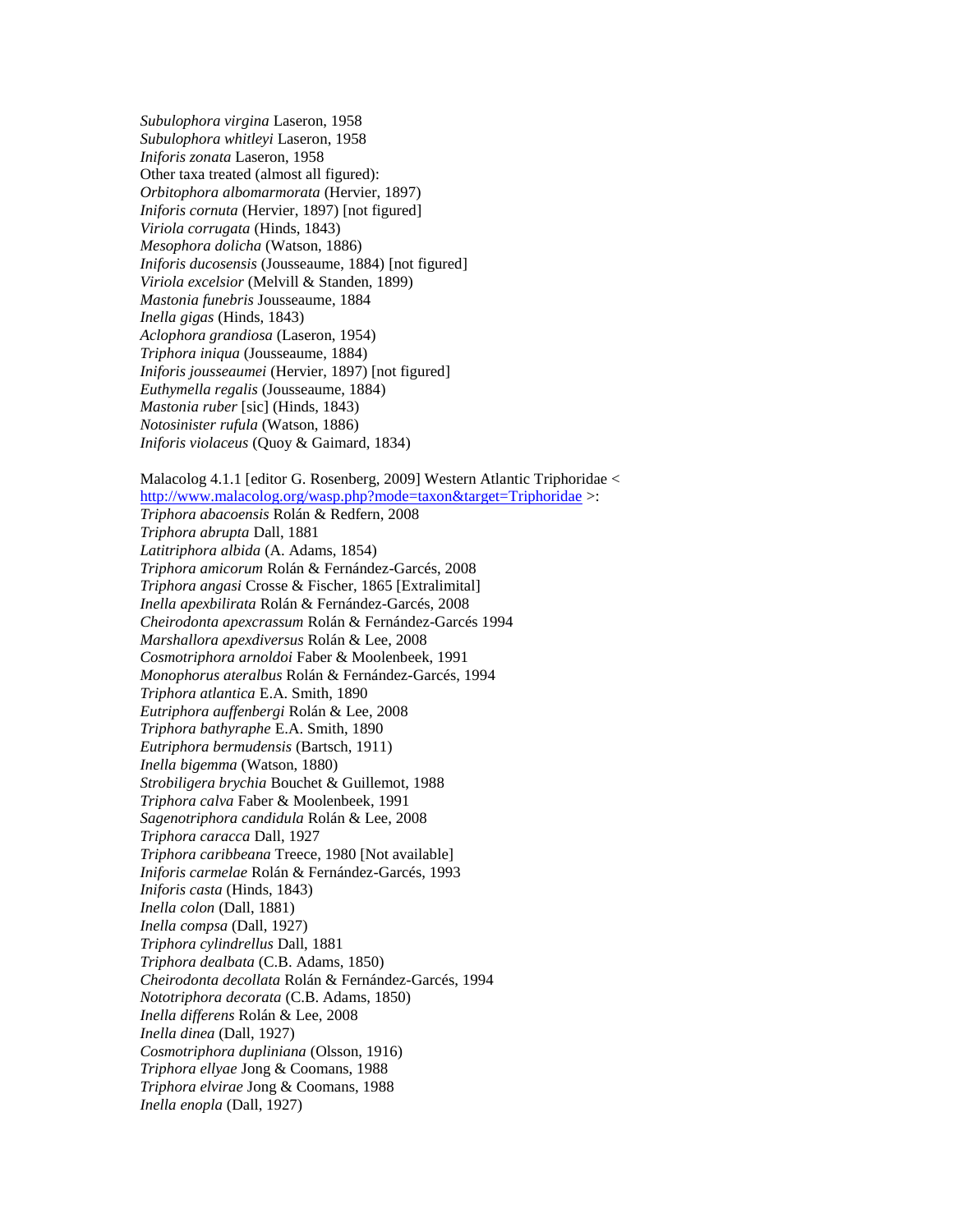*Subulophora virgina* Laseron, 1958
*Subulophora whitleyi* Laseron, 1958
*Iniforis zonata* Laseron, 1958
Other taxa treated (almost all figured):
*Orbitophora albomarmorata* (Hervier, 1897)
*Iniforis cornuta* (Hervier, 1897) [not figured]
*Viriola corrugata* (Hinds, 1843)
*Mesophora dolicha* (Watson, 1886)
*Iniforis ducosensis* (Jousseaume, 1884) [not figured]
*Viriola excelsior* (Melvill & Standen, 1899)
*Mastonia funebris* Jousseaume, 1884
*Inella gigas* (Hinds, 1843)
*Aclophora grandiosa* (Laseron, 1954)
*Triphora iniqua* (Jousseaume, 1884)
*Iniforis jousseaumei* (Hervier, 1897) [not figured]
*Euthymella regalis* (Jousseaume, 1884)
*Mastonia ruber* [sic] (Hinds, 1843)
*Notosinister rufula* (Watson, 1886)
*Iniforis violaceus* (Quoy & Gaimard, 1834)

Malacolog 4.1.1 [editor G. Rosenberg, 2009] Western Atlantic Triphoridae < http://www.malacolog.org/wasp.php?mode=taxon&target=Triphoridae >:
*Triphora abacoensis* Rolán & Redfern, 2008
*Triphora abrupta* Dall, 1881
*Latitriphora albida* (A. Adams, 1854)
*Triphora amicorum* Rolán & Fernández-Garcés, 2008
*Triphora angasi* Crosse & Fischer, 1865 [Extralimital]
*Inella apexbilirata* Rolán & Fernández-Garcés, 2008
*Cheirodonta apexcrassum* Rolán & Fernández-Garcés 1994
*Marshallora apexdiversus* Rolán & Lee, 2008
*Cosmotriphora arnoldoi* Faber & Moolenbeek, 1991
*Monophorus ateralbus* Rolán & Fernández-Garcés, 1994
*Triphora atlantica* E.A. Smith, 1890
*Eutriphora auffenbergi* Rolán & Lee, 2008
*Triphora bathyraphe* E.A. Smith, 1890
*Eutriphora bermudensis* (Bartsch, 1911)
*Inella bigemma* (Watson, 1880)
*Strobiligera brychia* Bouchet & Guillemot, 1988
*Triphora calva* Faber & Moolenbeek, 1991
*Sagenotriphora candidula* Rolán & Lee, 2008
*Triphora caracca* Dall, 1927
*Triphora caribbeana* Treece, 1980 [Not available]
*Iniforis carmelae* Rolán & Fernández-Garcés, 1993
*Iniforis casta* (Hinds, 1843)
*Inella colon* (Dall, 1881)
*Inella compsa* (Dall, 1927)
*Triphora cylindrellus* Dall, 1881
*Triphora dealbata* (C.B. Adams, 1850)
*Cheirodonta decollata* Rolán & Fernández-Garcés, 1994
*Nototriphora decorata* (C.B. Adams, 1850)
*Inella differens* Rolán & Lee, 2008
*Inella dinea* (Dall, 1927)
*Cosmotriphora dupliniana* (Olsson, 1916)
*Triphora ellyae* Jong & Coomans, 1988
*Triphora elvirae* Jong & Coomans, 1988
*Inella enopla* (Dall, 1927)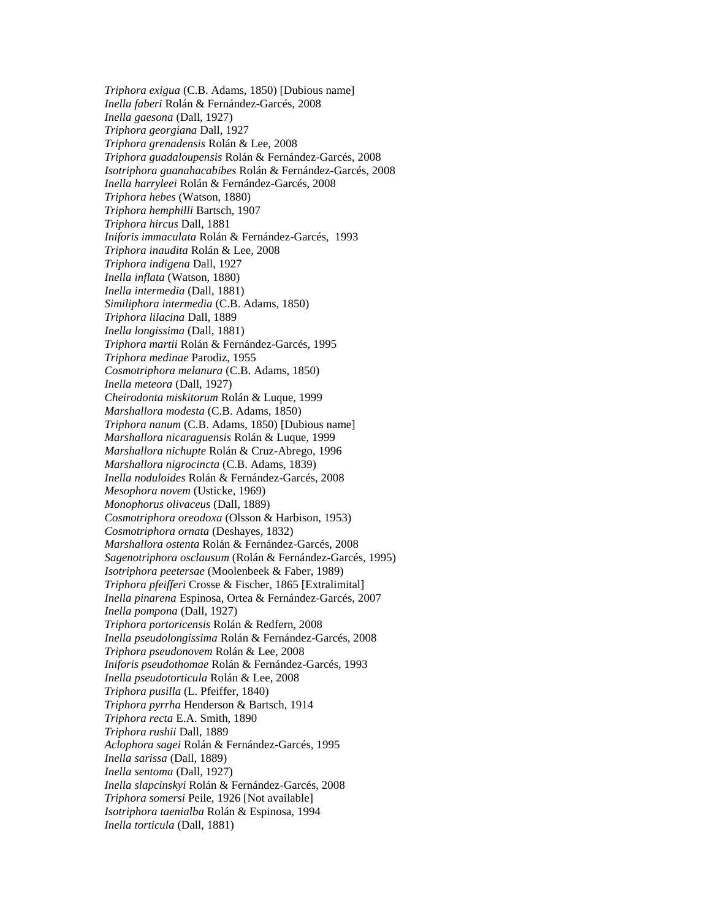*Triphora exigua* (C.B. Adams, 1850) [Dubious name]
*Inella faberi* Rolán & Fernández-Garcés, 2008
*Inella gaesona* (Dall, 1927)
*Triphora georgiana* Dall, 1927
*Triphora grenadensis* Rolán & Lee, 2008
*Triphora guadaloupensis* Rolán & Fernández-Garcés, 2008
*Isotriphora guanahacabibes* Rolán & Fernández-Garcés, 2008
*Inella harryleei* Rolán & Fernández-Garcés, 2008
*Triphora hebes* (Watson, 1880)
*Triphora hemphilli* Bartsch, 1907
*Triphora hircus* Dall, 1881
*Iniforis immaculata* Rolán & Fernández-Garcés, 1993
*Triphora inaudita* Rolán & Lee, 2008
*Triphora indigena* Dall, 1927
*Inella inflata* (Watson, 1880)
*Inella intermedia* (Dall, 1881)
*Similiphora intermedia* (C.B. Adams, 1850)
*Triphora lilacina* Dall, 1889
*Inella longissima* (Dall, 1881)
*Triphora martii* Rolán & Fernández-Garcés, 1995
*Triphora medinae* Parodiz, 1955
*Cosmotriphora melanura* (C.B. Adams, 1850)
*Inella meteora* (Dall, 1927)
*Cheirodonta miskitorum* Rolán & Luque, 1999
*Marshallora modesta* (C.B. Adams, 1850)
*Triphora nanum* (C.B. Adams, 1850) [Dubious name]
*Marshallora nicaraguensis* Rolán & Luque, 1999
*Marshallora nichupte* Rolán & Cruz-Abrego, 1996
*Marshallora nigrocincta* (C.B. Adams, 1839)
*Inella noduloides* Rolán & Fernández-Garcés, 2008
*Mesophora novem* (Usticke, 1969)
*Monophorus olivaceus* (Dall, 1889)
*Cosmotriphora oreodoxa* (Olsson & Harbison, 1953)
*Cosmotriphora ornata* (Deshayes, 1832)
*Marshallora ostenta* Rolán & Fernández-Garcés, 2008
*Sagenotriphora osclausum* (Rolán & Fernández-Garcés, 1995)
*Isotriphora peetersae* (Moolenbeek & Faber, 1989)
*Triphora pfeifferi* Crosse & Fischer, 1865 [Extralimital]
*Inella pinarena* Espinosa, Ortea & Fernández-Garcés, 2007
*Inella pompona* (Dall, 1927)
*Triphora portoricensis* Rolán & Redfern, 2008
*Inella pseudolongissima* Rolán & Fernández-Garcés, 2008
*Triphora pseudonovem* Rolán & Lee, 2008
*Iniforis pseudothomae* Rolán & Fernández-Garcés, 1993
*Inella pseudotorticula* Rolán & Lee, 2008
*Triphora pusilla* (L. Pfeiffer, 1840)
*Triphora pyrrha* Henderson & Bartsch, 1914
*Triphora recta* E.A. Smith, 1890
*Triphora rushii* Dall, 1889
*Aclophora sagei* Rolán & Fernández-Garcés, 1995
*Inella sarissa* (Dall, 1889)
*Inella sentoma* (Dall, 1927)
*Inella slapcinskyi* Rolán & Fernández-Garcés, 2008
*Triphora somersi* Peile, 1926 [Not available]
*Isotriphora taenialba* Rolán & Espinosa, 1994
*Inella torticula* (Dall, 1881)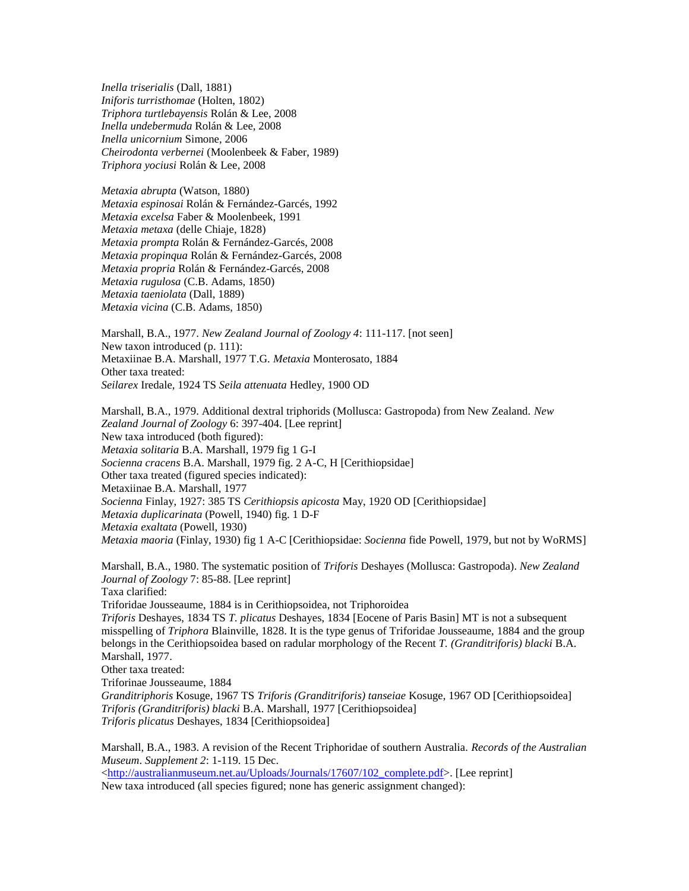*Inella triserialis* (Dall, 1881)
*Iniforis turristhomae* (Holten, 1802)
*Triphora turtlebayensis* Rolán & Lee, 2008
*Inella undebermuda* Rolán & Lee, 2008
*Inella unicornium* Simone, 2006
*Cheirodonta verbernei* (Moolenbeek & Faber, 1989)
*Triphora yociusi* Rolán & Lee, 2008

*Metaxia abrupta* (Watson, 1880)
*Metaxia espinosai* Rolán & Fernández-Garcés, 1992
*Metaxia excelsa* Faber & Moolenbeek, 1991
*Metaxia metaxa* (delle Chiaje, 1828)
*Metaxia prompta* Rolán & Fernández-Garcés, 2008
*Metaxia propinqua* Rolán & Fernández-Garcés, 2008
*Metaxia propria* Rolán & Fernández-Garcés, 2008
*Metaxia rugulosa* (C.B. Adams, 1850)
*Metaxia taeniolata* (Dall, 1889)
*Metaxia vicina* (C.B. Adams, 1850)

Marshall, B.A., 1977. *New Zealand Journal of Zoology 4*: 111-117. [not seen]
New taxon introduced (p. 111):
Metaxiinae B.A. Marshall, 1977 T.G. *Metaxia* Monterosato, 1884
Other taxa treated:
*Seilarex* Iredale, 1924 TS *Seila attenuata* Hedley, 1900 OD

Marshall, B.A., 1979. Additional dextral triphorids (Mollusca: Gastropoda) from New Zealand. *New Zealand Journal of Zoology* 6: 397-404. [Lee reprint]
New taxa introduced (both figured):
*Metaxia solitaria* B.A. Marshall, 1979 fig 1 G-I
*Socienna cracens* B.A. Marshall, 1979 fig. 2 A-C, H [Cerithiopsidae]
Other taxa treated (figured species indicated):
Metaxiinae B.A. Marshall, 1977
*Socienna* Finlay, 1927: 385 TS *Cerithiopsis apicosta* May, 1920 OD [Cerithiopsidae]
*Metaxia duplicarinata* (Powell, 1940) fig. 1 D-F
*Metaxia exaltata* (Powell, 1930)
*Metaxia maoria* (Finlay, 1930) fig 1 A-C [Cerithiopsidae: *Socienna* fide Powell, 1979, but not by WoRMS]

Marshall, B.A., 1980. The systematic position of *Triforis* Deshayes (Mollusca: Gastropoda). *New Zealand Journal of Zoology* 7: 85-88. [Lee reprint]
Taxa clarified:
Triforidae Jousseaume, 1884 is in Cerithiopsoidea, not Triphoroidea
*Triforis* Deshayes, 1834 TS *T. plicatus* Deshayes, 1834 [Eocene of Paris Basin] MT is not a subsequent misspelling of *Triphora* Blainville, 1828. It is the type genus of Triforidae Jousseaume, 1884 and the group belongs in the Cerithiopsoidea based on radular morphology of the Recent *T. (Granditriforis) blacki* B.A. Marshall, 1977.
Other taxa treated:
Triforinae Jousseaume, 1884
*Granditriphoris* Kosuge, 1967 TS *Triforis (Granditriforis) tanseiae* Kosuge, 1967 OD [Cerithiopsoidea]
*Triforis (Granditriforis) blacki* B.A. Marshall, 1977 [Cerithiopsoidea]
*Triforis plicatus* Deshayes, 1834 [Cerithiopsoidea]

Marshall, B.A., 1983. A revision of the Recent Triphoridae of southern Australia. *Records of the Australian Museum*. *Supplement 2*: 1-119. 15 Dec.
<http://australianmuseum.net.au/Uploads/Journals/17607/102_complete.pdf>. [Lee reprint]
New taxa introduced (all species figured; none has generic assignment changed):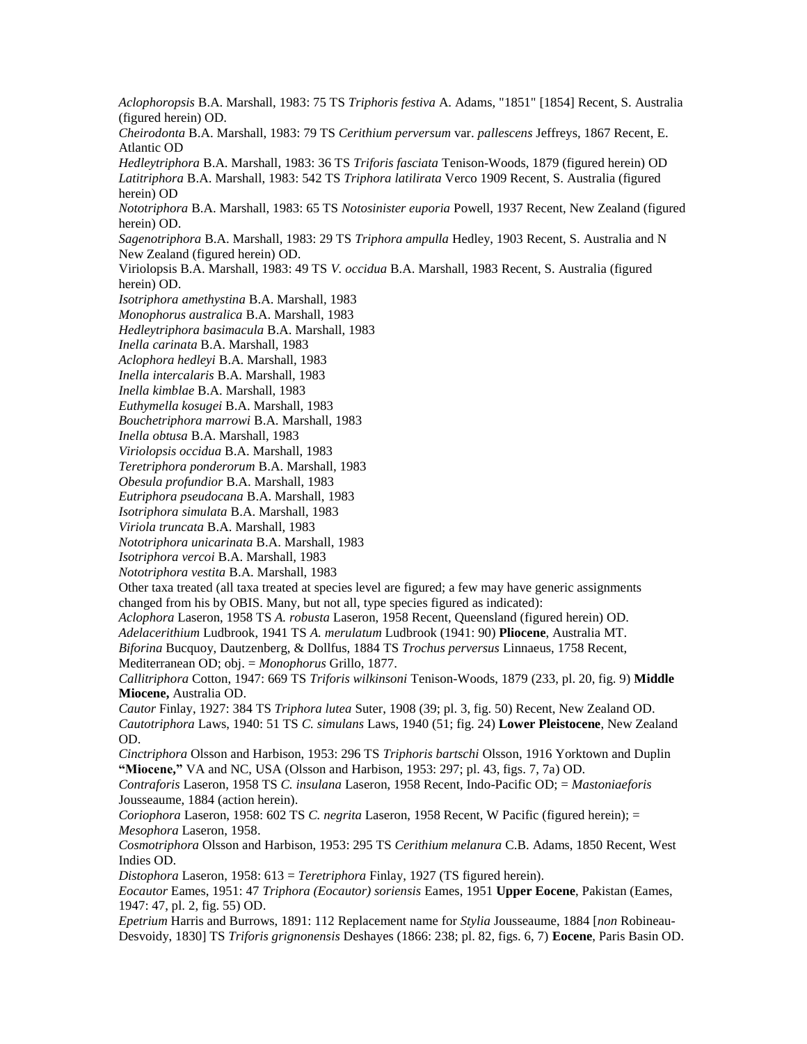*Aclophoropsis* B.A. Marshall, 1983: 75 TS *Triphoris festiva* A. Adams, "1851" [1854] Recent, S. Australia (figured herein) OD.
*Cheirodonta* B.A. Marshall, 1983: 79 TS *Cerithium perversum* var. *pallescens* Jeffreys, 1867 Recent, E. Atlantic OD
*Hedleytriphora* B.A. Marshall, 1983: 36 TS *Triforis fasciata* Tenison-Woods, 1879 (figured herein) OD
*Latitriphora* B.A. Marshall, 1983: 542 TS *Triphora latilirata* Verco 1909 Recent, S. Australia (figured herein) OD
*Nototriphora* B.A. Marshall, 1983: 65 TS *Notosinister euporia* Powell, 1937 Recent, New Zealand (figured herein) OD.
*Sagenotriphora* B.A. Marshall, 1983: 29 TS *Triphora ampulla* Hedley, 1903 Recent, S. Australia and N New Zealand (figured herein) OD.
Viriolopsis B.A. Marshall, 1983: 49 TS *V. occidua* B.A. Marshall, 1983 Recent, S. Australia (figured herein) OD.
*Isotriphora amethystina* B.A. Marshall, 1983
*Monophorus australica* B.A. Marshall, 1983
*Hedleytriphora basimacula* B.A. Marshall, 1983
*Inella carinata* B.A. Marshall, 1983
*Aclophora hedleyi* B.A. Marshall, 1983
*Inella intercalaris* B.A. Marshall, 1983
*Inella kimblae* B.A. Marshall, 1983
*Euthymella kosugei* B.A. Marshall, 1983
*Bouchetriphora marrowi* B.A. Marshall, 1983
*Inella obtusa* B.A. Marshall, 1983
*Viriolopsis occidua* B.A. Marshall, 1983
*Teretriphora ponderorum* B.A. Marshall, 1983
*Obesula profundior* B.A. Marshall, 1983
*Eutriphora pseudocana* B.A. Marshall, 1983
*Isotriphora simulata* B.A. Marshall, 1983
*Viriola truncata* B.A. Marshall, 1983
*Nototriphora unicarinata* B.A. Marshall, 1983
*Isotriphora vercoi* B.A. Marshall, 1983
*Nototriphora vestita* B.A. Marshall, 1983
Other taxa treated (all taxa treated at species level are figured; a few may have generic assignments changed from his by OBIS. Many, but not all, type species figured as indicated):
*Aclophora* Laseron, 1958 TS *A. robusta* Laseron, 1958 Recent, Queensland (figured herein) OD.
*Adelacerithium* Ludbrook, 1941 TS *A. merulatum* Ludbrook (1941: 90) **Pliocene**, Australia MT.
*Biforina* Bucquoy, Dautzenberg, & Dollfus, 1884 TS *Trochus perversus* Linnaeus, 1758 Recent, Mediterranean OD; obj. = *Monophorus* Grillo, 1877.
*Callitriphora* Cotton, 1947: 669 TS *Triforis wilkinsoni* Tenison-Woods, 1879 (233, pl. 20, fig. 9) **Middle Miocene,** Australia OD.
*Cautor* Finlay, 1927: 384 TS *Triphora lutea* Suter, 1908 (39; pl. 3, fig. 50) Recent, New Zealand OD.
*Cautotriphora* Laws, 1940: 51 TS *C. simulans* Laws, 1940 (51; fig. 24) **Lower Pleistocene**, New Zealand OD.
*Cinctriphora* Olsson and Harbison, 1953: 296 TS *Triphoris bartschi* Olsson, 1916 Yorktown and Duplin **"Miocene,"** VA and NC, USA (Olsson and Harbison, 1953: 297; pl. 43, figs. 7, 7a) OD.
*Contraforis* Laseron, 1958 TS *C. insulana* Laseron, 1958 Recent, Indo-Pacific OD; = *Mastoniaeforis* Jousseaume, 1884 (action herein).
*Coriophora* Laseron, 1958: 602 TS *C. negrita* Laseron, 1958 Recent, W Pacific (figured herein); = *Mesophora* Laseron, 1958.
*Cosmotriphora* Olsson and Harbison, 1953: 295 TS *Cerithium melanura* C.B. Adams, 1850 Recent, West Indies OD.
*Distophora* Laseron, 1958: 613 = *Teretriphora* Finlay, 1927 (TS figured herein).
*Eocautor* Eames, 1951: 47 *Triphora (Eocautor) soriensis* Eames, 1951 **Upper Eocene**, Pakistan (Eames, 1947: 47, pl. 2, fig. 55) OD.
*Epetrium* Harris and Burrows, 1891: 112 Replacement name for *Stylia* Jousseaume, 1884 [*non* Robineau-Desvoidy, 1830] TS *Triforis grignonensis* Deshayes (1866: 238; pl. 82, figs. 6, 7) **Eocene**, Paris Basin OD.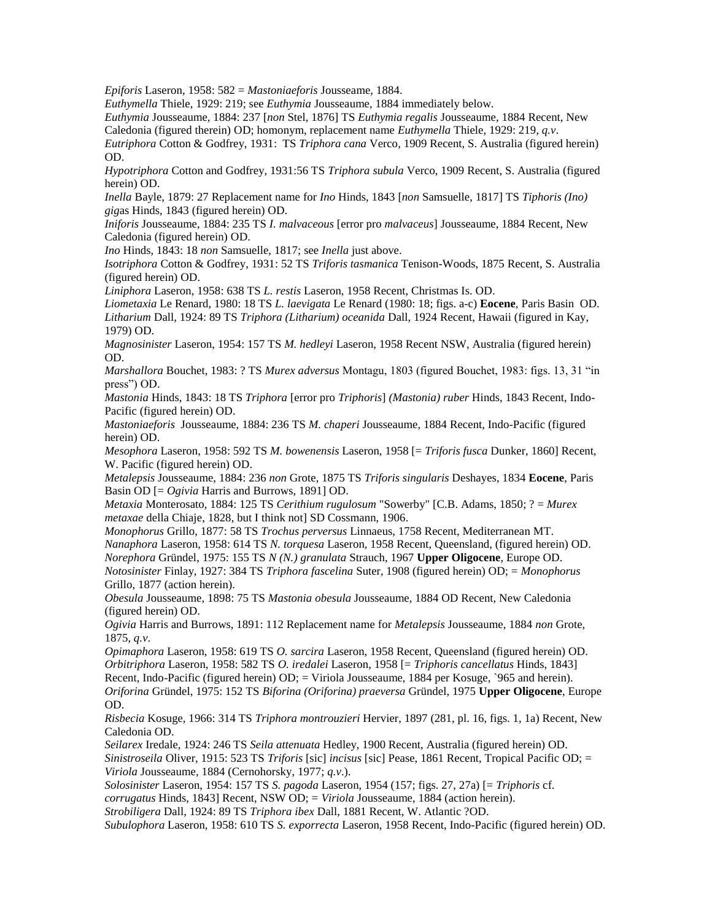*Epiforis* Laseron, 1958: 582 = *Mastoniaeforis* Jousseame, 1884.

*Euthymella* Thiele, 1929: 219; see *Euthymia* Jousseaume, 1884 immediately below.

*Euthymia* Jousseaume, 1884: 237 [*non* Stel, 1876] TS *Euthymia regalis* Jousseaume, 1884 Recent, New Caledonia (figured therein) OD; homonym, replacement name *Euthymella* Thiele, 1929: 219, *q.v*.

*Eutriphora* Cotton & Godfrey, 1931: TS *Triphora cana* Verco, 1909 Recent, S. Australia (figured herein) OD.

*Hypotriphora* Cotton and Godfrey, 1931:56 TS *Triphora subula* Verco, 1909 Recent, S. Australia (figured herein) OD.

*Inella* Bayle, 1879: 27 Replacement name for *Ino* Hinds, 1843 [*non* Samsuelle, 1817] TS *Tiphoris (Ino) gigas* Hinds, 1843 (figured herein) OD.

*Iniforis* Jousseaume, 1884: 235 TS *I. malvaceous* [error pro *malvaceus*] Jousseaume, 1884 Recent, New Caledonia (figured herein) OD.

*Ino* Hinds, 1843: 18 *non* Samsuelle, 1817; see *Inella* just above.

*Isotriphora* Cotton & Godfrey, 1931: 52 TS *Triforis tasmanica* Tenison-Woods, 1875 Recent, S. Australia (figured herein) OD.

*Liniphora* Laseron, 1958: 638 TS *L. restis* Laseron, 1958 Recent, Christmas Is. OD.

*Liometaxia* Le Renard, 1980: 18 TS *L. laevigata* Le Renard (1980: 18; figs. a-c) **Eocene**, Paris Basin OD.

*Litharium* Dall, 1924: 89 TS *Triphora (Litharium) oceanida* Dall, 1924 Recent, Hawaii (figured in Kay, 1979) OD.

*Magnosinister* Laseron, 1954: 157 TS *M. hedleyi* Laseron, 1958 Recent NSW, Australia (figured herein) OD.

*Marshallora* Bouchet, 1983: ? TS *Murex adversus* Montagu, 1803 (figured Bouchet, 1983: figs. 13, 31 "in press") OD.

*Mastonia* Hinds, 1843: 18 TS *Triphora* [error pro *Triphoris*] *(Mastonia) ruber* Hinds, 1843 Recent, Indo-Pacific (figured herein) OD.

*Mastoniaeforis* Jousseaume, 1884: 236 TS *M. chaperi* Jousseaume, 1884 Recent, Indo-Pacific (figured herein) OD.

*Mesophora* Laseron, 1958: 592 TS *M. bowenensis* Laseron, 1958 [= *Triforis fusca* Dunker, 1860] Recent, W. Pacific (figured herein) OD.

*Metalepsis* Jousseaume, 1884: 236 *non* Grote, 1875 TS *Triforis singularis* Deshayes, 1834 **Eocene**, Paris Basin OD [= *Ogivia* Harris and Burrows, 1891] OD.

*Metaxia* Monterosato, 1884: 125 TS *Cerithium rugulosum* "Sowerby" [C.B. Adams, 1850; ? = *Murex metaxae* della Chiaje, 1828, but I think not] SD Cossmann, 1906.

*Monophorus* Grillo, 1877: 58 TS *Trochus perversus* Linnaeus, 1758 Recent, Mediterranean MT.

*Nanaphora* Laseron, 1958: 614 TS *N. torquesa* Laseron, 1958 Recent, Queensland, (figured herein) OD.

*Norephora* Gründel, 1975: 155 TS *N (N.) granulata* Strauch, 1967 **Upper Oligocene**, Europe OD.

*Notosinister* Finlay, 1927: 384 TS *Triphora fascelina* Suter, 1908 (figured herein) OD; = *Monophorus* Grillo, 1877 (action herein).

*Obesula* Jousseaume, 1898: 75 TS *Mastonia obesula* Jousseaume, 1884 OD Recent, New Caledonia (figured herein) OD.

*Ogivia* Harris and Burrows, 1891: 112 Replacement name for *Metalepsis* Jousseaume, 1884 *non* Grote, 1875, *q.v*.

*Opimaphora* Laseron, 1958: 619 TS *O. sarcira* Laseron, 1958 Recent, Queensland (figured herein) OD.

*Orbitriphora* Laseron, 1958: 582 TS *O. iredalei* Laseron, 1958 [= *Triphoris cancellatus* Hinds, 1843] Recent, Indo-Pacific (figured herein) OD; = Viriola Jousseaume, 1884 per Kosuge, `965 and herein).

*Oriforina* Gründel, 1975: 152 TS *Biforina (Oriforina) praeversa* Gründel, 1975 **Upper Oligocene**, Europe OD.

*Risbecia* Kosuge, 1966: 314 TS *Triphora montrouzieri* Hervier, 1897 (281, pl. 16, figs. 1, 1a) Recent, New Caledonia OD.

*Seilarex* Iredale, 1924: 246 TS *Seila attenuata* Hedley, 1900 Recent, Australia (figured herein) OD.

*Sinistroseila* Oliver, 1915: 523 TS *Triforis* [sic] *incisus* [sic] Pease, 1861 Recent, Tropical Pacific OD; = *Viriola* Jousseaume, 1884 (Cernohorsky, 1977; *q.v*.).

*Solosinister* Laseron, 1954: 157 TS *S. pagoda* Laseron, 1954 (157; figs. 27, 27a) [= *Triphoris* cf. *corrugatus* Hinds, 1843] Recent, NSW OD; = *Viriola* Jousseaume, 1884 (action herein).

*Strobiligera* Dall, 1924: 89 TS *Triphora ibex* Dall, 1881 Recent, W. Atlantic ?OD.

*Subulophora* Laseron, 1958: 610 TS *S. exporrecta* Laseron, 1958 Recent, Indo-Pacific (figured herein) OD.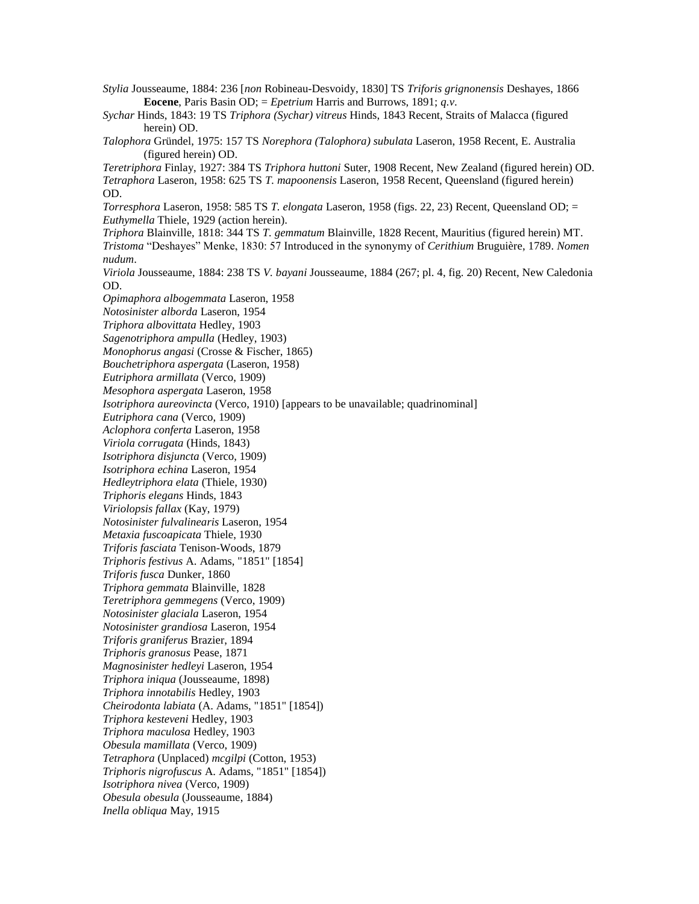*Stylia* Jousseaume, 1884: 236 [*non* Robineau-Desvoidy, 1830] TS *Triforis grignonensis* Deshayes, 1866 **Eocene**, Paris Basin OD; = *Epetrium* Harris and Burrows, 1891; *q.v.*

*Sychar* Hinds, 1843: 19 TS *Triphora (Sychar) vitreus* Hinds, 1843 Recent, Straits of Malacca (figured herein) OD.

*Talophora* Gründel, 1975: 157 TS *Norephora (Talophora) subulata* Laseron, 1958 Recent, E. Australia (figured herein) OD.

*Teretriphora* Finlay, 1927: 384 TS *Triphora huttoni* Suter, 1908 Recent, New Zealand (figured herein) OD.

*Tetraphora* Laseron, 1958: 625 TS *T. mapoonensis* Laseron, 1958 Recent, Queensland (figured herein) OD.

*Torresphora* Laseron, 1958: 585 TS *T. elongata* Laseron, 1958 (figs. 22, 23) Recent, Queensland OD; = *Euthymella* Thiele, 1929 (action herein).

*Triphora* Blainville, 1818: 344 TS *T. gemmatum* Blainville, 1828 Recent, Mauritius (figured herein) MT.

*Tristoma* "Deshayes" Menke, 1830: 57 Introduced in the synonymy of *Cerithium* Bruguière, 1789. *Nomen nudum*.

*Viriola* Jousseaume, 1884: 238 TS *V. bayani* Jousseaume, 1884 (267; pl. 4, fig. 20) Recent, New Caledonia OD.

*Opimaphora albogemmata* Laseron, 1958
*Notosinister alborda* Laseron, 1954
*Triphora albovittata* Hedley, 1903
*Sagenotriphora ampulla* (Hedley, 1903)
*Monophorus angasi* (Crosse & Fischer, 1865)
*Bouchetriphora aspergata* (Laseron, 1958)
*Eutriphora armillata* (Verco, 1909)
*Mesophora aspergata* Laseron, 1958
*Isotriphora aureovincta* (Verco, 1910) [appears to be unavailable; quadrinominal]
*Eutriphora cana* (Verco, 1909)
*Aclophora conferta* Laseron, 1958
*Viriola corrugata* (Hinds, 1843)
*Isotriphora disjuncta* (Verco, 1909)
*Isotriphora echina* Laseron, 1954
*Hedleytriphora elata* (Thiele, 1930)
*Triphoris elegans* Hinds, 1843
*Viriolopsis fallax* (Kay, 1979)
*Notosinister fulvalinearis* Laseron, 1954
*Metaxia fuscoapicata* Thiele, 1930
*Triforis fasciata* Tenison-Woods, 1879
*Triphoris festivus* A. Adams, "1851" [1854]
*Triforis fusca* Dunker, 1860
*Triphora gemmata* Blainville, 1828
*Teretriphora gemmegens* (Verco, 1909)
*Notosinister glaciala* Laseron, 1954
*Notosinister grandiosa* Laseron, 1954
*Triforis graniferus* Brazier, 1894
*Triphoris granosus* Pease, 1871
*Magnosinister hedleyi* Laseron, 1954
*Triphora iniqua* (Jousseaume, 1898)
*Triphora innotabilis* Hedley, 1903
*Cheirodonta labiata* (A. Adams, "1851" [1854])
*Triphora kesteveni* Hedley, 1903
*Triphora maculosa* Hedley, 1903
*Obesula mamillata* (Verco, 1909)
*Tetraphora* (Unplaced) *mcgilpi* (Cotton, 1953)
*Triphoris nigrofuscus* A. Adams, "1851" [1854])
*Isotriphora nivea* (Verco, 1909)
*Obesula obesula* (Jousseaume, 1884)
*Inella obliqua* May, 1915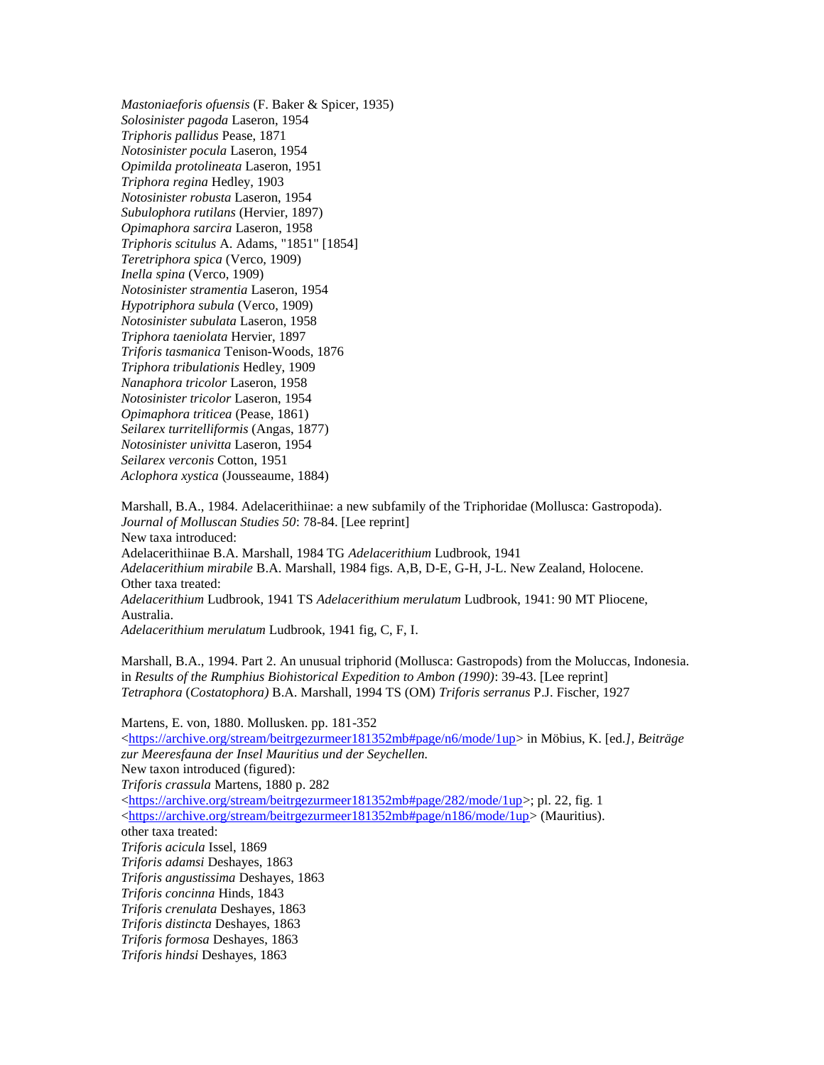*Mastoniaeforis ofuensis* (F. Baker & Spicer, 1935)
*Solosinister pagoda* Laseron, 1954
*Triphoris pallidus* Pease, 1871
*Notosinister pocula* Laseron, 1954
*Opimilda protolineata* Laseron, 1951
*Triphora regina* Hedley, 1903
*Notosinister robusta* Laseron, 1954
*Subulophora rutilans* (Hervier, 1897)
*Opimaphora sarcira* Laseron, 1958
*Triphoris scitulus* A. Adams, "1851" [1854]
*Teretriphora spica* (Verco, 1909)
*Inella spina* (Verco, 1909)
*Notosinister stramentia* Laseron, 1954
*Hypotriphora subula* (Verco, 1909)
*Notosinister subulata* Laseron, 1958
*Triphora taeniolata* Hervier, 1897
*Triforis tasmanica* Tenison-Woods, 1876
*Triphora tribulationis* Hedley, 1909
*Nanaphora tricolor* Laseron, 1958
*Notosinister tricolor* Laseron, 1954
*Opimaphora triticea* (Pease, 1861)
*Seilarex turritelliformis* (Angas, 1877)
*Notosinister univitta* Laseron, 1954
*Seilarex verconis* Cotton, 1951
*Aclophora xystica* (Jousseaume, 1884)

Marshall, B.A., 1984. Adelacerithiinae: a new subfamily of the Triphoridae (Mollusca: Gastropoda). *Journal of Molluscan Studies 50*: 78-84. [Lee reprint]
New taxa introduced:
Adelacerithiinae B.A. Marshall, 1984 TG *Adelacerithium* Ludbrook, 1941
*Adelacerithium mirabile* B.A. Marshall, 1984 figs. A,B, D-E, G-H, J-L. New Zealand, Holocene.
Other taxa treated:
*Adelacerithium* Ludbrook, 1941 TS *Adelacerithium merulatum* Ludbrook, 1941: 90 MT Pliocene, Australia.
*Adelacerithium merulatum* Ludbrook, 1941 fig, C, F, I.

Marshall, B.A., 1994. Part 2. An unusual triphorid (Mollusca: Gastropods) from the Moluccas, Indonesia. in *Results of the Rumphius Biohistorical Expedition to Ambon (1990)*: 39-43. [Lee reprint]
*Tetraphora* (*Costatophora)* B.A. Marshall, 1994 TS (OM) *Triforis serranus* P.J. Fischer, 1927

Martens, E. von, 1880. Mollusken. pp. 181-352 <https://archive.org/stream/beitrgezurmeer181352mb#page/n6/mode/1up> in Möbius, K. [ed.*]*, *Beiträge zur Meeresfauna der Insel Mauritius und der Seychellen.*
New taxon introduced (figured):
*Triforis crassula* Martens, 1880 p. 282 <https://archive.org/stream/beitrgezurmeer181352mb#page/282/mode/1up>; pl. 22, fig. 1 <https://archive.org/stream/beitrgezurmeer181352mb#page/n186/mode/1up> (Mauritius).
other taxa treated:
*Triforis acicula* Issel, 1869
*Triforis adamsi* Deshayes, 1863
*Triforis angustissima* Deshayes, 1863
*Triforis concinna* Hinds, 1843
*Triforis crenulata* Deshayes, 1863
*Triforis distincta* Deshayes, 1863
*Triforis formosa* Deshayes, 1863
*Triforis hindsi* Deshayes, 1863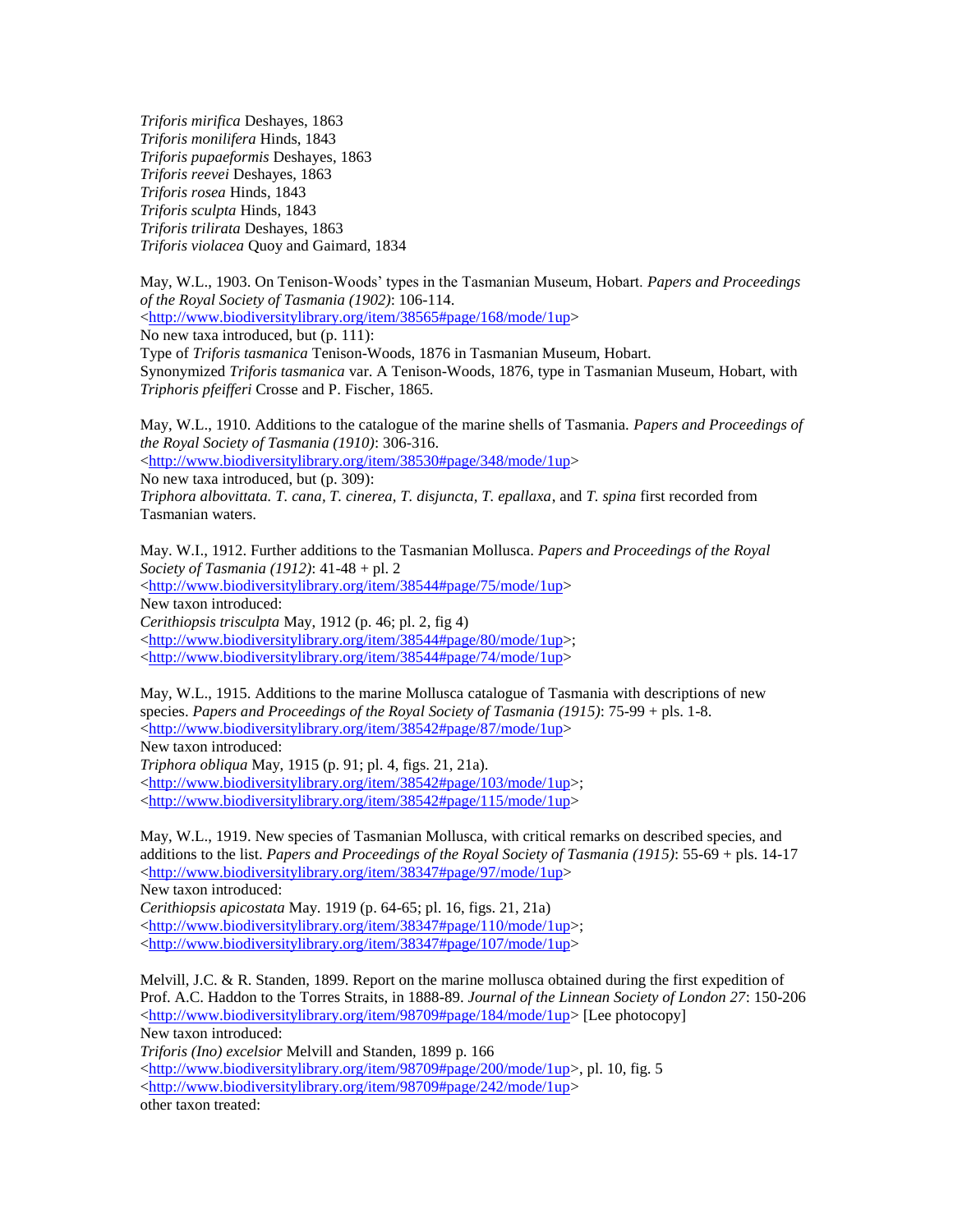*Triforis mirifica* Deshayes, 1863
*Triforis monilifera* Hinds, 1843
*Triforis pupaeformis* Deshayes, 1863
*Triforis reevei* Deshayes, 1863
*Triforis rosea* Hinds, 1843
*Triforis sculpta* Hinds, 1843
*Triforis trilirata* Deshayes, 1863
*Triforis violacea* Quoy and Gaimard, 1834

May, W.L., 1903. On Tenison-Woods' types in the Tasmanian Museum, Hobart. *Papers and Proceedings of the Royal Society of Tasmania (1902)*: 106-114.
<http://www.biodiversitylibrary.org/item/38565#page/168/mode/1up>
No new taxa introduced, but (p. 111):
Type of *Triforis tasmanica* Tenison-Woods, 1876 in Tasmanian Museum, Hobart.
Synonymized *Triforis tasmanica* var. A Tenison-Woods, 1876, type in Tasmanian Museum, Hobart, with *Triphoris pfeifferi* Crosse and P. Fischer, 1865.

May, W.L., 1910. Additions to the catalogue of the marine shells of Tasmania. *Papers and Proceedings of the Royal Society of Tasmania (1910)*: 306-316.
<http://www.biodiversitylibrary.org/item/38530#page/348/mode/1up>
No new taxa introduced, but (p. 309):
*Triphora albovittata. T. cana, T. cinerea, T. disjuncta, T. epallaxa*, and *T. spina* first recorded from Tasmanian waters.

May. W.I., 1912. Further additions to the Tasmanian Mollusca. *Papers and Proceedings of the Royal Society of Tasmania (1912)*: 41-48 + pl. 2
<http://www.biodiversitylibrary.org/item/38544#page/75/mode/1up>
New taxon introduced:
*Cerithiopsis trisculpta* May, 1912 (p. 46; pl. 2, fig 4)
<http://www.biodiversitylibrary.org/item/38544#page/80/mode/1up>;
<http://www.biodiversitylibrary.org/item/38544#page/74/mode/1up>

May, W.L., 1915. Additions to the marine Mollusca catalogue of Tasmania with descriptions of new species. *Papers and Proceedings of the Royal Society of Tasmania (1915)*: 75-99 + pls. 1-8.
<http://www.biodiversitylibrary.org/item/38542#page/87/mode/1up>
New taxon introduced:
*Triphora obliqua* May, 1915 (p. 91; pl. 4, figs. 21, 21a).
<http://www.biodiversitylibrary.org/item/38542#page/103/mode/1up>;
<http://www.biodiversitylibrary.org/item/38542#page/115/mode/1up>

May, W.L., 1919. New species of Tasmanian Mollusca, with critical remarks on described species, and additions to the list. *Papers and Proceedings of the Royal Society of Tasmania (1915)*: 55-69 + pls. 14-17
<http://www.biodiversitylibrary.org/item/38347#page/97/mode/1up>
New taxon introduced:
*Cerithiopsis apicostata* May. 1919 (p. 64-65; pl. 16, figs. 21, 21a)
<http://www.biodiversitylibrary.org/item/38347#page/110/mode/1up>;
<http://www.biodiversitylibrary.org/item/38347#page/107/mode/1up>

Melvill, J.C. & R. Standen, 1899. Report on the marine mollusca obtained during the first expedition of Prof. A.C. Haddon to the Torres Straits, in 1888-89. *Journal of the Linnean Society of London 27*: 150-206
<http://www.biodiversitylibrary.org/item/98709#page/184/mode/1up> [Lee photocopy]
New taxon introduced:
*Triforis (Ino) excelsior* Melvill and Standen, 1899 p. 166
<http://www.biodiversitylibrary.org/item/98709#page/200/mode/1up>, pl. 10, fig. 5
<http://www.biodiversitylibrary.org/item/98709#page/242/mode/1up>
other taxon treated: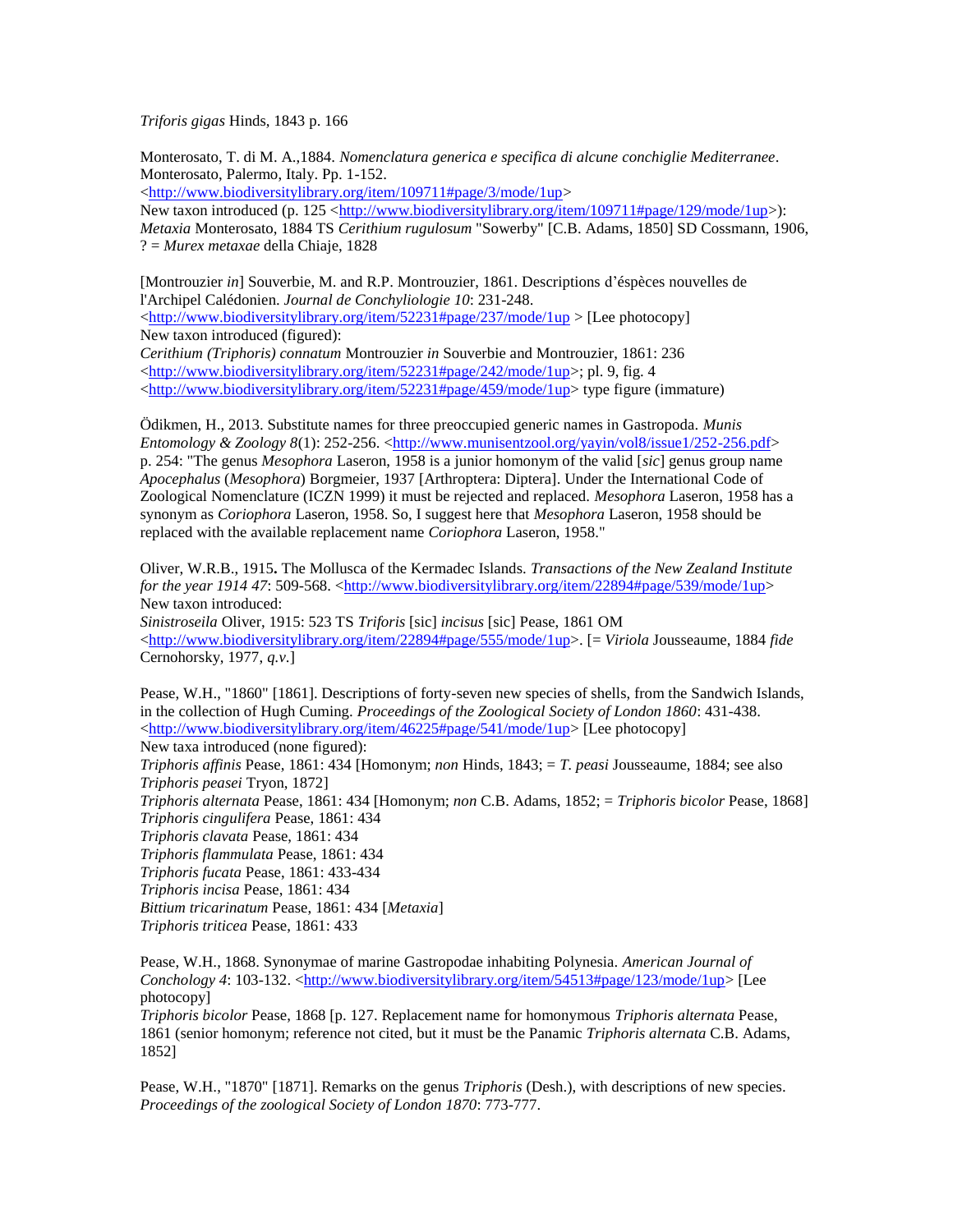*Triforis gigas* Hinds, 1843 p. 166

Monterosato, T. di M. A.,1884. *Nomenclatura generica e specifica di alcune conchiglie Mediterranee*. Monterosato, Palermo, Italy. Pp. 1-152.
<http://www.biodiversitylibrary.org/item/109711#page/3/mode/1up>
New taxon introduced (p. 125 <http://www.biodiversitylibrary.org/item/109711#page/129/mode/1up>):
*Metaxia* Monterosato, 1884 TS *Cerithium rugulosum* "Sowerby" [C.B. Adams, 1850] SD Cossmann, 1906, ? = *Murex metaxae* della Chiaje, 1828

[Montrouzier *in*] Souverbie, M. and R.P. Montrouzier, 1861. Descriptions d'éspèces nouvelles de l'Archipel Calédonien. *Journal de Conchyliologie 10*: 231-248.
<http://www.biodiversitylibrary.org/item/52231#page/237/mode/1up > [Lee photocopy]
New taxon introduced (figured):
*Cerithium (Triphoris) connatum* Montrouzier *in* Souverbie and Montrouzier, 1861: 236
<http://www.biodiversitylibrary.org/item/52231#page/242/mode/1up>; pl. 9, fig. 4
<http://www.biodiversitylibrary.org/item/52231#page/459/mode/1up> type figure (immature)

Ödikmen, H., 2013. Substitute names for three preoccupied generic names in Gastropoda. *Munis Entomology & Zoology 8*(1): 252-256. <http://www.munisentzool.org/yayin/vol8/issue1/252-256.pdf>
p. 254: "The genus *Mesophora* Laseron, 1958 is a junior homonym of the valid [*sic*] genus group name *Apocephalus* (*Mesophora*) Borgmeier, 1937 [Arthroptera: Diptera]. Under the International Code of Zoological Nomenclature (ICZN 1999) it must be rejected and replaced. *Mesophora* Laseron, 1958 has a synonym as *Coriophora* Laseron, 1958. So, I suggest here that *Mesophora* Laseron, 1958 should be replaced with the available replacement name *Coriophora* Laseron, 1958."

Oliver, W.R.B., 1915**.** The Mollusca of the Kermadec Islands. *Transactions of the New Zealand Institute for the year 1914 47*: 509-568. <http://www.biodiversitylibrary.org/item/22894#page/539/mode/1up>
New taxon introduced:
*Sinistroseila* Oliver, 1915: 523 TS *Triforis* [sic] *incisus* [sic] Pease, 1861 OM
<http://www.biodiversitylibrary.org/item/22894#page/555/mode/1up>. [= *Viriola* Jousseaume, 1884 *fide* Cernohorsky, 1977, *q.v.*]

Pease, W.H., "1860" [1861]. Descriptions of forty-seven new species of shells, from the Sandwich Islands, in the collection of Hugh Cuming. *Proceedings of the Zoological Society of London 1860*: 431-438.
<http://www.biodiversitylibrary.org/item/46225#page/541/mode/1up> [Lee photocopy]
New taxa introduced (none figured):
*Triphoris affinis* Pease, 1861: 434 [Homonym; *non* Hinds, 1843; = *T. peasi* Jousseaume, 1884; see also *Triphoris peasei* Tryon, 1872]
*Triphoris alternata* Pease, 1861: 434 [Homonym; *non* C.B. Adams, 1852; = *Triphoris bicolor* Pease, 1868]
*Triphoris cingulifera* Pease, 1861: 434
*Triphoris clavata* Pease, 1861: 434
*Triphoris flammulata* Pease, 1861: 434
*Triphoris fucata* Pease, 1861: 433-434
*Triphoris incisa* Pease, 1861: 434
*Bittium tricarinatum* Pease, 1861: 434 [*Metaxia*]
*Triphoris triticea* Pease, 1861: 433

Pease, W.H., 1868. Synonymae of marine Gastropodae inhabiting Polynesia. *American Journal of Conchology 4*: 103-132. <http://www.biodiversitylibrary.org/item/54513#page/123/mode/1up> [Lee photocopy]
*Triphoris bicolor* Pease, 1868 [p. 127. Replacement name for homonymous *Triphoris alternata* Pease, 1861 (senior homonym; reference not cited, but it must be the Panamic *Triphoris alternata* C.B. Adams, 1852]

Pease, W.H., "1870" [1871]. Remarks on the genus *Triphoris* (Desh.), with descriptions of new species. *Proceedings of the zoological Society of London 1870*: 773-777.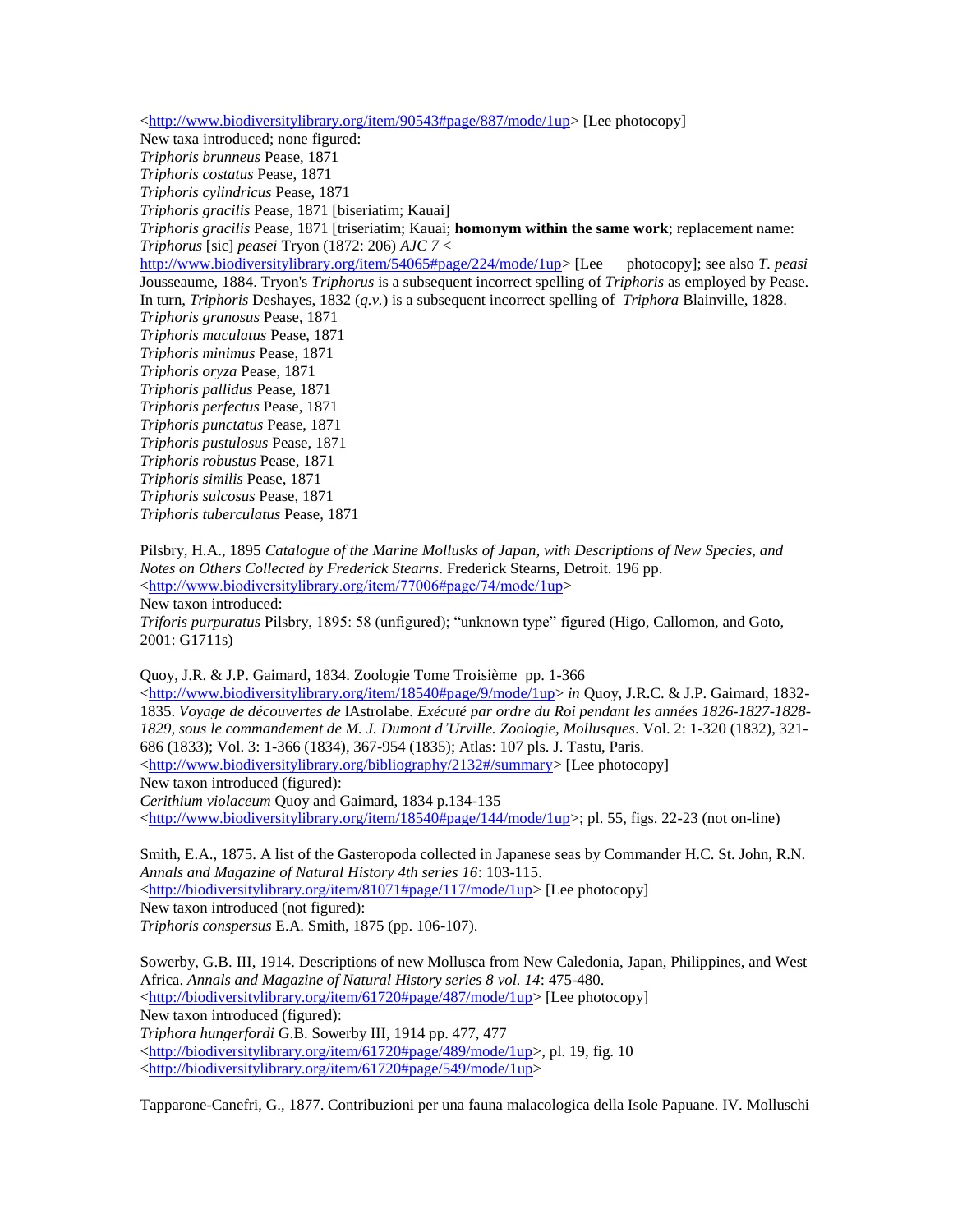<http://www.biodiversitylibrary.org/item/90543#page/887/mode/1up> [Lee photocopy]
New taxa introduced; none figured:
*Triphoris brunneus* Pease, 1871
*Triphoris costatus* Pease, 1871
*Triphoris cylindricus* Pease, 1871
*Triphoris gracilis* Pease, 1871 [biseriatim; Kauai]
*Triphoris gracilis* Pease, 1871 [triseriatim; Kauai; **homonym within the same work**; replacement name: *Triphorus* [sic] *peasei* Tryon (1872: 206) *AJC 7* < http://www.biodiversitylibrary.org/item/54065#page/224/mode/1up> [Lee photocopy]; see also *T. peasi* Jousseaume, 1884. Tryon's *Triphorus* is a subsequent incorrect spelling of *Triphoris* as employed by Pease. In turn, *Triphoris* Deshayes, 1832 (*q.v.*) is a subsequent incorrect spelling of *Triphora* Blainville, 1828.
*Triphoris granosus* Pease, 1871
*Triphoris maculatus* Pease, 1871
*Triphoris minimus* Pease, 1871
*Triphoris oryza* Pease, 1871
*Triphoris pallidus* Pease, 1871
*Triphoris perfectus* Pease, 1871
*Triphoris punctatus* Pease, 1871
*Triphoris pustulosus* Pease, 1871
*Triphoris robustus* Pease, 1871
*Triphoris similis* Pease, 1871
*Triphoris sulcosus* Pease, 1871
*Triphoris tuberculatus* Pease, 1871

Pilsbry, H.A., 1895 *Catalogue of the Marine Mollusks of Japan, with Descriptions of New Species, and Notes on Others Collected by Frederick Stearns*. Frederick Stearns, Detroit. 196 pp.
<http://www.biodiversitylibrary.org/item/77006#page/74/mode/1up>
New taxon introduced:
*Triforis purpuratus* Pilsbry, 1895: 58 (unfigured); "unknown type" figured (Higo, Callomon, and Goto, 2001: G1711s)

Quoy, J.R. & J.P. Gaimard, 1834. Zoologie Tome Troisième pp. 1-366
<http://www.biodiversitylibrary.org/item/18540#page/9/mode/1up> *in* Quoy, J.R.C. & J.P. Gaimard, 1832-1835. *Voyage de découvertes de* lAstrolabe. *Exécuté par ordre du Roi pendant les années 1826-1827-1828-1829, sous le commandement de M. J. Dumont d'Urville. Zoologie, Mollusques*. Vol. 2: 1-320 (1832), 321-686 (1833); Vol. 3: 1-366 (1834), 367-954 (1835); Atlas: 107 pls. J. Tastu, Paris.
<http://www.biodiversitylibrary.org/bibliography/2132#/summary> [Lee photocopy]
New taxon introduced (figured):
*Cerithium violaceum* Quoy and Gaimard, 1834 p.134-135
<http://www.biodiversitylibrary.org/item/18540#page/144/mode/1up>; pl. 55, figs. 22-23 (not on-line)

Smith, E.A., 1875. A list of the Gasteropoda collected in Japanese seas by Commander H.C. St. John, R.N. *Annals and Magazine of Natural History 4th series 16*: 103-115.
<http://biodiversitylibrary.org/item/81071#page/117/mode/1up> [Lee photocopy]
New taxon introduced (not figured):
*Triphoris conspersus* E.A. Smith, 1875 (pp. 106-107).

Sowerby, G.B. III, 1914. Descriptions of new Mollusca from New Caledonia, Japan, Philippines, and West Africa. *Annals and Magazine of Natural History series 8 vol. 14*: 475-480.
<http://biodiversitylibrary.org/item/61720#page/487/mode/1up> [Lee photocopy]
New taxon introduced (figured):
*Triphora hungerfordi* G.B. Sowerby III, 1914 pp. 477, 477
<http://biodiversitylibrary.org/item/61720#page/489/mode/1up>, pl. 19, fig. 10
<http://biodiversitylibrary.org/item/61720#page/549/mode/1up>

Tapparone-Canefri, G., 1877. Contribuzioni per una fauna malacologica della Isole Papuane. IV. Molluschi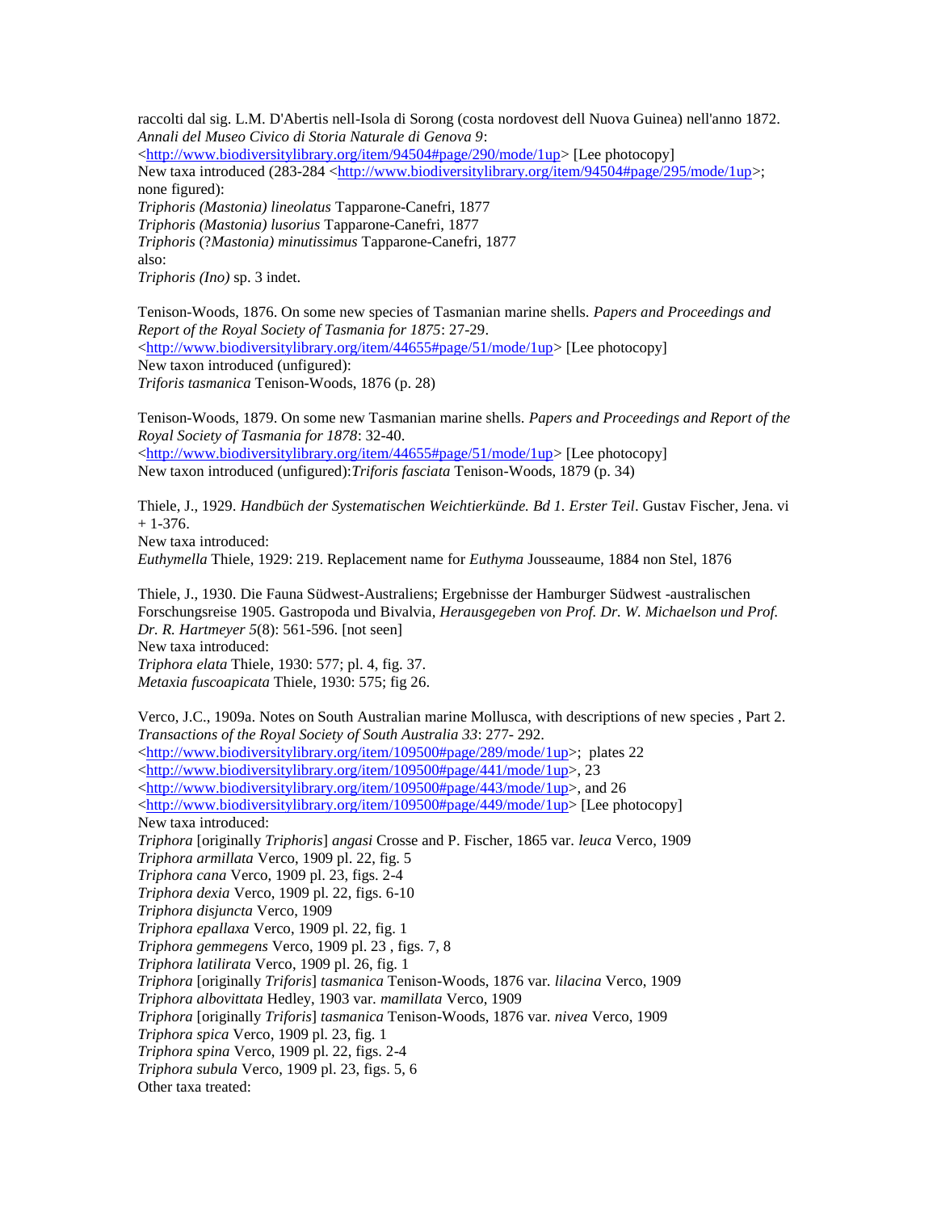raccolti dal sig. L.M. D'Abertis nell-Isola di Sorong (costa nordovest dell Nuova Guinea) nell'anno 1872. *Annali del Museo Civico di Storia Naturale di Genova 9*: <http://www.biodiversitylibrary.org/item/94504#page/290/mode/1up> [Lee photocopy]
New taxa introduced (283-284 <http://www.biodiversitylibrary.org/item/94504#page/295/mode/1up>; none figured):
*Triphoris (Mastonia) lineolatus* Tapparone-Canefri, 1877
*Triphoris (Mastonia) lusorius* Tapparone-Canefri, 1877
*Triphoris* (?*Mastonia) minutissimus* Tapparone-Canefri, 1877
also:
*Triphoris (Ino)* sp. 3 indet.

Tenison-Woods, 1876. On some new species of Tasmanian marine shells. *Papers and Proceedings and Report of the Royal Society of Tasmania for 1875*: 27-29. <http://www.biodiversitylibrary.org/item/44655#page/51/mode/1up> [Lee photocopy]
New taxon introduced (unfigured):
*Triforis tasmanica* Tenison-Woods, 1876 (p. 28)

Tenison-Woods, 1879. On some new Tasmanian marine shells. *Papers and Proceedings and Report of the Royal Society of Tasmania for 1878*: 32-40. <http://www.biodiversitylibrary.org/item/44655#page/51/mode/1up> [Lee photocopy]
New taxon introduced (unfigured):*Triforis fasciata* Tenison-Woods, 1879 (p. 34)

Thiele, J., 1929. *Handbüch der Systematischen Weichtierkünde. Bd 1. Erster Teil*. Gustav Fischer, Jena. vi + 1-376.
New taxa introduced:
*Euthymella* Thiele, 1929: 219. Replacement name for *Euthyma* Jousseaume, 1884 non Stel, 1876

Thiele, J., 1930. Die Fauna Südwest-Australiens; Ergebnisse der Hamburger Südwest -australischen Forschungsreise 1905. Gastropoda und Bivalvia, *Herausgegeben von Prof. Dr. W. Michaelson und Prof. Dr. R. Hartmeyer 5*(8): 561-596. [not seen]
New taxa introduced:
*Triphora elata* Thiele, 1930: 577; pl. 4, fig. 37.
*Metaxia fuscoapicata* Thiele, 1930: 575; fig 26.

Verco, J.C., 1909a. Notes on South Australian marine Mollusca, with descriptions of new species , Part 2. *Transactions of the Royal Society of South Australia 33*: 277- 292. <http://www.biodiversitylibrary.org/item/109500#page/289/mode/1up>; plates 22 <http://www.biodiversitylibrary.org/item/109500#page/441/mode/1up>, 23 <http://www.biodiversitylibrary.org/item/109500#page/443/mode/1up>, and 26 <http://www.biodiversitylibrary.org/item/109500#page/449/mode/1up> [Lee photocopy]
New taxa introduced:
*Triphora* [originally *Triphoris*] *angasi* Crosse and P. Fischer, 1865 var. *leuca* Verco, 1909
*Triphora armillata* Verco, 1909 pl. 22, fig. 5
*Triphora cana* Verco, 1909 pl. 23, figs. 2-4
*Triphora dexia* Verco, 1909 pl. 22, figs. 6-10
*Triphora disjuncta* Verco, 1909
*Triphora epallaxa* Verco, 1909 pl. 22, fig. 1
*Triphora gemmegens* Verco, 1909 pl. 23 , figs. 7, 8
*Triphora latilirata* Verco, 1909 pl. 26, fig. 1
*Triphora* [originally *Triforis*] *tasmanica* Tenison-Woods, 1876 var. *lilacina* Verco, 1909
*Triphora albovittata* Hedley, 1903 var. *mamillata* Verco, 1909
*Triphora* [originally *Triforis*] *tasmanica* Tenison-Woods, 1876 var. *nivea* Verco, 1909
*Triphora spica* Verco, 1909 pl. 23, fig. 1
*Triphora spina* Verco, 1909 pl. 22, figs. 2-4
*Triphora subula* Verco, 1909 pl. 23, figs. 5, 6
Other taxa treated: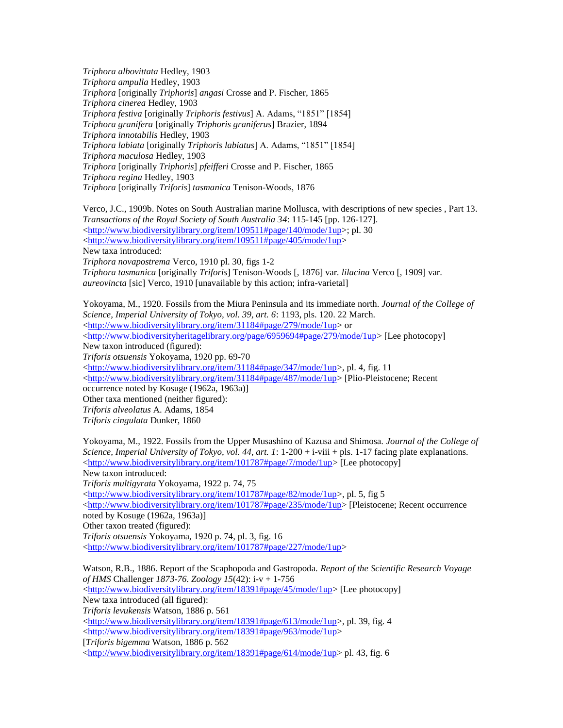*Triphora albovittata* Hedley, 1903
*Triphora ampulla* Hedley, 1903
*Triphora* [originally *Triphoris*] *angasi* Crosse and P. Fischer, 1865
*Triphora cinerea* Hedley, 1903
*Triphora festiva* [originally *Triphoris festivus*] A. Adams, "1851" [1854]
*Triphora granifera* [originally *Triphoris graniferus*] Brazier, 1894
*Triphora innotabilis* Hedley, 1903
*Triphora labiata* [originally *Triphoris labiatus*] A. Adams, "1851" [1854]
*Triphora maculosa* Hedley, 1903
*Triphora* [originally *Triphoris*] *pfeifferi* Crosse and P. Fischer, 1865
*Triphora regina* Hedley, 1903
*Triphora* [originally *Triforis*] *tasmanica* Tenison-Woods, 1876

Verco, J.C., 1909b. Notes on South Australian marine Mollusca, with descriptions of new species , Part 13. *Transactions of the Royal Society of South Australia 34*: 115-145 [pp. 126-127].
<http://www.biodiversitylibrary.org/item/109511#page/140/mode/1up>; pl. 30
<http://www.biodiversitylibrary.org/item/109511#page/405/mode/1up>
New taxa introduced:
*Triphora novapostrema* Verco, 1910 pl. 30, figs 1-2
*Triphora tasmanica* [originally *Triforis*] Tenison-Woods [, 1876] var. *lilacina* Verco [, 1909] var. *aureovincta* [sic] Verco, 1910 [unavailable by this action; infra-varietal]

Yokoyama, M., 1920. Fossils from the Miura Peninsula and its immediate north. *Journal of the College of Science, Imperial University of Tokyo, vol. 39, art. 6*: 1193, pls. 120. 22 March.
<http://www.biodiversitylibrary.org/item/31184#page/279/mode/1up> or
<http://www.biodiversityheritagelibrary.org/page/6959694#page/279/mode/1up> [Lee photocopy]
New taxon introduced (figured):
*Triforis otsuensis* Yokoyama, 1920 pp. 69-70
<http://www.biodiversitylibrary.org/item/31184#page/347/mode/1up>, pl. 4, fig. 11
<http://www.biodiversitylibrary.org/item/31184#page/487/mode/1up> [Plio-Pleistocene; Recent occurrence noted by Kosuge (1962a, 1963a)]
Other taxa mentioned (neither figured):
*Triforis alveolatus* A. Adams, 1854
*Triforis cingulata* Dunker, 1860

Yokoyama, M., 1922. Fossils from the Upper Musashino of Kazusa and Shimosa. *Journal of the College of Science, Imperial University of Tokyo, vol. 44, art. 1*: 1-200 + i-viii + pls. 1-17 facing plate explanations.
<http://www.biodiversitylibrary.org/item/101787#page/7/mode/1up> [Lee photocopy]
New taxon introduced:
*Triforis multigyrata* Yokoyama, 1922 p. 74, 75
<http://www.biodiversitylibrary.org/item/101787#page/82/mode/1up>, pl. 5, fig 5
<http://www.biodiversitylibrary.org/item/101787#page/235/mode/1up> [Pleistocene; Recent occurrence noted by Kosuge (1962a, 1963a)]
Other taxon treated (figured):
*Triforis otsuensis* Yokoyama, 1920 p. 74, pl. 3, fig. 16
<http://www.biodiversitylibrary.org/item/101787#page/227/mode/1up>

Watson, R.B., 1886. Report of the Scaphopoda and Gastropoda. *Report of the Scientific Research Voyage of HMS* Challenger *1873-76. Zoology 15*(42): i-v + 1-756
<http://www.biodiversitylibrary.org/item/18391#page/45/mode/1up> [Lee photocopy]
New taxa introduced (all figured):
*Triforis levukensis* Watson, 1886 p. 561
<http://www.biodiversitylibrary.org/item/18391#page/613/mode/1up>, pl. 39, fig. 4
<http://www.biodiversitylibrary.org/item/18391#page/963/mode/1up>
[*Triforis bigemma* Watson, 1886 p. 562
<http://www.biodiversitylibrary.org/item/18391#page/614/mode/1up> pl. 43, fig. 6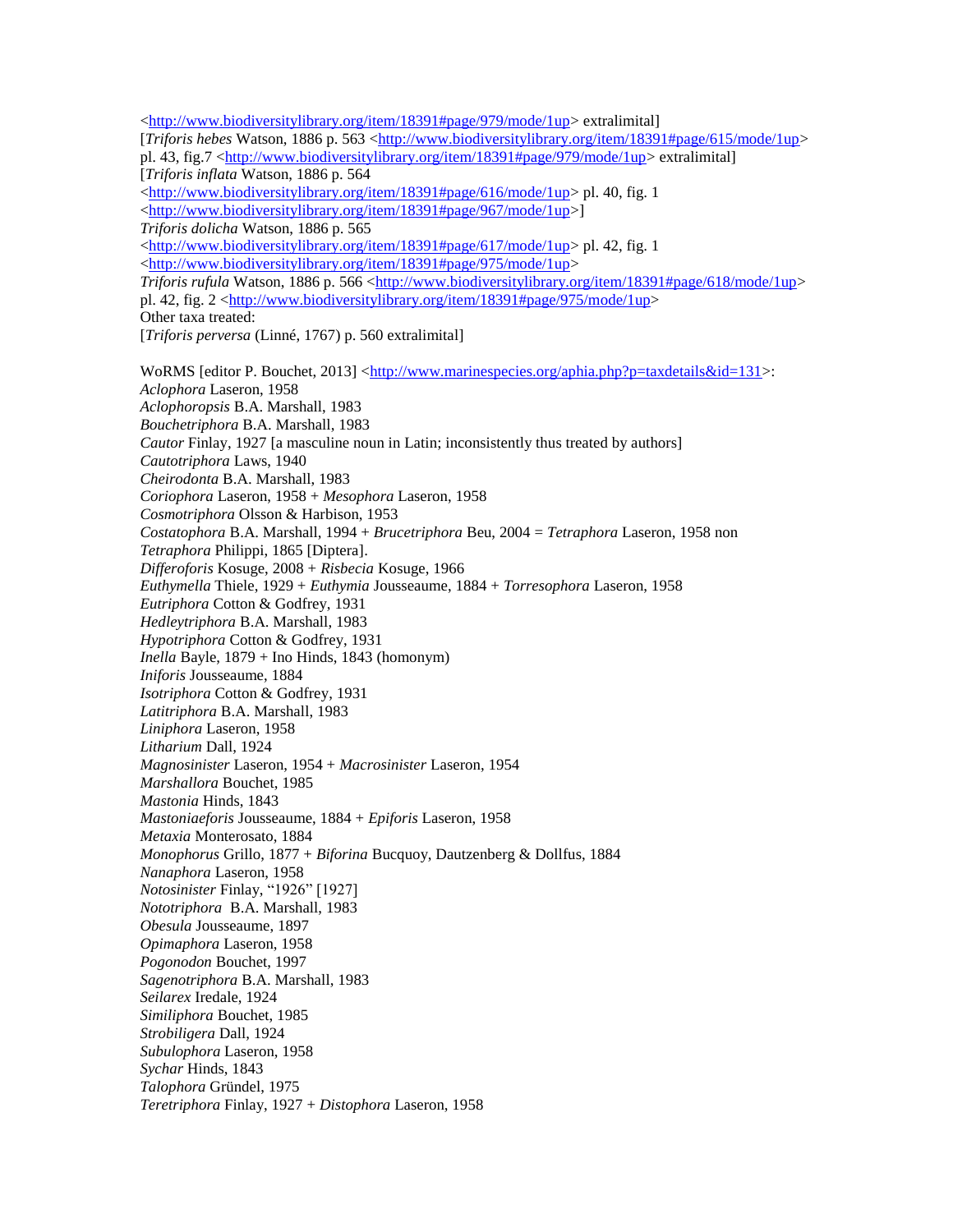<http://www.biodiversitylibrary.org/item/18391#page/979/mode/1up> extralimital]
[*Triforis hebes* Watson, 1886 p. 563 <http://www.biodiversitylibrary.org/item/18391#page/615/mode/1up> pl. 43, fig.7 <http://www.biodiversitylibrary.org/item/18391#page/979/mode/1up> extralimital]
[*Triforis inflata* Watson, 1886 p. 564 <http://www.biodiversitylibrary.org/item/18391#page/616/mode/1up> pl. 40, fig. 1 <http://www.biodiversitylibrary.org/item/18391#page/967/mode/1up>]
*Triforis dolicha* Watson, 1886 p. 565 <http://www.biodiversitylibrary.org/item/18391#page/617/mode/1up> pl. 42, fig. 1 <http://www.biodiversitylibrary.org/item/18391#page/975/mode/1up>
*Triforis rufula* Watson, 1886 p. 566 <http://www.biodiversitylibrary.org/item/18391#page/618/mode/1up> pl. 42, fig. 2 <http://www.biodiversitylibrary.org/item/18391#page/975/mode/1up>
Other taxa treated:
[*Triforis perversa* (Linné, 1767) p. 560 extralimital]

WoRMS [editor P. Bouchet, 2013] <http://www.marinespecies.org/aphia.php?p=taxdetails&id=131>:
*Aclophora* Laseron, 1958
*Aclophoropsis* B.A. Marshall, 1983
*Bouchetriphora* B.A. Marshall, 1983
*Cautor* Finlay, 1927 [a masculine noun in Latin; inconsistently thus treated by authors]
*Cautotriphora* Laws, 1940
*Cheirodonta* B.A. Marshall, 1983
*Coriophora* Laseron, 1958 + *Mesophora* Laseron, 1958
*Cosmotriphora* Olsson & Harbison, 1953
*Costatophora* B.A. Marshall, 1994 + *Brucetriphora* Beu, 2004 = *Tetraphora* Laseron, 1958 non *Tetraphora* Philippi, 1865 [Diptera].
*Differoforis* Kosuge, 2008 + *Risbecia* Kosuge, 1966
*Euthymella* Thiele, 1929 + *Euthymia* Jousseaume, 1884 + *Torresophora* Laseron, 1958
*Eutriphora* Cotton & Godfrey, 1931
*Hedleytriphora* B.A. Marshall, 1983
*Hypotriphora* Cotton & Godfrey, 1931
*Inella* Bayle, 1879 + Ino Hinds, 1843 (homonym)
*Iniforis* Jousseaume, 1884
*Isotriphora* Cotton & Godfrey, 1931
*Latitriphora* B.A. Marshall, 1983
*Liniphora* Laseron, 1958
*Litharium* Dall, 1924
*Magnosinister* Laseron, 1954 + *Macrosinister* Laseron, 1954
*Marshallora* Bouchet, 1985
*Mastonia* Hinds, 1843
*Mastoniaeforis* Jousseaume, 1884 + *Epiforis* Laseron, 1958
*Metaxia* Monterosato, 1884
*Monophorus* Grillo, 1877 + *Biforina* Bucquoy, Dautzenberg & Dollfus, 1884
*Nanaphora* Laseron, 1958
*Notosinister* Finlay, "1926" [1927]
*Nototriphora* B.A. Marshall, 1983
*Obesula* Jousseaume, 1897
*Opimaphora* Laseron, 1958
*Pogonodon* Bouchet, 1997
*Sagenotriphora* B.A. Marshall, 1983
*Seilarex* Iredale, 1924
*Similiphora* Bouchet, 1985
*Strobiligera* Dall, 1924
*Subulophora* Laseron, 1958
*Sychar* Hinds, 1843
*Talophora* Gründel, 1975
*Teretriphora* Finlay, 1927 + *Distophora* Laseron, 1958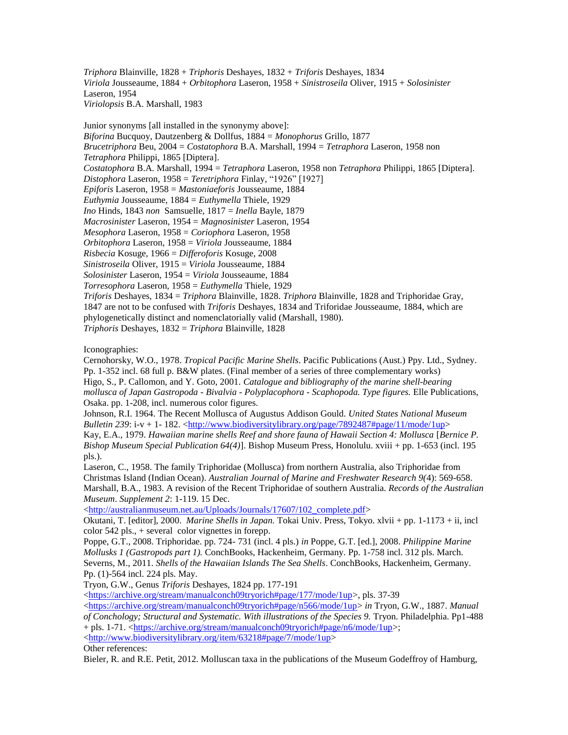*Triphora* Blainville, 1828 + *Triphoris* Deshayes, 1832 + *Triforis* Deshayes, 1834
*Viriola* Jousseaume, 1884 + *Orbitophora* Laseron, 1958 + *Sinistroseila* Oliver, 1915 + *Solosinister* Laseron, 1954
*Viriolopsis* B.A. Marshall, 1983

Junior synonyms [all installed in the synonymy above]:
*Biforina* Bucquoy, Dautzenberg & Dollfus, 1884 = *Monophorus* Grillo, 1877
*Brucetriphora* Beu, 2004 = *Costatophora* B.A. Marshall, 1994 = *Tetraphora* Laseron, 1958 non *Tetraphora* Philippi, 1865 [Diptera].
*Costatophora* B.A. Marshall, 1994 = *Tetraphora* Laseron, 1958 non *Tetraphora* Philippi, 1865 [Diptera].
*Distophora* Laseron, 1958 = *Teretriphora* Finlay, "1926" [1927]
*Epiforis* Laseron, 1958 = *Mastoniaeforis* Jousseaume, 1884
*Euthymia* Jousseaume, 1884 = *Euthymella* Thiele, 1929
*Ino* Hinds, 1843 *non* Samsuelle, 1817 = *Inella* Bayle, 1879
*Macrosinister* Laseron, 1954 = *Magnosinister* Laseron, 1954
*Mesophora* Laseron, 1958 = *Coriophora* Laseron, 1958
*Orbitophora* Laseron, 1958 = *Viriola* Jousseaume, 1884
*Risbecia* Kosuge, 1966 = *Differoforis* Kosuge, 2008
*Sinistroseila* Oliver, 1915 = *Viriola* Jousseaume, 1884
*Solosinister* Laseron, 1954 = *Viriola* Jousseaume, 1884
*Torresophora* Laseron, 1958 = *Euthymella* Thiele, 1929
*Triforis* Deshayes, 1834 = *Triphora* Blainville, 1828. *Triphora* Blainville, 1828 and Triphoridae Gray, 1847 are not to be confused with *Triforis* Deshayes, 1834 and Triforidae Jousseaume, 1884, which are phylogenetically distinct and nomenclatorially valid (Marshall, 1980).
*Triphoris* Deshayes, 1832 = *Triphora* Blainville, 1828

Iconographies:
Cernohorsky, W.O., 1978. *Tropical Pacific Marine Shells*. Pacific Publications (Aust.) Ppy. Ltd., Sydney. Pp. 1-352 incl. 68 full p. B&W plates. (Final member of a series of three complementary works)
Higo, S., P. Callomon, and Y. Goto, 2001. *Catalogue and bibliography of the marine shell-bearing mollusca of Japan Gastropoda - Bivalvia - Polyplacophora - Scaphopoda. Type figures.* Elle Publications, Osaka. pp. 1-208, incl. numerous color figures.
Johnson, R.I. 1964. The Recent Mollusca of Augustus Addison Gould. *United States National Museum Bulletin 239*: i-v + 1- 182. <http://www.biodiversitylibrary.org/page/7892487#page/11/mode/1up>
Kay, E.A., 1979. *Hawaiian marine shells Reef and shore fauna of Hawaii Section 4: Mollusca* [*Bernice P. Bishop Museum Special Publication 64(4)*]. Bishop Museum Press, Honolulu. xviii + pp. 1-653 (incl. 195 pls.).
Laseron, C., 1958. The family Triphoridae (Mollusca) from northern Australia, also Triphoridae from Christmas Island (Indian Ocean). *Australian Journal of Marine and Freshwater Research 9(*4): 569-658.
Marshall, B.A., 1983. A revision of the Recent Triphoridae of southern Australia. *Records of the Australian Museum*. *Supplement 2*: 1-119. 15 Dec. <http://australianmuseum.net.au/Uploads/Journals/17607/102_complete.pdf>
Okutani, T. [editor], 2000. *Marine Shells in Japan.* Tokai Univ. Press, Tokyo. xlvii + pp. 1-1173 + ii, incl color 542 pls., + several color vignettes in forepp.
Poppe, G.T., 2008. Triphoridae. pp. 724- 731 (incl. 4 pls.) *in* Poppe, G.T. [ed.], 2008. *Philippine Marine Mollusks 1 (Gastropods part 1).* ConchBooks, Hackenheim, Germany. Pp. 1-758 incl. 312 pls. March.
Severns, M., 2011. *Shells of the Hawaiian Islands The Sea Shells*. ConchBooks, Hackenheim, Germany. Pp. (1)-564 incl. 224 pls. May.
Tryon, G.W., Genus *Triforis* Deshayes, 1824 pp. 177-191 <https://archive.org/stream/manualconch09tryorich#page/177/mode/1up>, pls. 37-39 <https://archive.org/stream/manualconch09tryorich#page/n566/mode/1up> *in* Tryon, G.W., 1887. *Manual of Conchology; Structural and Systematic. With illustrations of the Species 9.* Tryon. Philadelphia. Pp1-488 + pls. 1-71. <https://archive.org/stream/manualconch09tryorich#page/n6/mode/1up>; <http://www.biodiversitylibrary.org/item/63218#page/7/mode/1up>
Other references:
Bieler, R. and R.E. Petit, 2012. Molluscan taxa in the publications of the Museum Godeffroy of Hamburg,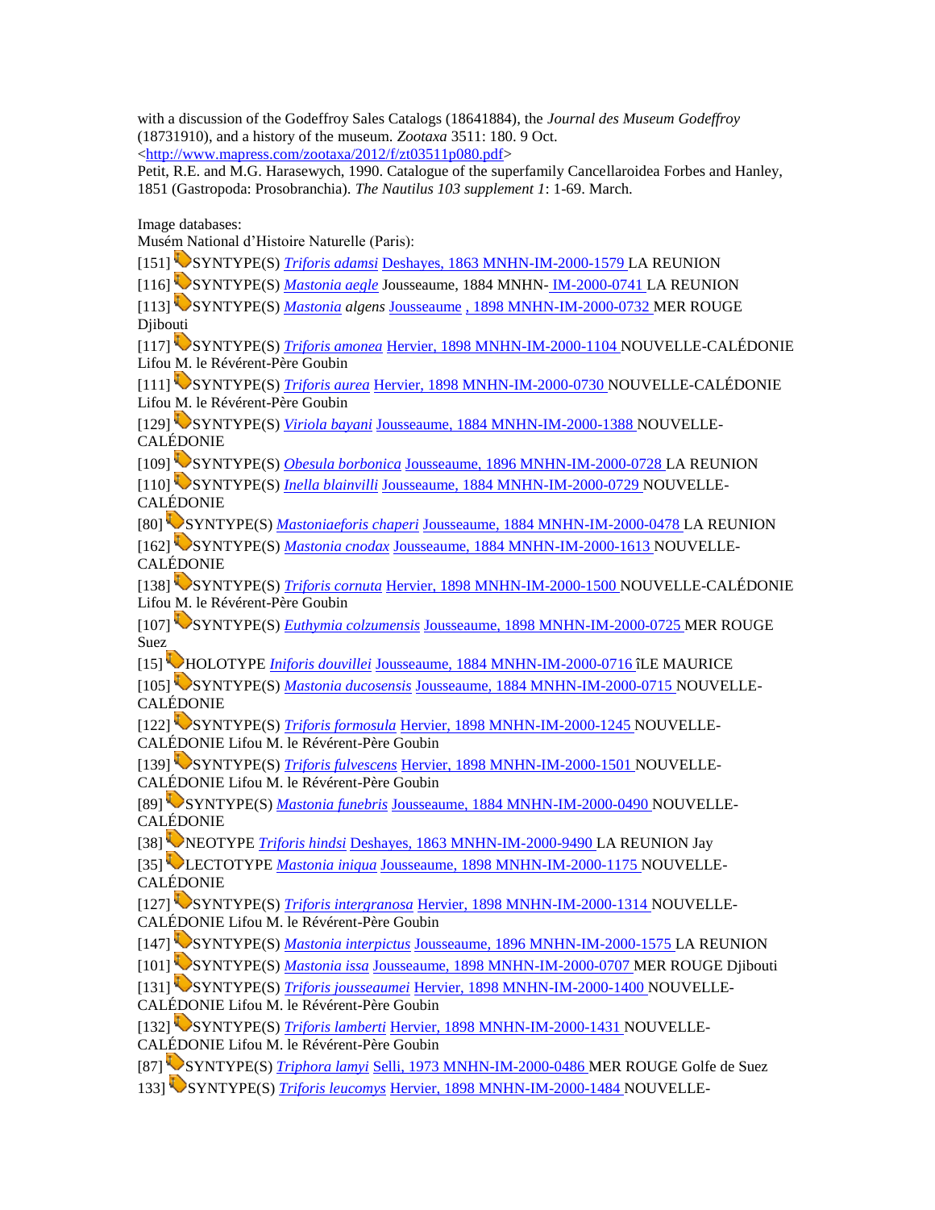with a discussion of the Godeffroy Sales Catalogs (18641884), the *Journal des Museum Godeffroy* (18731910), and a history of the museum. *Zootaxa* 3511: 180. 9 Oct. <http://www.mapress.com/zootaxa/2012/f/zt03511p080.pdf>

Petit, R.E. and M.G. Harasewych, 1990. Catalogue of the superfamily Cancellaroidea Forbes and Hanley, 1851 (Gastropoda: Prosobranchia). *The Nautilus 103 supplement 1*: 1-69. March.

Image databases:

Musém National d'Histoire Naturelle (Paris):

[151] SYNTYPE(S) *Triforis adamsi* Deshayes, 1863 MNHN-IM-2000-1579 LA REUNION

[116] SYNTYPE(S) *Mastonia aegle* Jousseaume, 1884 MNHN- IM-2000-0741 LA REUNION

[113] SYNTYPE(S) *Mastonia* *algens* Jousseaume , 1898 MNHN-IM-2000-0732 MER ROUGE Djibouti

[117] SYNTYPE(S) *Triforis amonea* Hervier, 1898 MNHN-IM-2000-1104 NOUVELLE-CALÉDONIE Lifou M. le Révérent-Père Goubin

[111] SYNTYPE(S) *Triforis aurea* Hervier, 1898 MNHN-IM-2000-0730 NOUVELLE-CALÉDONIE Lifou M. le Révérent-Père Goubin

[129] SYNTYPE(S) *Viriola bayani* Jousseaume, 1884 MNHN-IM-2000-1388 NOUVELLE-CALÉDONIE

[109] SYNTYPE(S) *Obesula borbonica* Jousseaume, 1896 MNHN-IM-2000-0728 LA REUNION

[110] SYNTYPE(S) *Inella blainvilli* Jousseaume, 1884 MNHN-IM-2000-0729 NOUVELLE-CALÉDONIE

[80] SYNTYPE(S) *Mastoniaeforis chaperi* Jousseaume, 1884 MNHN-IM-2000-0478 LA REUNION

[162] SYNTYPE(S) *Mastonia cnodax* Jousseaume, 1884 MNHN-IM-2000-1613 NOUVELLE-CALÉDONIE

[138] SYNTYPE(S) *Triforis cornuta* Hervier, 1898 MNHN-IM-2000-1500 NOUVELLE-CALÉDONIE Lifou M. le Révérent-Père Goubin

[107] SYNTYPE(S) *Euthymia colzumensis* Jousseaume, 1898 MNHN-IM-2000-0725 MER ROUGE Suez

[15] HOLOTYPE *Iniforis douvillei* Jousseaume, 1884 MNHN-IM-2000-0716 îLE MAURICE

[105] SYNTYPE(S) *Mastonia ducosensis* Jousseaume, 1884 MNHN-IM-2000-0715 NOUVELLE-CALÉDONIE

[122] SYNTYPE(S) *Triforis formosula* Hervier, 1898 MNHN-IM-2000-1245 NOUVELLE-CALÉDONIE Lifou M. le Révérent-Père Goubin

[139] SYNTYPE(S) *Triforis fulvescens* Hervier, 1898 MNHN-IM-2000-1501 NOUVELLE-CALÉDONIE Lifou M. le Révérent-Père Goubin

[89] SYNTYPE(S) *Mastonia funebris* Jousseaume, 1884 MNHN-IM-2000-0490 NOUVELLE-CALÉDONIE

[38] NEOTYPE *Triforis hindsi* Deshayes, 1863 MNHN-IM-2000-9490 LA REUNION Jay

[35] LECTOTYPE *Mastonia iniqua* Jousseaume, 1898 MNHN-IM-2000-1175 NOUVELLE-CALÉDONIE

[127] SYNTYPE(S) *Triforis intergranosa* Hervier, 1898 MNHN-IM-2000-1314 NOUVELLE-CALÉDONIE Lifou M. le Révérent-Père Goubin

[147] SYNTYPE(S) *Mastonia interpictus* Jousseaume, 1896 MNHN-IM-2000-1575 LA REUNION

[101] SYNTYPE(S) *Mastonia issa* Jousseaume, 1898 MNHN-IM-2000-0707 MER ROUGE Djibouti

[131] SYNTYPE(S) *Triforis jousseaumei* Hervier, 1898 MNHN-IM-2000-1400 NOUVELLE-CALÉDONIE Lifou M. le Révérent-Père Goubin

[132] SYNTYPE(S) *Triforis lamberti* Hervier, 1898 MNHN-IM-2000-1431 NOUVELLE-CALÉDONIE Lifou M. le Révérent-Père Goubin

[87] SYNTYPE(S) *Triphora lamyi* Selli, 1973 MNHN-IM-2000-0486 MER ROUGE Golfe de Suez

133] SYNTYPE(S) *Triforis leucomys* Hervier, 1898 MNHN-IM-2000-1484 NOUVELLE-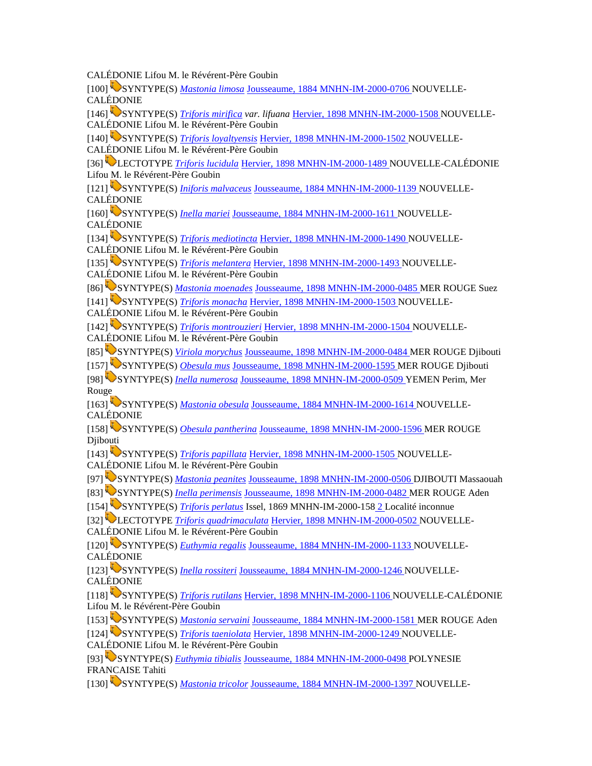CALÉDONIE Lifou M. le Révérent-Père Goubin

[100] SYNTYPE(S) *Mastonia limosa* Jousseaume, 1884 MNHN-IM-2000-0706 NOUVELLE-CALÉDONIE

[146] SYNTYPE(S) *Triforis mirifica var. lifuana* Hervier, 1898 MNHN-IM-2000-1508 NOUVELLE-CALÉDONIE Lifou M. le Révérent-Père Goubin

[140] SYNTYPE(S) *Triforis loyaltyensis* Hervier, 1898 MNHN-IM-2000-1502 NOUVELLE-CALÉDONIE Lifou M. le Révérent-Père Goubin

[36] LECTOTYPE *Triforis lucidula* Hervier, 1898 MNHN-IM-2000-1489 NOUVELLE-CALÉDONIE Lifou M. le Révérent-Père Goubin

[121] SYNTYPE(S) *Iniforis malvaceus* Jousseaume, 1884 MNHN-IM-2000-1139 NOUVELLE-CALÉDONIE

[160] SYNTYPE(S) *Inella mariei* Jousseaume, 1884 MNHN-IM-2000-1611 NOUVELLE-CALÉDONIE

[134] SYNTYPE(S) *Triforis mediotincta* Hervier, 1898 MNHN-IM-2000-1490 NOUVELLE-CALÉDONIE Lifou M. le Révérent-Père Goubin

[135] SYNTYPE(S) *Triforis melantera* Hervier, 1898 MNHN-IM-2000-1493 NOUVELLE-CALÉDONIE Lifou M. le Révérent-Père Goubin

[86] SYNTYPE(S) *Mastonia moenades* Jousseaume, 1898 MNHN-IM-2000-0485 MER ROUGE Suez

[141] SYNTYPE(S) *Triforis monacha* Hervier, 1898 MNHN-IM-2000-1503 NOUVELLE-CALÉDONIE Lifou M. le Révérent-Père Goubin

[142] SYNTYPE(S) *Triforis montrouzieri* Hervier, 1898 MNHN-IM-2000-1504 NOUVELLE-CALÉDONIE Lifou M. le Révérent-Père Goubin

[85] SYNTYPE(S) *Viriola morychus* Jousseaume, 1898 MNHN-IM-2000-0484 MER ROUGE Djibouti

[157] SYNTYPE(S) *Obesula mus* Jousseaume, 1898 MNHN-IM-2000-1595 MER ROUGE Djibouti

[98] SYNTYPE(S) *Inella numerosa* Jousseaume, 1898 MNHN-IM-2000-0509 YEMEN Perim, Mer Rouge

[163] SYNTYPE(S) *Mastonia obesula* Jousseaume, 1884 MNHN-IM-2000-1614 NOUVELLE-CALÉDONIE

[158] SYNTYPE(S) *Obesula pantherina* Jousseaume, 1898 MNHN-IM-2000-1596 MER ROUGE Djibouti

[143] SYNTYPE(S) *Triforis papillata* Hervier, 1898 MNHN-IM-2000-1505 NOUVELLE-CALÉDONIE Lifou M. le Révérent-Père Goubin

[97] SYNTYPE(S) *Mastonia peanites* Jousseaume, 1898 MNHN-IM-2000-0506 DJIBOUTI Massaouah

[83] SYNTYPE(S) *Inella perimensis* Jousseaume, 1898 MNHN-IM-2000-0482 MER ROUGE Aden

[154] SYNTYPE(S) *Triforis perlatus* Issel, 1869 MNHN-IM-2000-158 2 Localité inconnue

[32] LECTOTYPE *Triforis quadrimaculata* Hervier, 1898 MNHN-IM-2000-0502 NOUVELLE-CALÉDONIE Lifou M. le Révérent-Père Goubin

[120] SYNTYPE(S) *Euthymia regalis* Jousseaume, 1884 MNHN-IM-2000-1133 NOUVELLE-CALÉDONIE

[123] SYNTYPE(S) *Inella rossiteri* Jousseaume, 1884 MNHN-IM-2000-1246 NOUVELLE-CALÉDONIE

[118] SYNTYPE(S) *Triforis rutilans* Hervier, 1898 MNHN-IM-2000-1106 NOUVELLE-CALÉDONIE Lifou M. le Révérent-Père Goubin

[153] SYNTYPE(S) *Mastonia servaini* Jousseaume, 1884 MNHN-IM-2000-1581 MER ROUGE Aden

[124] SYNTYPE(S) *Triforis taeniolata* Hervier, 1898 MNHN-IM-2000-1249 NOUVELLE-CALÉDONIE Lifou M. le Révérent-Père Goubin

[93] SYNTYPE(S) *Euthymia tibialis* Jousseaume, 1884 MNHN-IM-2000-0498 POLYNESIE FRANCAISE Tahiti

[130] SYNTYPE(S) *Mastonia tricolor* Jousseaume, 1884 MNHN-IM-2000-1397 NOUVELLE-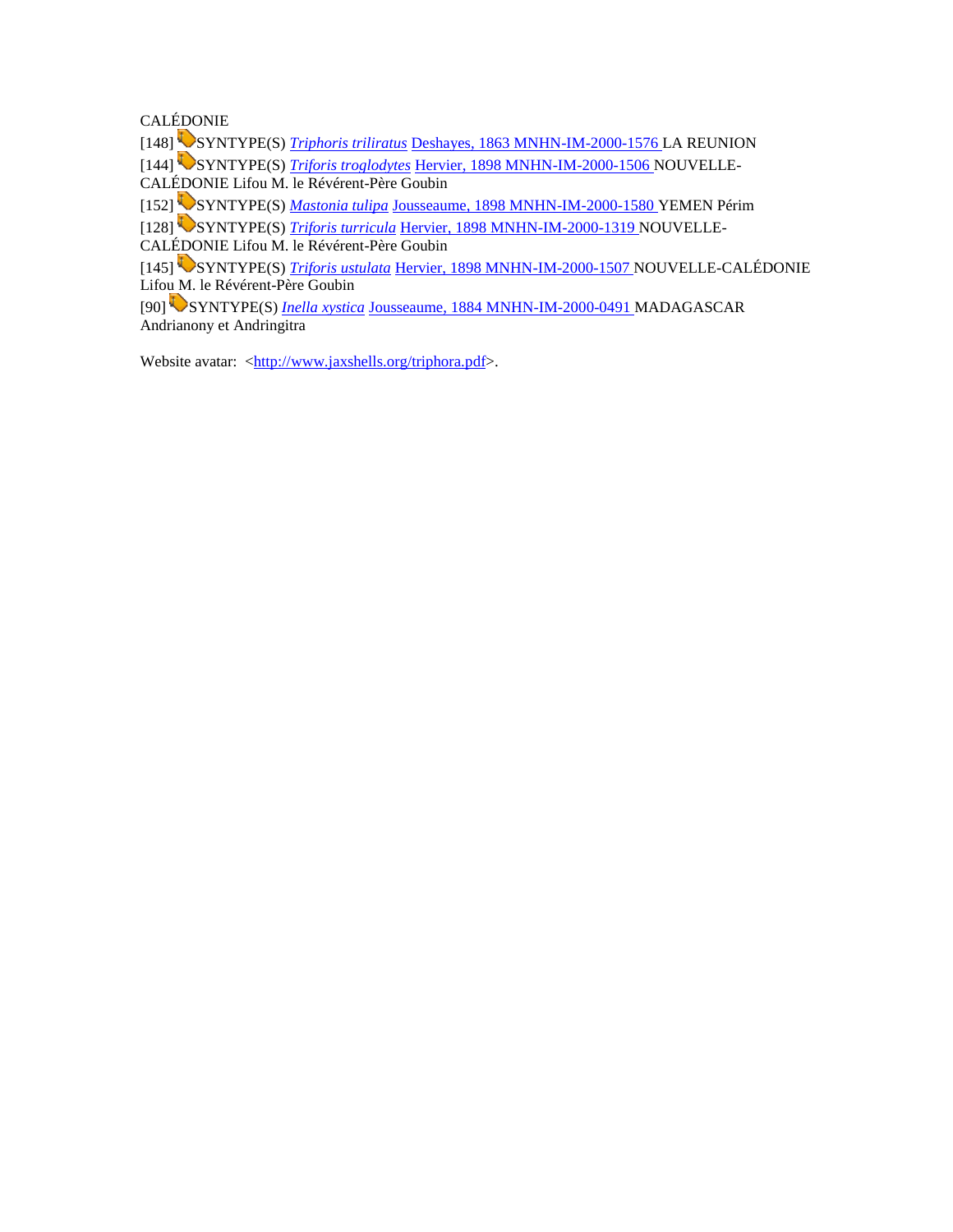CALÉDONIE

[148] SYNTYPE(S) *Triphoris triliratus* Deshayes, 1863 MNHN-IM-2000-1576 LA REUNION

[144] SYNTYPE(S) *Triforis troglodytes* Hervier, 1898 MNHN-IM-2000-1506 NOUVELLE-CALÉDONIE Lifou M. le Révérent-Père Goubin

[152] SYNTYPE(S) *Mastonia tulipa* Jousseaume, 1898 MNHN-IM-2000-1580 YEMEN Périm

[128] SYNTYPE(S) *Triforis turricula* Hervier, 1898 MNHN-IM-2000-1319 NOUVELLE-CALÉDONIE Lifou M. le Révérent-Père Goubin

[145] SYNTYPE(S) *Triforis ustulata* Hervier, 1898 MNHN-IM-2000-1507 NOUVELLE-CALÉDONIE Lifou M. le Révérent-Père Goubin

[90] SYNTYPE(S) *Inella xystica* Jousseaume, 1884 MNHN-IM-2000-0491 MADAGASCAR Andrianony et Andringitra

Website avatar: <http://www.jaxshells.org/triphora.pdf>.